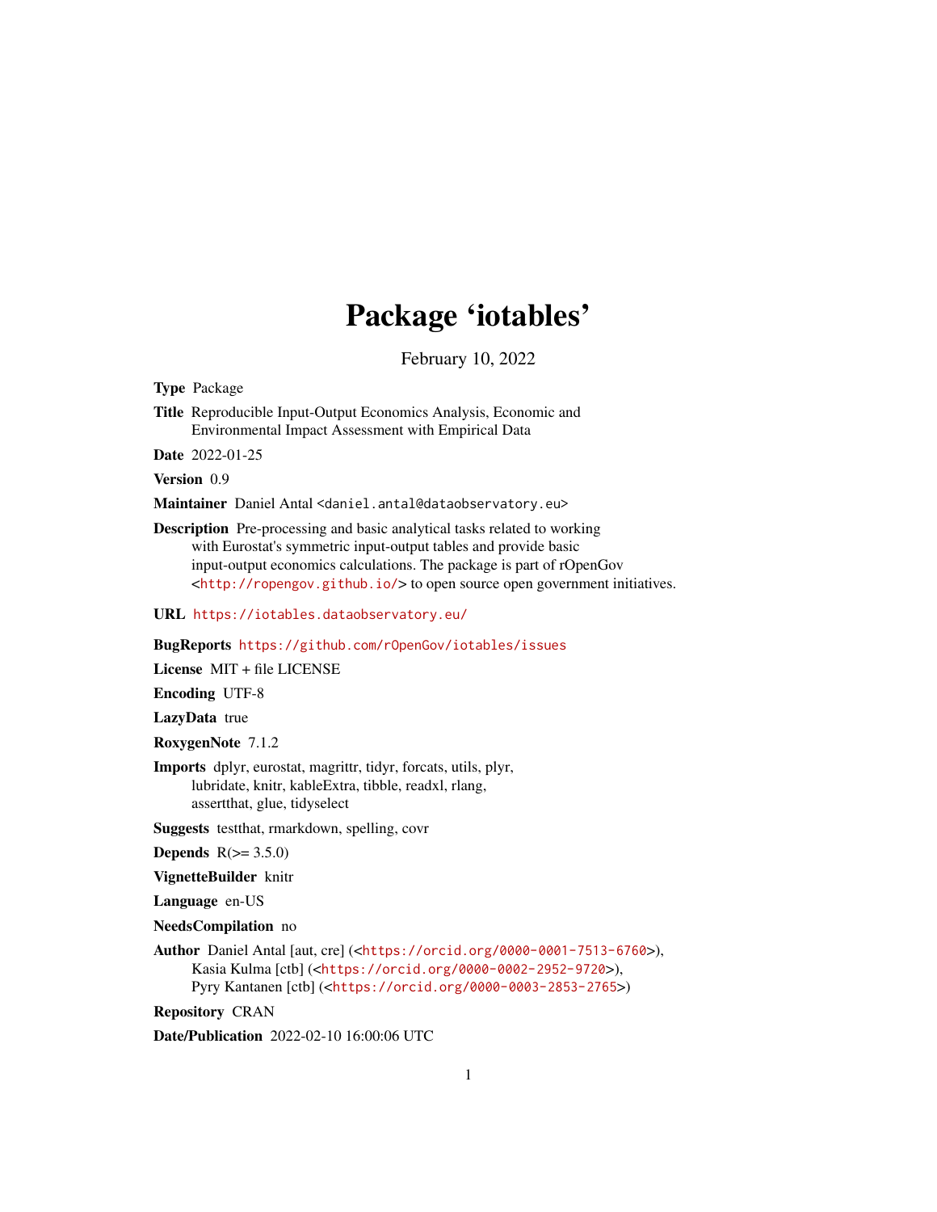# Package 'iotables'

February 10, 2022

**Type** Package

**Title** Reproducible Input-Output Economics Analysis, Economic and Environmental Impact Assessment with Empirical Data

**Date** 2022-01-25

**Version** 0.9

**Maintainer** Daniel Antal <daniel.antal@dataobservatory.eu>

**Description** Pre-processing and basic analytical tasks related to working with Eurostat's symmetric input-output tables and provide basic input-output economics calculations. The package is part of rOpenGov <http://ropengov.github.io/> to open source open government initiatives.

**URL** https://iotables.dataobservatory.eu/

**BugReports** https://github.com/rOpenGov/iotables/issues

**License** MIT + file LICENSE

**Encoding** UTF-8

**LazyData** true

**RoxygenNote** 7.1.2

**Imports** dplyr, eurostat, magrittr, tidyr, forcats, utils, plyr, lubridate, knitr, kableExtra, tibble, readxl, rlang, assertthat, glue, tidyselect

**Suggests** testthat, rmarkdown, spelling, covr

**Depends** R(>= 3.5.0)

**VignetteBuilder** knitr

**Language** en-US

**NeedsCompilation** no

**Author** Daniel Antal [aut, cre] (<https://orcid.org/0000-0001-7513-6760>), Kasia Kulma [ctb] (<https://orcid.org/0000-0002-2952-9720>), Pyry Kantanen [ctb] (<https://orcid.org/0000-0003-2853-2765>)

**Repository** CRAN

**Date/Publication** 2022-02-10 16:00:06 UTC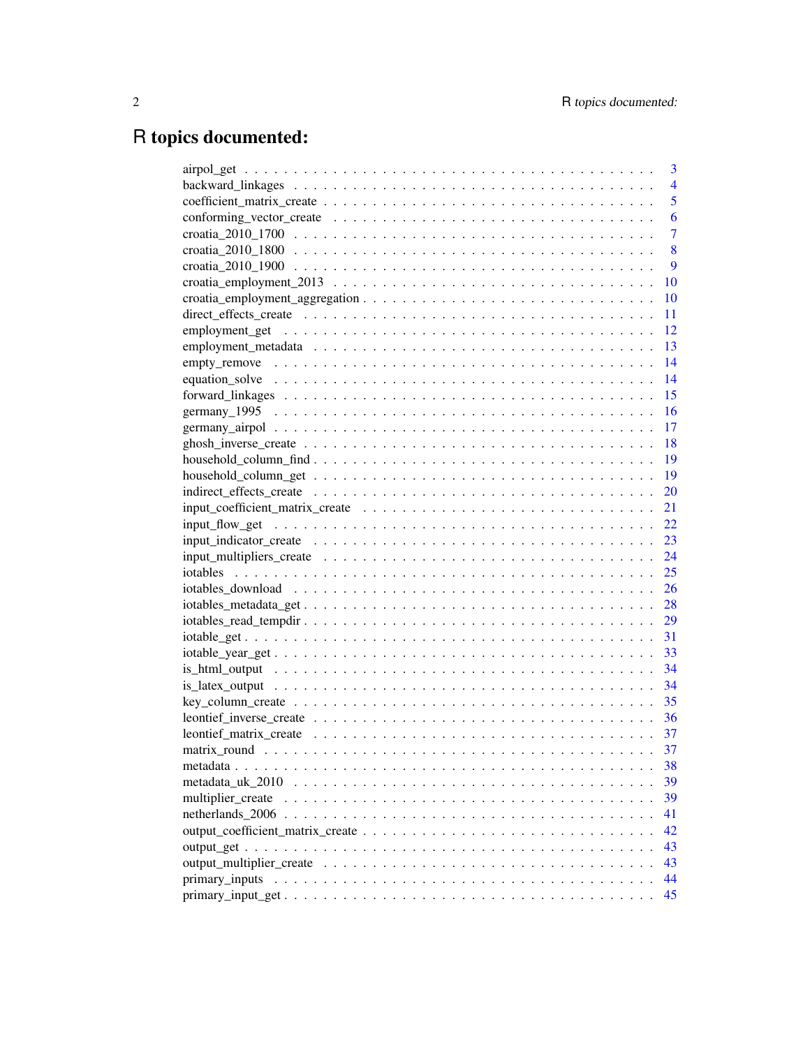# R topics documented:

| | |
|---|---|
| airpol_get | 3 |
| backward_linkages | 4 |
| coefficient_matrix_create | 5 |
| conforming_vector_create | 6 |
| croatia_2010_1700 | 7 |
| croatia_2010_1800 | 8 |
| croatia_2010_1900 | 9 |
| croatia_employment_2013 | 10 |
| croatia_employment_aggregation | 10 |
| direct_effects_create | 11 |
| employment_get | 12 |
| employment_metadata | 13 |
| empty_remove | 14 |
| equation_solve | 14 |
| forward_linkages | 15 |
| germany_1995 | 16 |
| germany_airpol | 17 |
| ghosh_inverse_create | 18 |
| household_column_find | 19 |
| household_column_get | 19 |
| indirect_effects_create | 20 |
| input_coefficient_matrix_create | 21 |
| input_flow_get | 22 |
| input_indicator_create | 23 |
| input_multipliers_create | 24 |
| iotables | 25 |
| iotables_download | 26 |
| iotables_metadata_get | 28 |
| iotables_read_tempdir | 29 |
| iotable_get | 31 |
| iotable_year_get | 33 |
| is_html_output | 34 |
| is_latex_output | 34 |
| key_column_create | 35 |
| leontief_inverse_create | 36 |
| leontief_matrix_create | 37 |
| matrix_round | 37 |
| metadata | 38 |
| metadata_uk_2010 | 39 |
| multiplier_create | 39 |
| netherlands_2006 | 41 |
| output_coefficient_matrix_create | 42 |
| output_get | 43 |
| output_multiplier_create | 43 |
| primary_inputs | 44 |
| primary_input_get | 45 |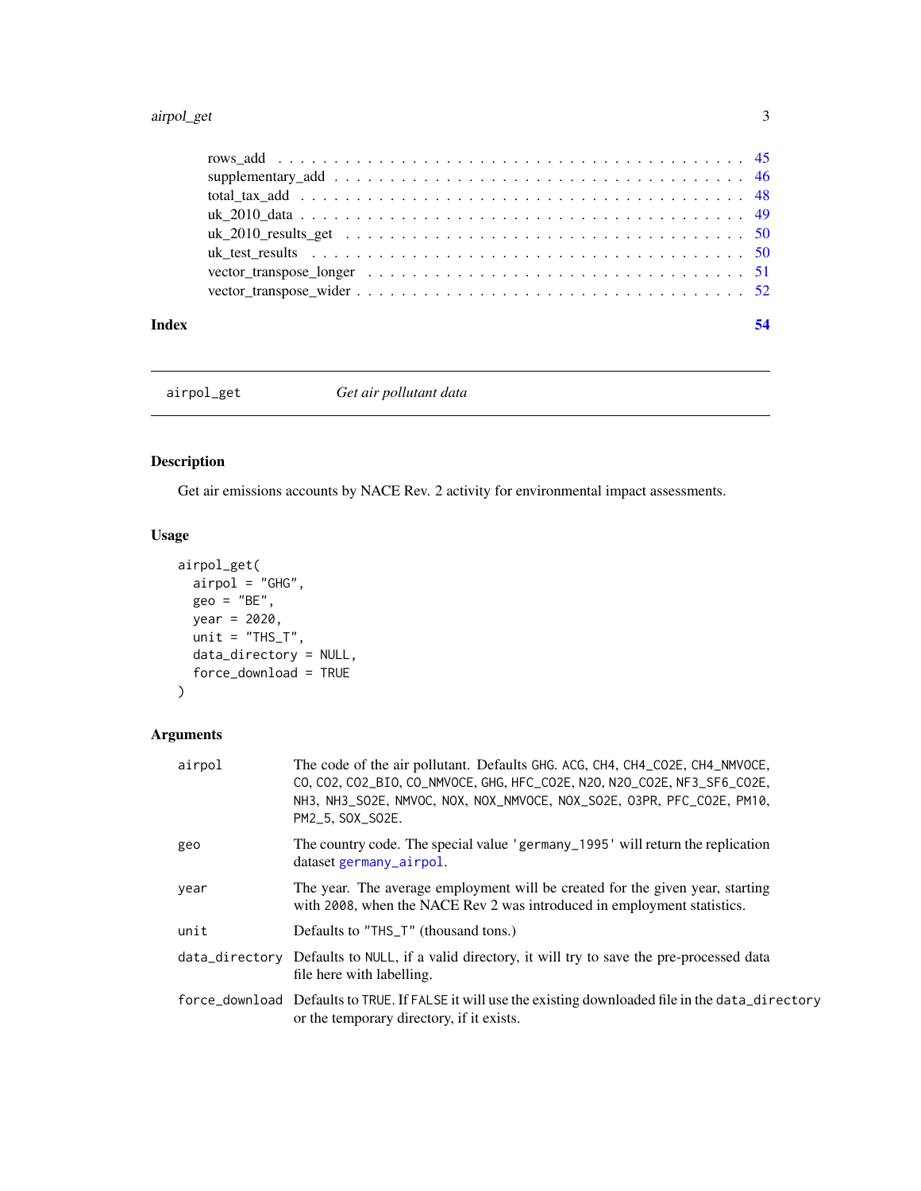rows_add . . . . . . . . . . . . . . . . . . . . . . . . . . . . . . . . . . . . . . 45
supplementary_add . . . . . . . . . . . . . . . . . . . . . . . . . . . . . . . . . . 46
total_tax_add . . . . . . . . . . . . . . . . . . . . . . . . . . . . . . . . . . . . 48
uk_2010_data . . . . . . . . . . . . . . . . . . . . . . . . . . . . . . . . . . . . . 49
uk_2010_results_get . . . . . . . . . . . . . . . . . . . . . . . . . . . . . . . . . 50
uk_test_results . . . . . . . . . . . . . . . . . . . . . . . . . . . . . . . . . . . 50
vector_transpose_longer . . . . . . . . . . . . . . . . . . . . . . . . . . . . . . . 51
vector_transpose_wider . . . . . . . . . . . . . . . . . . . . . . . . . . . . . . . . 52

**Index** **54**

---

## airpol_get — *Get air pollutant data*

### Description

Get air emissions accounts by NACE Rev. 2 activity for environmental impact assessments.

### Usage

```
airpol_get(
  airpol = "GHG",
  geo = "BE",
  year = 2020,
  unit = "THS_T",
  data_directory = NULL,
  force_download = TRUE
)
```

### Arguments

| | |
|---|---|
| `airpol` | The code of the air pollutant. Defaults `GHG`. `ACG`, `CH4`, `CH4_CO2E`, `CH4_NMVOCE`, `CO`, `CO2`, `CO2_BIO`, `CO_NMVOCE`, `GHG`, `HFC_CO2E`, `N2O`, `N2O_CO2E`, `NF3_SF6_CO2E`, `NH3`, `NH3_SO2E`, `NMVOC`, `NOX`, `NOX_NMVOCE`, `NOX_SO2E`, `O3PR`, `PFC_CO2E`, `PM10`, `PM2_5`, `SOX_SO2E`. |
| `geo` | The country code. The special value `'germany_1995'` will return the replication dataset `germany_airpol`. |
| `year` | The year. The average employment will be created for the given year, starting with `2008`, when the NACE Rev 2 was introduced in employment statistics. |
| `unit` | Defaults to `"THS_T"` (thousand tons.) |
| `data_directory` | Defaults to `NULL`, if a valid directory, it will try to save the pre-processed data file here with labelling. |
| `force_download` | Defaults to `TRUE`. If `FALSE` it will use the existing downloaded file in the `data_directory` or the temporary directory, if it exists. |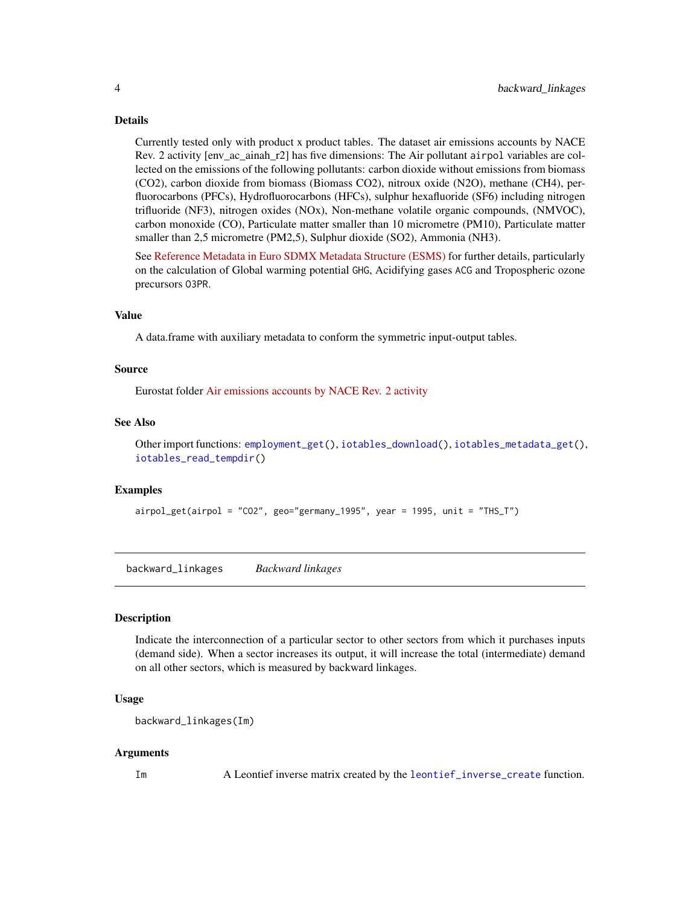### Details

Currently tested only with product x product tables. The dataset air emissions accounts by NACE Rev. 2 activity [env_ac_ainah_r2] has five dimensions: The Air pollutant `airpol` variables are collected on the emissions of the following pollutants: carbon dioxide without emissions from biomass (CO2), carbon dioxide from biomass (Biomass CO2), nitroux oxide (N2O), methane (CH4), perfluorocarbons (PFCs), Hydrofluorocarbons (HFCs), sulphur hexafluoride (SF6) including nitrogen trifluoride (NF3), nitrogen oxides (NOx), Non-methane volatile organic compounds, (NMVOC), carbon monoxide (CO), Particulate matter smaller than 10 micrometre (PM10), Particulate matter smaller than 2,5 micrometre (PM2,5), Sulphur dioxide (SO2), Ammonia (NH3).

See Reference Metadata in Euro SDMX Metadata Structure (ESMS) for further details, particularly on the calculation of Global warming potential `GHG`, Acidifying gases `ACG` and Tropospheric ozone precursors `O3PR`.

### Value

A data.frame with auxiliary metadata to conform the symmetric input-output tables.

### Source

Eurostat folder Air emissions accounts by NACE Rev. 2 activity

### See Also

Other import functions: `employment_get()`, `iotables_download()`, `iotables_metadata_get()`, `iotables_read_tempdir()`

### Examples

```
airpol_get(airpol = "CO2", geo="germany_1995", year = 1995, unit = "THS_T")
```

---

## backward_linkages  *Backward linkages*

### Description

Indicate the interconnection of a particular sector to other sectors from which it purchases inputs (demand side). When a sector increases its output, it will increase the total (intermediate) demand on all other sectors, which is measured by backward linkages.

### Usage

```
backward_linkages(Im)
```

### Arguments

| | |
|---|---|
| `Im` | A Leontief inverse matrix created by the `leontief_inverse_create` function. |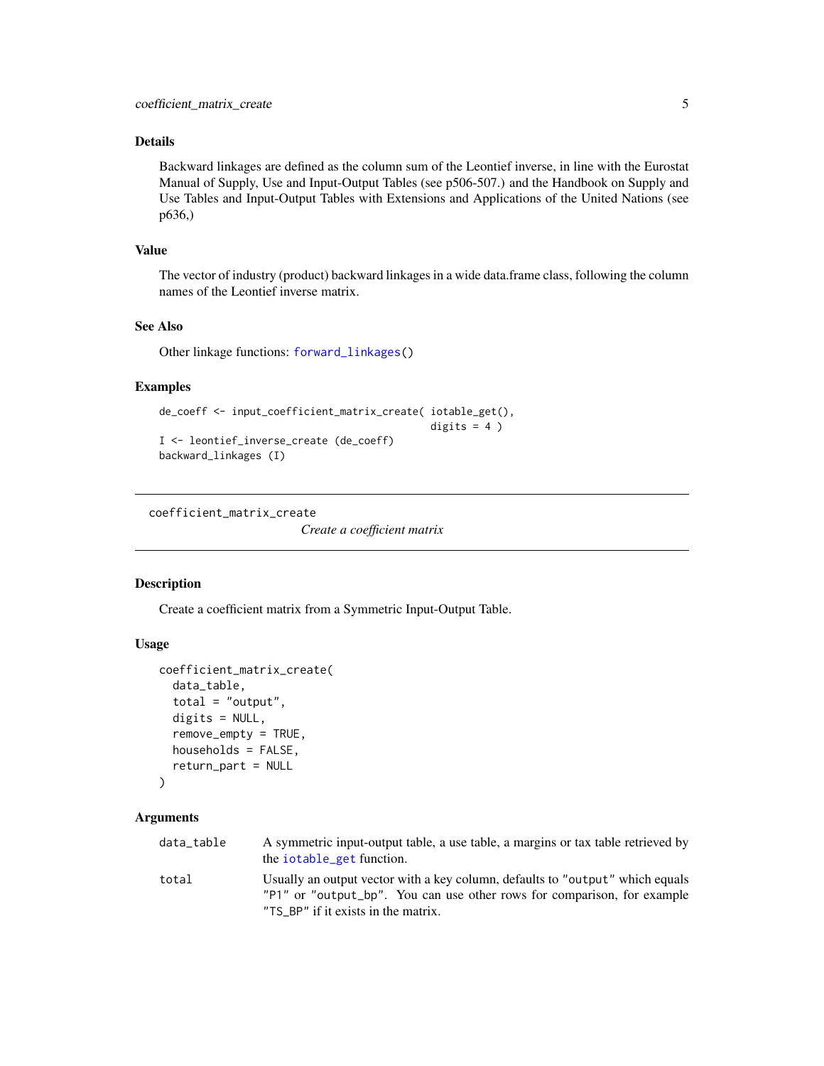### Details

Backward linkages are defined as the column sum of the Leontief inverse, in line with the Eurostat Manual of Supply, Use and Input-Output Tables (see p506-507.) and the Handbook on Supply and Use Tables and Input-Output Tables with Extensions and Applications of the United Nations (see p636,)

### Value

The vector of industry (product) backward linkages in a wide data.frame class, following the column names of the Leontief inverse matrix.

### See Also

Other linkage functions: `forward_linkages()`

### Examples

```
de_coeff <- input_coefficient_matrix_create( iotable_get(),
                                             digits = 4 )
I <- leontief_inverse_create (de_coeff)
backward_linkages (I)
```

---

## coefficient_matrix_create — *Create a coefficient matrix*

---

### Description

Create a coefficient matrix from a Symmetric Input-Output Table.

### Usage

```
coefficient_matrix_create(
  data_table,
  total = "output",
  digits = NULL,
  remove_empty = TRUE,
  households = FALSE,
  return_part = NULL
)
```

### Arguments

| | |
|---|---|
| `data_table` | A symmetric input-output table, a use table, a margins or tax table retrieved by the `iotable_get` function. |
| `total` | Usually an output vector with a key column, defaults to `"output"` which equals `"P1"` or `"output_bp"`. You can use other rows for comparison, for example `"TS_BP"` if it exists in the matrix. |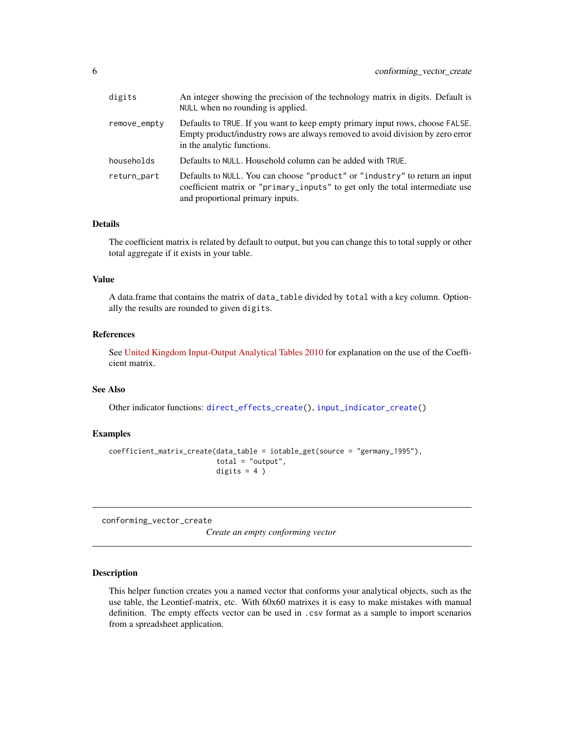| | |
|---|---|
| `digits` | An integer showing the precision of the technology matrix in digits. Default is `NULL` when no rounding is applied. |
| `remove_empty` | Defaults to `TRUE`. If you want to keep empty primary input rows, choose `FALSE`. Empty product/industry rows are always removed to avoid division by zero error in the analytic functions. |
| `households` | Defaults to `NULL`. Household column can be added with `TRUE`. |
| `return_part` | Defaults to `NULL`. You can choose `"product"` or `"industry"` to return an input coefficient matrix or `"primary_inputs"` to get only the total intermediate use and proportional primary inputs. |

### Details

The coefficient matrix is related by default to output, but you can change this to total supply or other total aggregate if it exists in your table.

### Value

A data.frame that contains the matrix of `data_table` divided by `total` with a key column. Optionally the results are rounded to given `digits`.

### References

See United Kingdom Input-Output Analytical Tables 2010 for explanation on the use of the Coefficient matrix.

### See Also

Other indicator functions: `direct_effects_create()`, `input_indicator_create()`

### Examples

```
coefficient_matrix_create(data_table = iotable_get(source = "germany_1995"),
                          total = "output",
                          digits = 4 )
```

---

## conforming_vector_create

*Create an empty conforming vector*

---

### Description

This helper function creates you a named vector that conforms your analytical objects, such as the use table, the Leontief-matrix, etc. With 60x60 matrixes it is easy to make mistakes with manual definition. The empty effects vector can be used in `.csv` format as a sample to import scenarios from a spreadsheet application.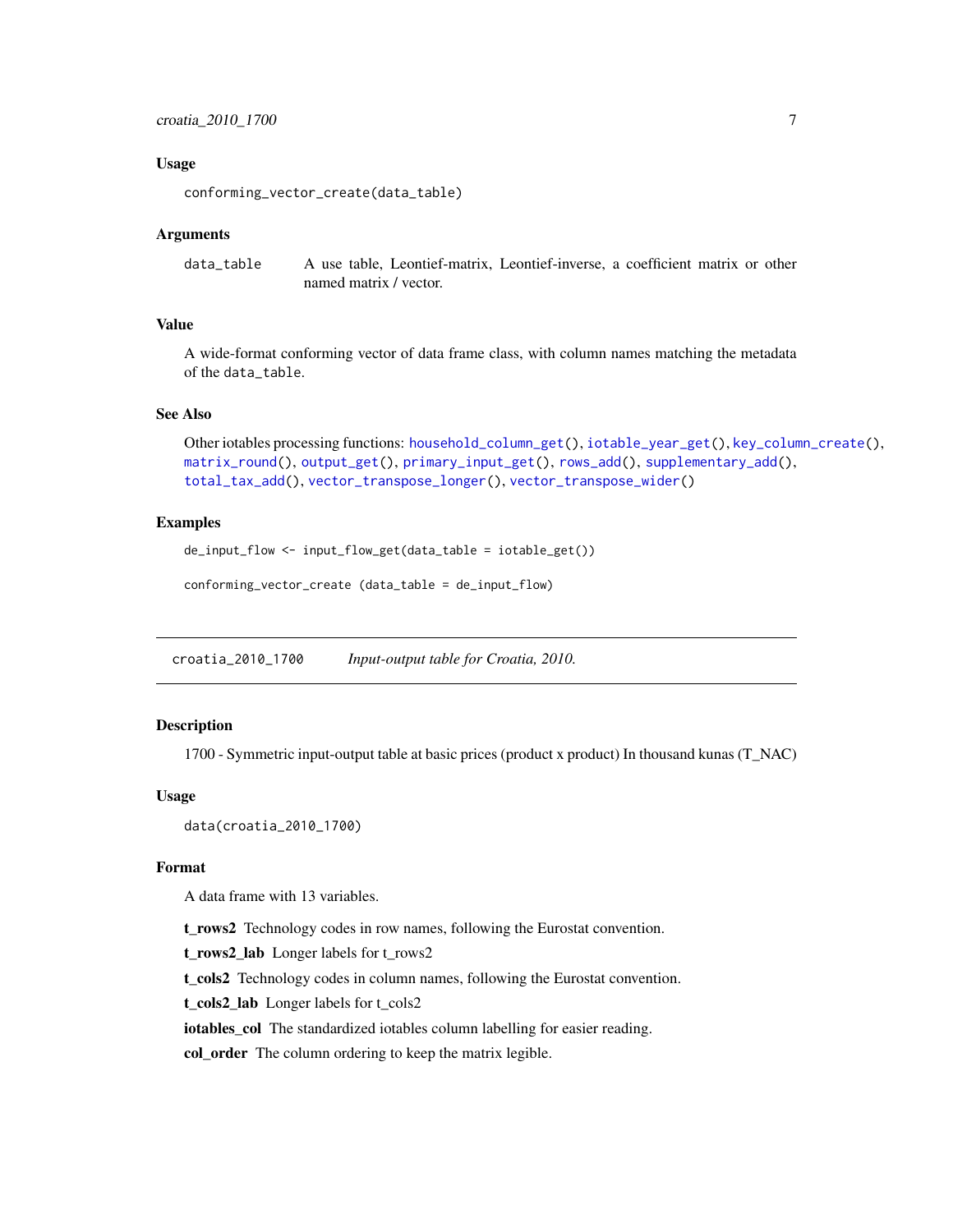### Usage

```
conforming_vector_create(data_table)
```

### Arguments

| | |
|---|---|
| `data_table` | A use table, Leontief-matrix, Leontief-inverse, a coefficient matrix or other named matrix / vector. |

### Value

A wide-format conforming vector of data frame class, with column names matching the metadata of the `data_table`.

### See Also

Other iotables processing functions: `household_column_get()`, `iotable_year_get()`, `key_column_create()`, `matrix_round()`, `output_get()`, `primary_input_get()`, `rows_add()`, `supplementary_add()`, `total_tax_add()`, `vector_transpose_longer()`, `vector_transpose_wider()`

### Examples

```
de_input_flow <- input_flow_get(data_table = iotable_get())

conforming_vector_create (data_table = de_input_flow)
```

---

## croatia_2010_1700 *Input-output table for Croatia, 2010.*

---

### Description

1700 - Symmetric input-output table at basic prices (product x product) In thousand kunas (T_NAC)

### Usage

```
data(croatia_2010_1700)
```

### Format

A data frame with 13 variables.

**t_rows2** Technology codes in row names, following the Eurostat convention.

**t_rows2_lab** Longer labels for t_rows2

**t_cols2** Technology codes in column names, following the Eurostat convention.

**t_cols2_lab** Longer labels for t_cols2

**iotables_col** The standardized iotables column labelling for easier reading.

**col_order** The column ordering to keep the matrix legible.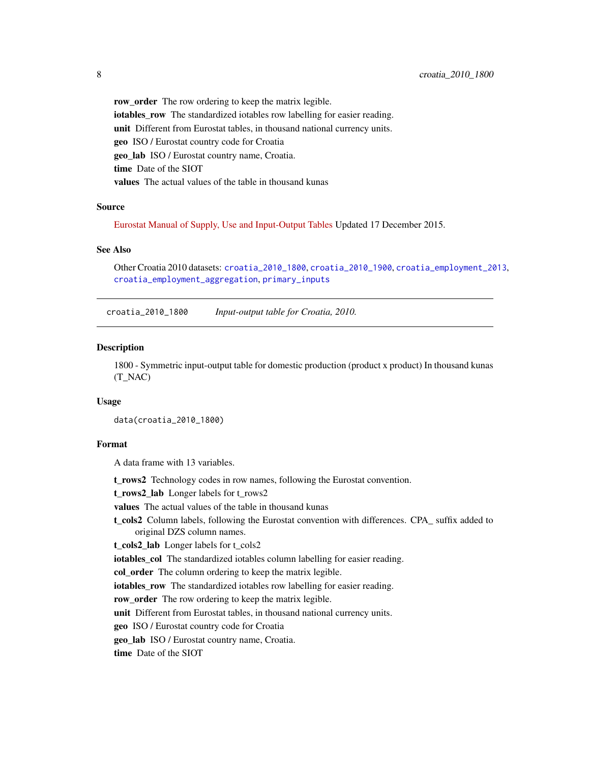**row_order** The row ordering to keep the matrix legible.

**iotables_row** The standardized iotables row labelling for easier reading.

**unit** Different from Eurostat tables, in thousand national currency units.

**geo** ISO / Eurostat country code for Croatia

**geo_lab** ISO / Eurostat country name, Croatia.

**time** Date of the SIOT

**values** The actual values of the table in thousand kunas

### Source

Eurostat Manual of Supply, Use and Input-Output Tables Updated 17 December 2015.

### See Also

Other Croatia 2010 datasets: `croatia_2010_1800`, `croatia_2010_1900`, `croatia_employment_2013`, `croatia_employment_aggregation`, `primary_inputs`

---

## croatia_2010_1800 *Input-output table for Croatia, 2010.*

---

### Description

1800 - Symmetric input-output table for domestic production (product x product) In thousand kunas (T_NAC)

### Usage

```
data(croatia_2010_1800)
```

### Format

A data frame with 13 variables.

**t_rows2** Technology codes in row names, following the Eurostat convention.

**t_rows2_lab** Longer labels for t_rows2

**values** The actual values of the table in thousand kunas

**t_cols2** Column labels, following the Eurostat convention with differences. CPA_ suffix added to original DZS column names.

**t_cols2_lab** Longer labels for t_cols2

**iotables_col** The standardized iotables column labelling for easier reading.

**col_order** The column ordering to keep the matrix legible.

**iotables_row** The standardized iotables row labelling for easier reading.

**row_order** The row ordering to keep the matrix legible.

**unit** Different from Eurostat tables, in thousand national currency units.

**geo** ISO / Eurostat country code for Croatia

**geo_lab** ISO / Eurostat country name, Croatia.

**time** Date of the SIOT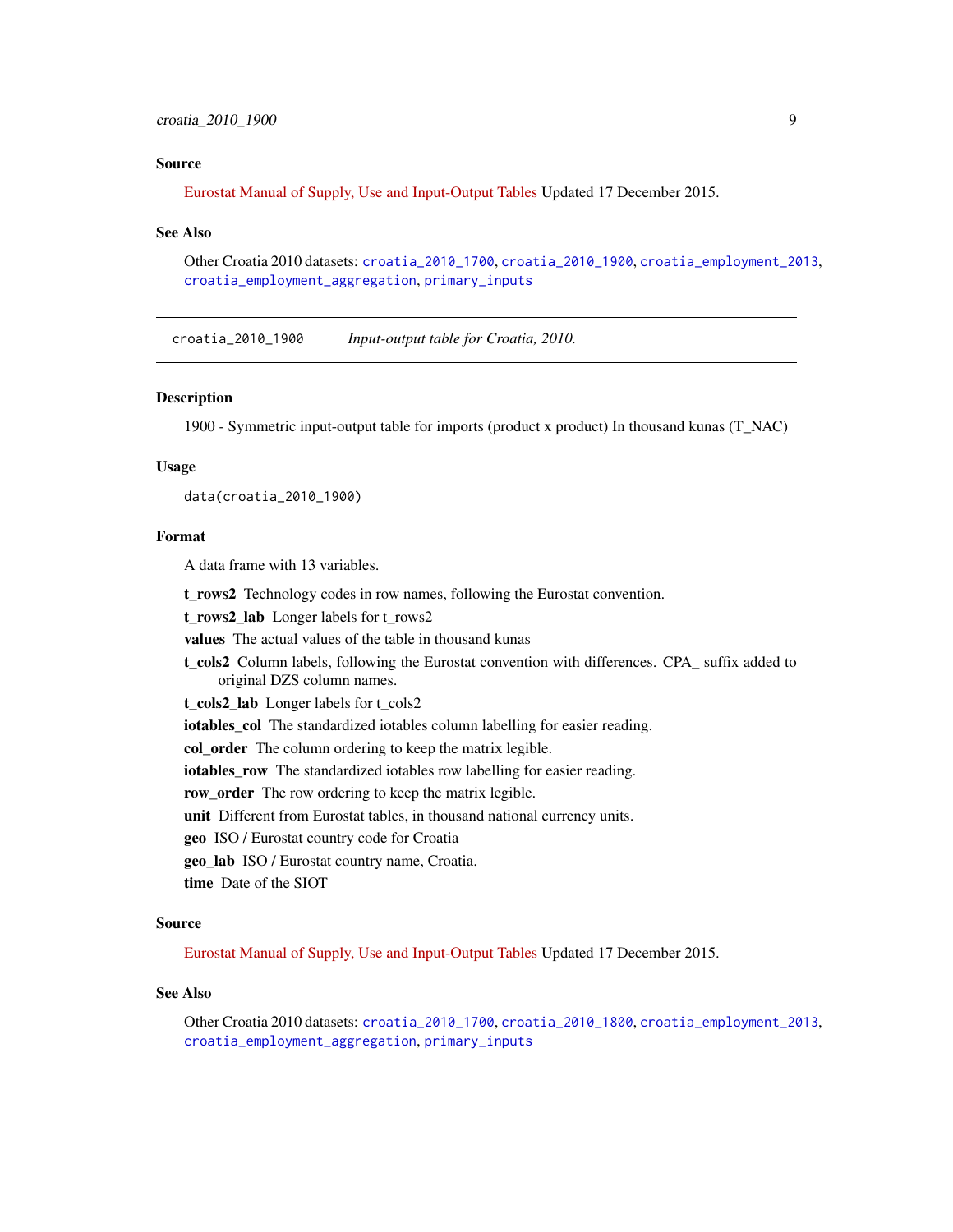### Source

Eurostat Manual of Supply, Use and Input-Output Tables Updated 17 December 2015.

### See Also

Other Croatia 2010 datasets: `croatia_2010_1700`, `croatia_2010_1900`, `croatia_employment_2013`, `croatia_employment_aggregation`, `primary_inputs`

---

## croatia_2010_1900 *Input-output table for Croatia, 2010.*

---

### Description

1900 - Symmetric input-output table for imports (product x product) In thousand kunas (T_NAC)

### Usage

```
data(croatia_2010_1900)
```

### Format

A data frame with 13 variables.

**t_rows2** Technology codes in row names, following the Eurostat convention.

**t_rows2_lab** Longer labels for t_rows2

**values** The actual values of the table in thousand kunas

**t_cols2** Column labels, following the Eurostat convention with differences. CPA_ suffix added to original DZS column names.

**t_cols2_lab** Longer labels for t_cols2

**iotables_col** The standardized iotables column labelling for easier reading.

**col_order** The column ordering to keep the matrix legible.

**iotables_row** The standardized iotables row labelling for easier reading.

**row_order** The row ordering to keep the matrix legible.

**unit** Different from Eurostat tables, in thousand national currency units.

**geo** ISO / Eurostat country code for Croatia

**geo_lab** ISO / Eurostat country name, Croatia.

**time** Date of the SIOT

### Source

Eurostat Manual of Supply, Use and Input-Output Tables Updated 17 December 2015.

### See Also

Other Croatia 2010 datasets: `croatia_2010_1700`, `croatia_2010_1800`, `croatia_employment_2013`, `croatia_employment_aggregation`, `primary_inputs`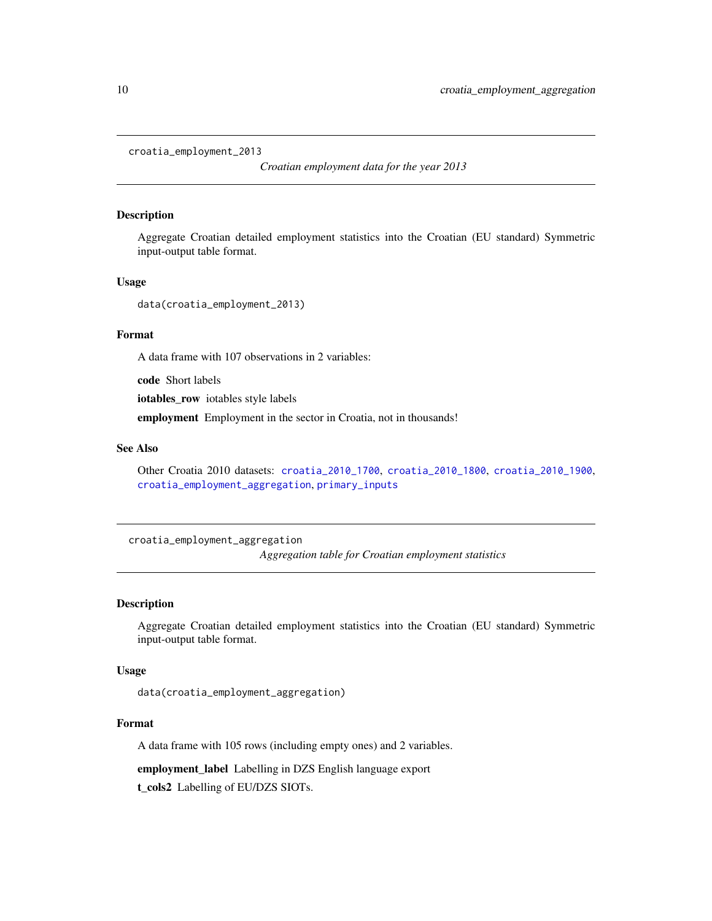## croatia_employment_2013

*Croatian employment data for the year 2013*

### Description

Aggregate Croatian detailed employment statistics into the Croatian (EU standard) Symmetric input-output table format.

### Usage

```
data(croatia_employment_2013)
```

### Format

A data frame with 107 observations in 2 variables:

**code** Short labels

**iotables_row** iotables style labels

**employment** Employment in the sector in Croatia, not in thousands!

### See Also

Other Croatia 2010 datasets: croatia_2010_1700, croatia_2010_1800, croatia_2010_1900, croatia_employment_aggregation, primary_inputs

## croatia_employment_aggregation

*Aggregation table for Croatian employment statistics*

### Description

Aggregate Croatian detailed employment statistics into the Croatian (EU standard) Symmetric input-output table format.

### Usage

```
data(croatia_employment_aggregation)
```

### Format

A data frame with 105 rows (including empty ones) and 2 variables.

**employment_label** Labelling in DZS English language export

**t_cols2** Labelling of EU/DZS SIOTs.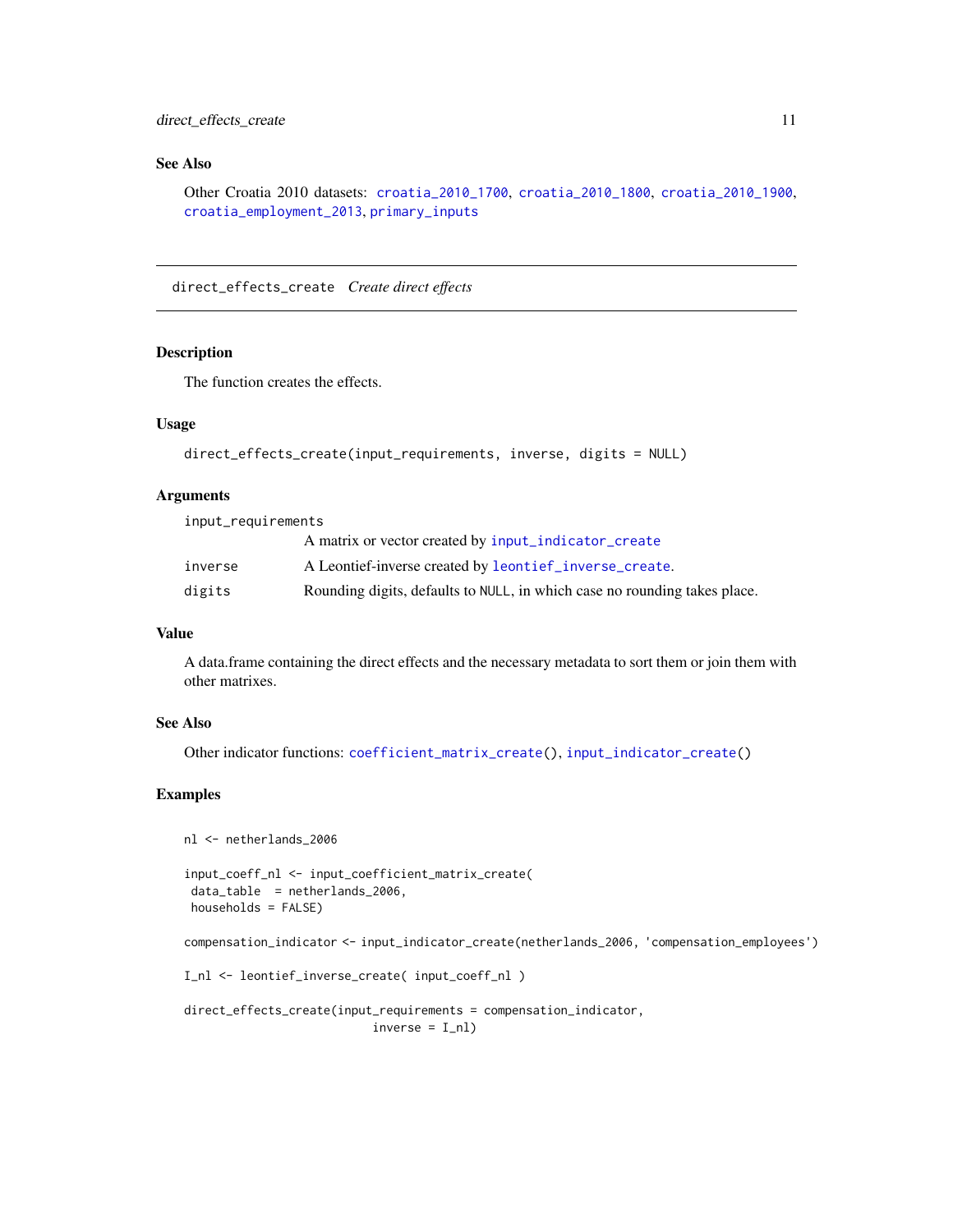### See Also

Other Croatia 2010 datasets: croatia_2010_1700, croatia_2010_1800, croatia_2010_1900, croatia_employment_2013, primary_inputs

---

## direct_effects_create *Create direct effects*

### Description

The function creates the effects.

### Usage

```
direct_effects_create(input_requirements, inverse, digits = NULL)
```

### Arguments

| | |
|---|---|
| input_requirements | A matrix or vector created by input_indicator_create |
| inverse | A Leontief-inverse created by leontief_inverse_create. |
| digits | Rounding digits, defaults to NULL, in which case no rounding takes place. |

### Value

A data.frame containing the direct effects and the necessary metadata to sort them or join them with other matrixes.

### See Also

Other indicator functions: coefficient_matrix_create(), input_indicator_create()

### Examples

```
nl <- netherlands_2006

input_coeff_nl <- input_coefficient_matrix_create(
 data_table  = netherlands_2006,
 households = FALSE)

compensation_indicator <- input_indicator_create(netherlands_2006, 'compensation_employees')

I_nl <- leontief_inverse_create( input_coeff_nl )

direct_effects_create(input_requirements = compensation_indicator,
                      inverse = I_nl)
```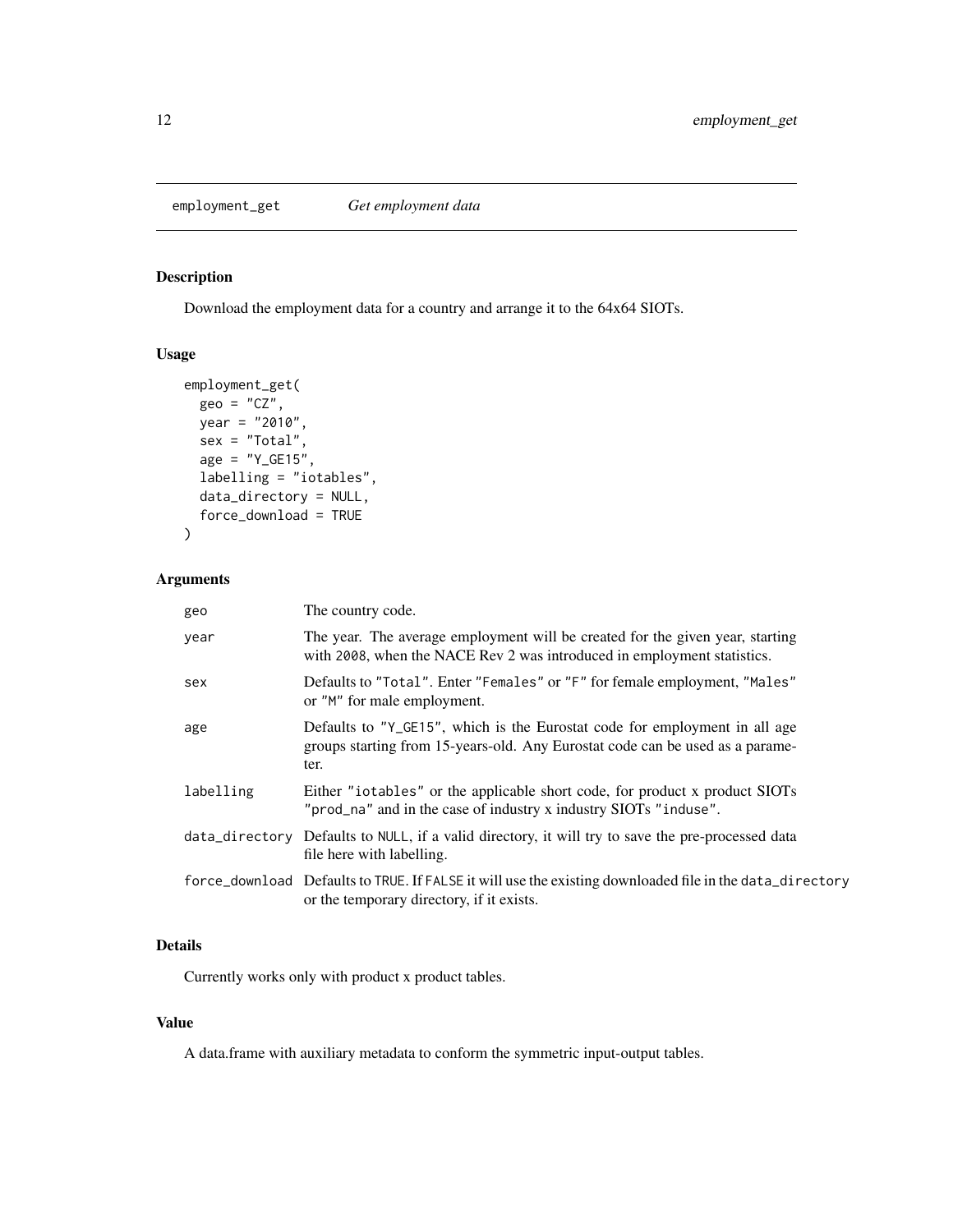## employment_get *Get employment data*

### Description

Download the employment data for a country and arrange it to the 64x64 SIOTs.

### Usage

```
employment_get(
  geo = "CZ",
  year = "2010",
  sex = "Total",
  age = "Y_GE15",
  labelling = "iotables",
  data_directory = NULL,
  force_download = TRUE
)
```

### Arguments

| | |
|---|---|
| geo | The country code. |
| year | The year. The average employment will be created for the given year, starting with 2008, when the NACE Rev 2 was introduced in employment statistics. |
| sex | Defaults to "Total". Enter "Females" or "F" for female employment, "Males" or "M" for male employment. |
| age | Defaults to "Y_GE15", which is the Eurostat code for employment in all age groups starting from 15-years-old. Any Eurostat code can be used as a parameter. |
| labelling | Either "iotables" or the applicable short code, for product x product SIOTs "prod_na" and in the case of industry x industry SIOTs "induse". |
| data_directory | Defaults to NULL, if a valid directory, it will try to save the pre-processed data file here with labelling. |
| force_download | Defaults to TRUE. If FALSE it will use the existing downloaded file in the data_directory or the temporary directory, if it exists. |

### Details

Currently works only with product x product tables.

### Value

A data.frame with auxiliary metadata to conform the symmetric input-output tables.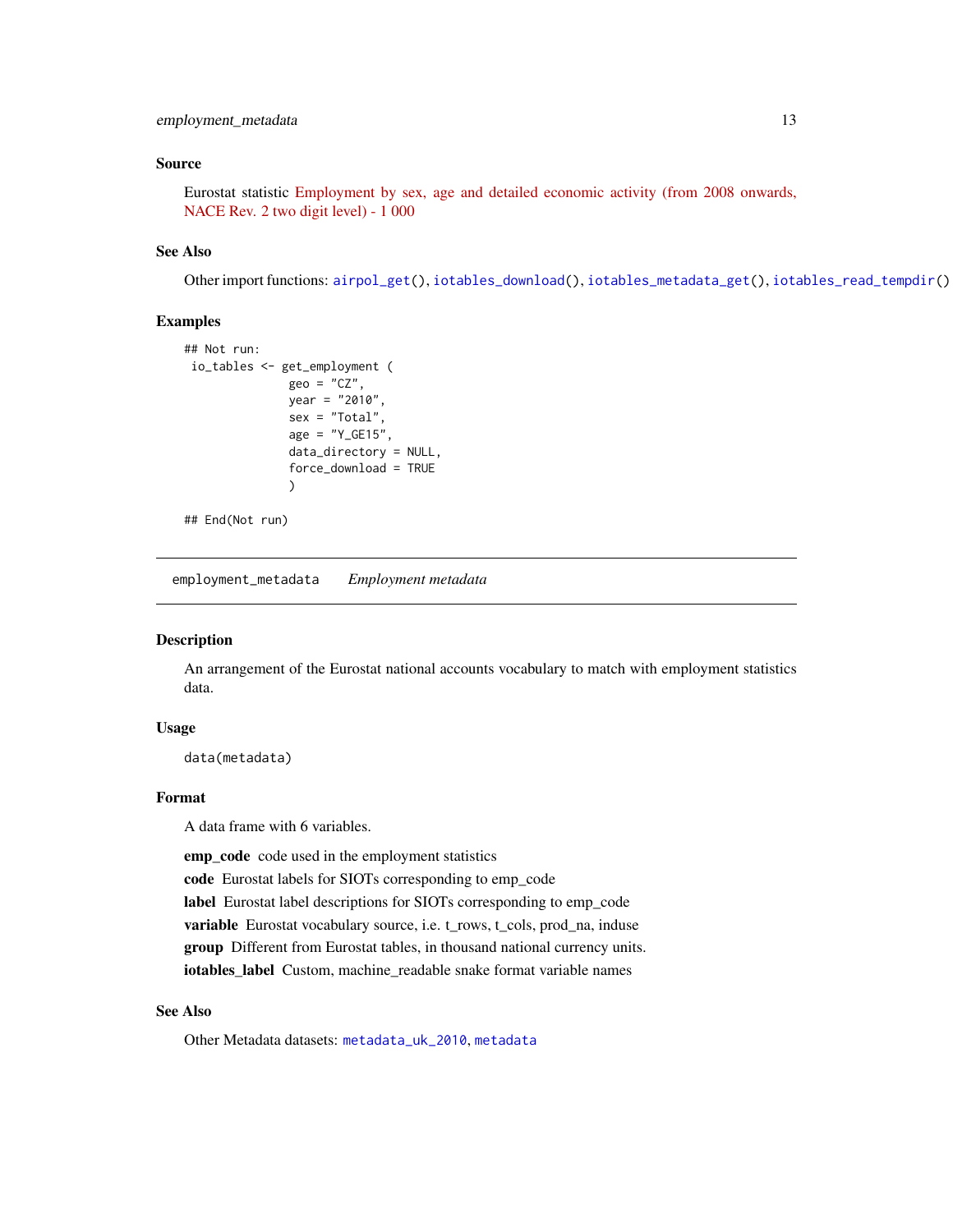### Source

Eurostat statistic Employment by sex, age and detailed economic activity (from 2008 onwards, NACE Rev. 2 two digit level) - 1 000

### See Also

Other import functions: `airpol_get()`, `iotables_download()`, `iotables_metadata_get()`, `iotables_read_tempdir()`

### Examples

```
## Not run:
 io_tables <- get_employment (
               geo = "CZ",
               year = "2010",
               sex = "Total",
               age = "Y_GE15",
               data_directory = NULL,
               force_download = TRUE
               )

## End(Not run)
```

---

## employment_metadata    *Employment metadata*

### Description

An arrangement of the Eurostat national accounts vocabulary to match with employment statistics data.

### Usage

```
data(metadata)
```

### Format

A data frame with 6 variables.

**emp_code** code used in the employment statistics

**code** Eurostat labels for SIOTs corresponding to emp_code

**label** Eurostat label descriptions for SIOTs corresponding to emp_code

**variable** Eurostat vocabulary source, i.e. t_rows, t_cols, prod_na, induse

**group** Different from Eurostat tables, in thousand national currency units.

**iotables_label** Custom, machine_readable snake format variable names

### See Also

Other Metadata datasets: `metadata_uk_2010`, `metadata`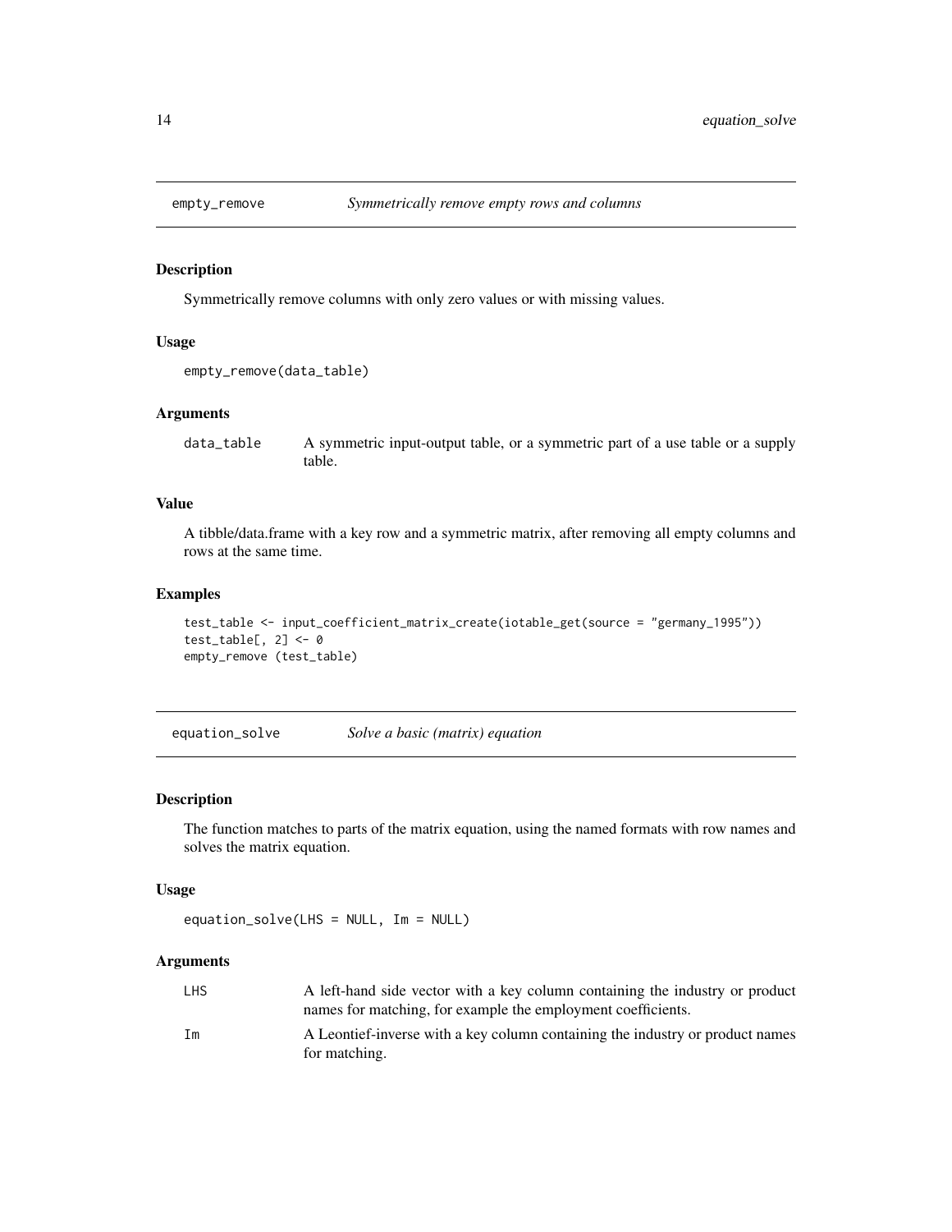## empty_remove *Symmetrically remove empty rows and columns*

### Description

Symmetrically remove columns with only zero values or with missing values.

### Usage

```
empty_remove(data_table)
```

### Arguments

| | |
|---|---|
| data_table | A symmetric input-output table, or a symmetric part of a use table or a supply table. |

### Value

A tibble/data.frame with a key row and a symmetric matrix, after removing all empty columns and rows at the same time.

### Examples

```
test_table <- input_coefficient_matrix_create(iotable_get(source = "germany_1995"))
test_table[, 2] <- 0
empty_remove (test_table)
```

## equation_solve *Solve a basic (matrix) equation*

### Description

The function matches to parts of the matrix equation, using the named formats with row names and solves the matrix equation.

### Usage

```
equation_solve(LHS = NULL, Im = NULL)
```

### Arguments

| | |
|---|---|
| LHS | A left-hand side vector with a key column containing the industry or product names for matching, for example the employment coefficients. |
| Im | A Leontief-inverse with a key column containing the industry or product names for matching. |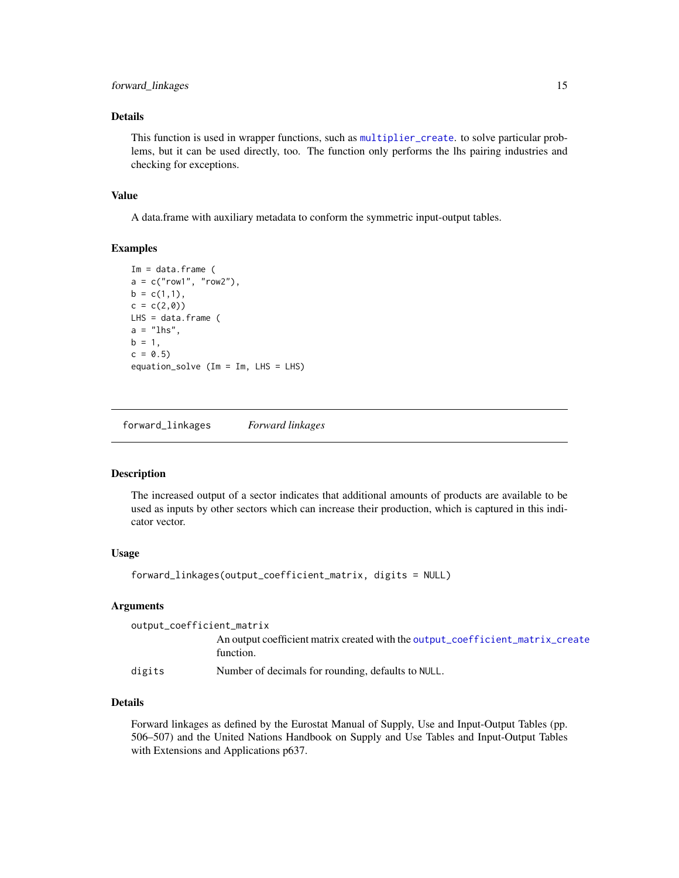### Details

This function is used in wrapper functions, such as multiplier_create. to solve particular problems, but it can be used directly, too. The function only performs the lhs pairing industries and checking for exceptions.

### Value

A data.frame with auxiliary metadata to conform the symmetric input-output tables.

### Examples

```
Im = data.frame (
a = c("row1", "row2"),
b = c(1,1),
c = c(2,0))
LHS = data.frame (
a = "lhs",
b = 1,
c = 0.5)
equation_solve (Im = Im, LHS = LHS)
```

---

## forward_linkages    *Forward linkages*

### Description

The increased output of a sector indicates that additional amounts of products are available to be used as inputs by other sectors which can increase their production, which is captured in this indicator vector.

### Usage

```
forward_linkages(output_coefficient_matrix, digits = NULL)
```

### Arguments

| | |
|---|---|
| output_coefficient_matrix | An output coefficient matrix created with the output_coefficient_matrix_create function. |
| digits | Number of decimals for rounding, defaults to NULL. |

### Details

Forward linkages as defined by the Eurostat Manual of Supply, Use and Input-Output Tables (pp. 506–507) and the United Nations Handbook on Supply and Use Tables and Input-Output Tables with Extensions and Applications p637.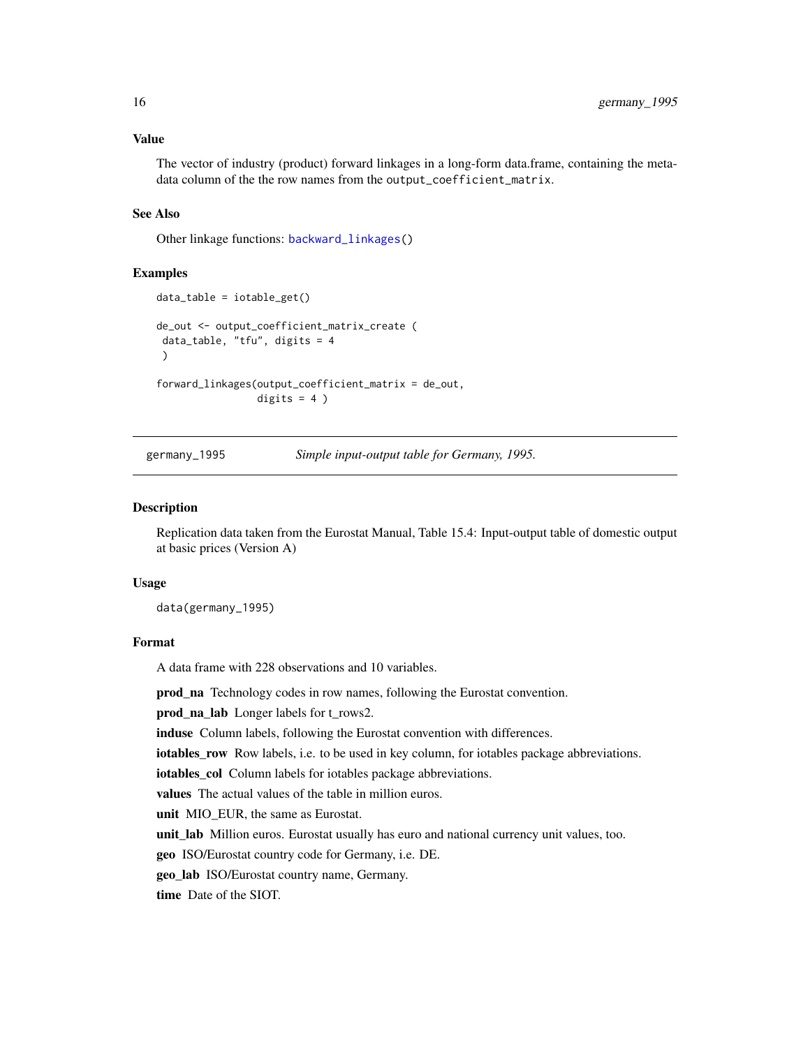### Value

The vector of industry (product) forward linkages in a long-form data.frame, containing the metadata column of the the row names from the `output_coefficient_matrix`.

### See Also

Other linkage functions: `backward_linkages()`

### Examples

```
data_table = iotable_get()

de_out <- output_coefficient_matrix_create (
 data_table, "tfu", digits = 4
 )

forward_linkages(output_coefficient_matrix = de_out,
                 digits = 4 )
```

---

## germany_1995 — *Simple input-output table for Germany, 1995.*

### Description

Replication data taken from the Eurostat Manual, Table 15.4: Input-output table of domestic output at basic prices (Version A)

### Usage

```
data(germany_1995)
```

### Format

A data frame with 228 observations and 10 variables.

**prod_na** Technology codes in row names, following the Eurostat convention.

**prod_na_lab** Longer labels for t_rows2.

**induse** Column labels, following the Eurostat convention with differences.

**iotables_row** Row labels, i.e. to be used in key column, for iotables package abbreviations.

**iotables_col** Column labels for iotables package abbreviations.

**values** The actual values of the table in million euros.

**unit** MIO_EUR, the same as Eurostat.

**unit_lab** Million euros. Eurostat usually has euro and national currency unit values, too.

**geo** ISO/Eurostat country code for Germany, i.e. DE.

**geo_lab** ISO/Eurostat country name, Germany.

**time** Date of the SIOT.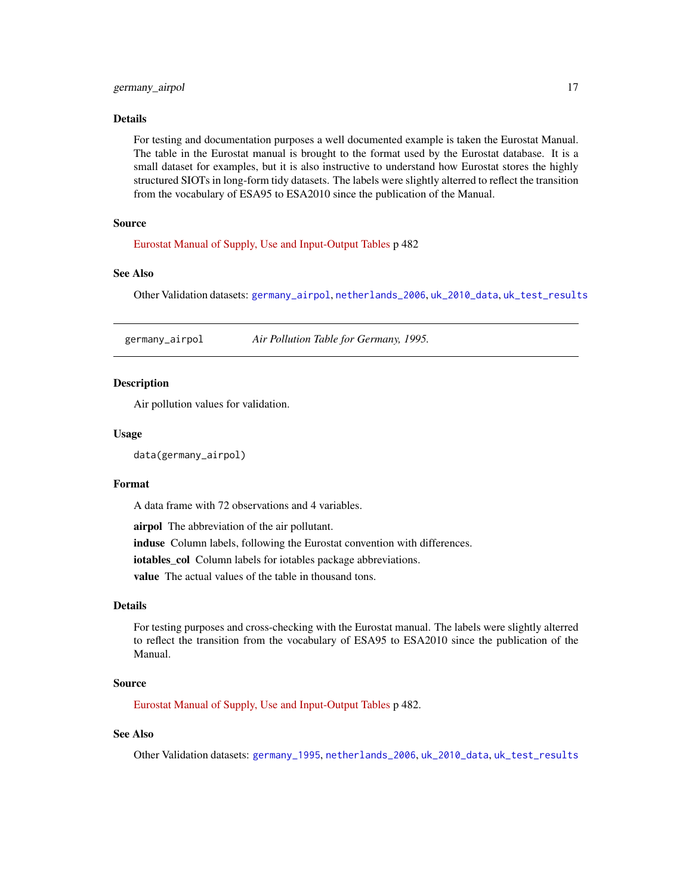### Details

For testing and documentation purposes a well documented example is taken the Eurostat Manual. The table in the Eurostat manual is brought to the format used by the Eurostat database. It is a small dataset for examples, but it is also instructive to understand how Eurostat stores the highly structured SIOTs in long-form tidy datasets. The labels were slightly alterred to reflect the transition from the vocabulary of ESA95 to ESA2010 since the publication of the Manual.

### Source

Eurostat Manual of Supply, Use and Input-Output Tables p 482

### See Also

Other Validation datasets: `germany_airpol`, `netherlands_2006`, `uk_2010_data`, `uk_test_results`

---

## germany_airpol — *Air Pollution Table for Germany, 1995.*

### Description

Air pollution values for validation.

### Usage

```
data(germany_airpol)
```

### Format

A data frame with 72 observations and 4 variables.

**airpol** The abbreviation of the air pollutant.

**induse** Column labels, following the Eurostat convention with differences.

**iotables_col** Column labels for iotables package abbreviations.

**value** The actual values of the table in thousand tons.

### Details

For testing purposes and cross-checking with the Eurostat manual. The labels were slightly alterred to reflect the transition from the vocabulary of ESA95 to ESA2010 since the publication of the Manual.

### Source

Eurostat Manual of Supply, Use and Input-Output Tables p 482.

### See Also

Other Validation datasets: `germany_1995`, `netherlands_2006`, `uk_2010_data`, `uk_test_results`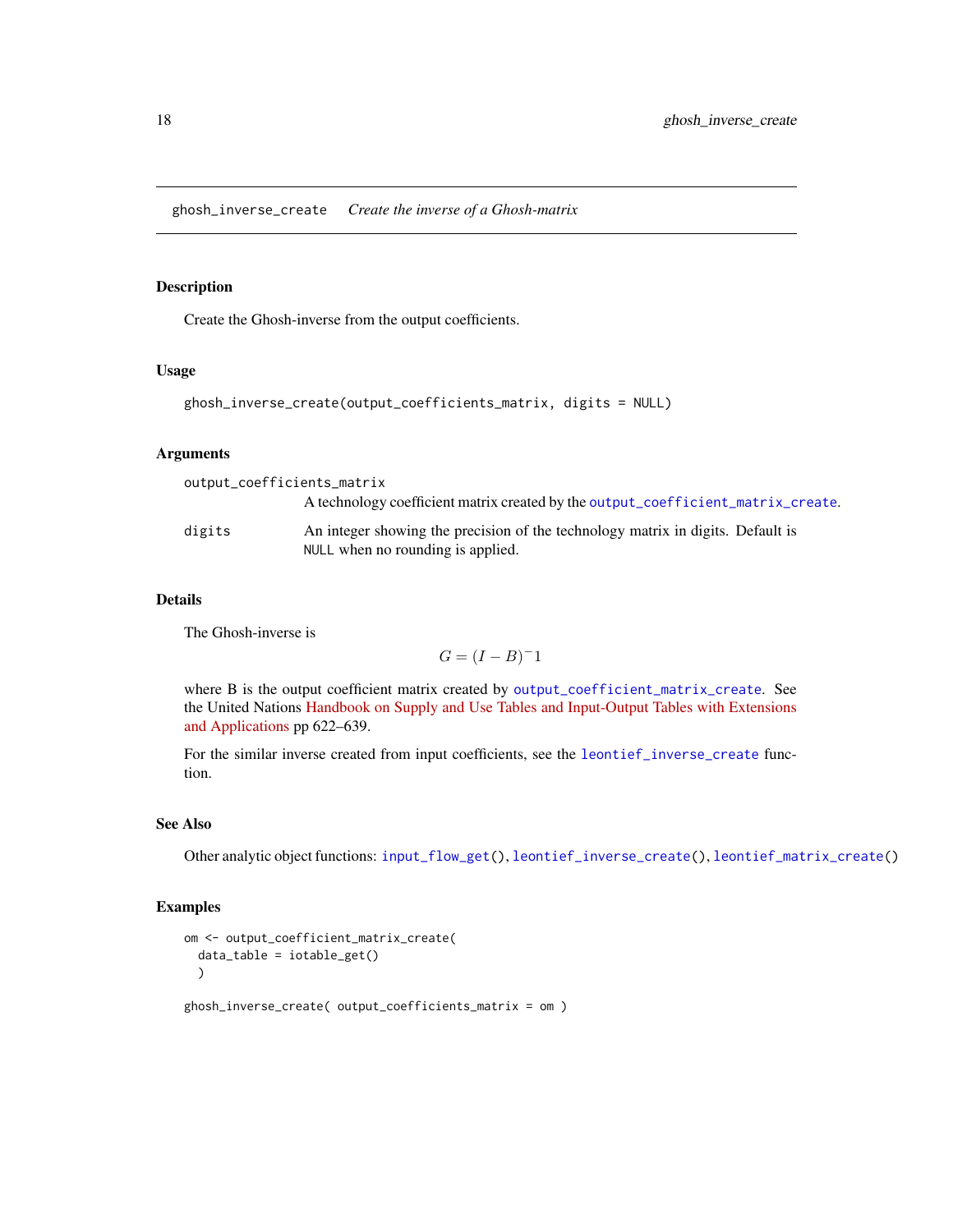## ghosh_inverse_create *Create the inverse of a Ghosh-matrix*

### Description

Create the Ghosh-inverse from the output coefficients.

### Usage

```
ghosh_inverse_create(output_coefficients_matrix, digits = NULL)
```

### Arguments

`output_coefficients_matrix`
A technology coefficient matrix created by the `output_coefficient_matrix_create`.

`digits`
An integer showing the precision of the technology matrix in digits. Default is `NULL` when no rounding is applied.

### Details

The Ghosh-inverse is

$$G = (I - B)^{-}1$$

where B is the output coefficient matrix created by `output_coefficient_matrix_create`. See the United Nations Handbook on Supply and Use Tables and Input-Output Tables with Extensions and Applications pp 622–639.

For the similar inverse created from input coefficients, see the `leontief_inverse_create` function.

### See Also

Other analytic object functions: `input_flow_get()`, `leontief_inverse_create()`, `leontief_matrix_create()`

### Examples

```
om <- output_coefficient_matrix_create(
  data_table = iotable_get()
  )

ghosh_inverse_create( output_coefficients_matrix = om )
```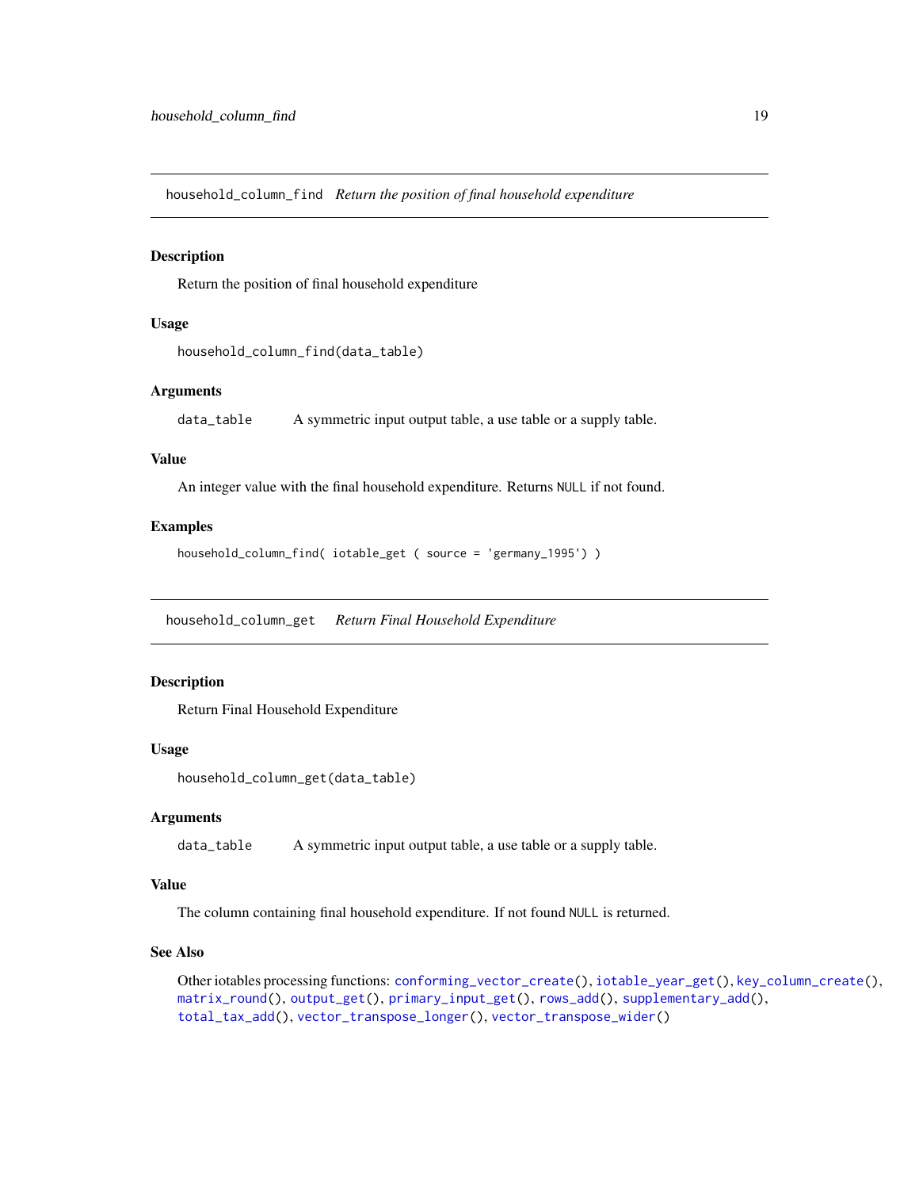## household_column_find *Return the position of final household expenditure*

### Description

Return the position of final household expenditure

### Usage

```
household_column_find(data_table)
```

### Arguments

data_table    A symmetric input output table, a use table or a supply table.

### Value

An integer value with the final household expenditure. Returns NULL if not found.

### Examples

```
household_column_find( iotable_get ( source = 'germany_1995') )
```

## household_column_get *Return Final Household Expenditure*

### Description

Return Final Household Expenditure

### Usage

```
household_column_get(data_table)
```

### Arguments

data_table    A symmetric input output table, a use table or a supply table.

### Value

The column containing final household expenditure. If not found NULL is returned.

### See Also

Other iotables processing functions: conforming_vector_create(), iotable_year_get(), key_column_create(), matrix_round(), output_get(), primary_input_get(), rows_add(), supplementary_add(), total_tax_add(), vector_transpose_longer(), vector_transpose_wider()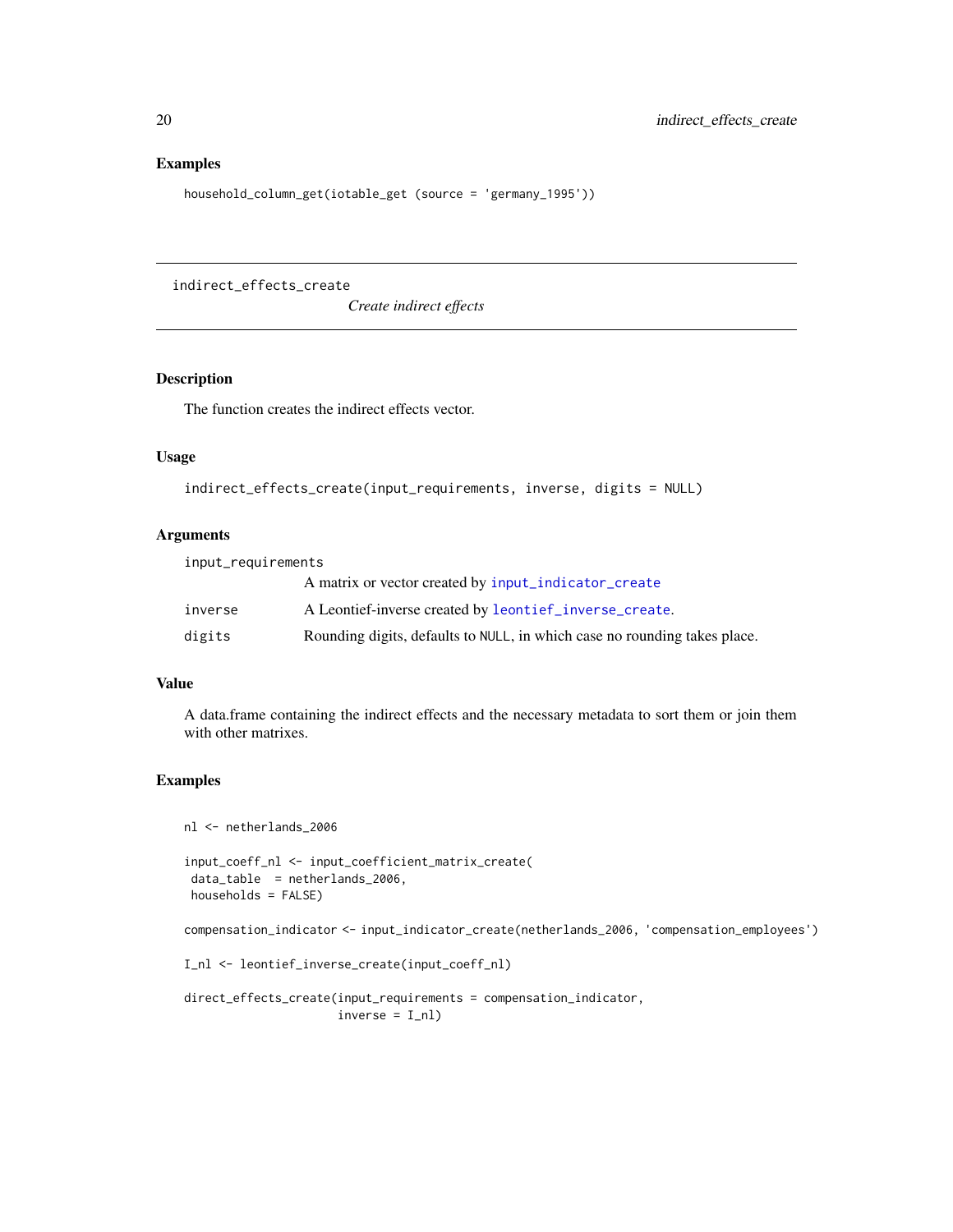### Examples

```
household_column_get(iotable_get (source = 'germany_1995'))
```

---

## indirect_effects_create

*Create indirect effects*

---

### Description

The function creates the indirect effects vector.

### Usage

```
indirect_effects_create(input_requirements, inverse, digits = NULL)
```

### Arguments

| | |
|---|---|
| `input_requirements` | A matrix or vector created by `input_indicator_create` |
| `inverse` | A Leontief-inverse created by `leontief_inverse_create`. |
| `digits` | Rounding digits, defaults to `NULL`, in which case no rounding takes place. |

### Value

A data.frame containing the indirect effects and the necessary metadata to sort them or join them with other matrixes.

### Examples

```
nl <- netherlands_2006

input_coeff_nl <- input_coefficient_matrix_create(
 data_table  = netherlands_2006,
 households = FALSE)

compensation_indicator <- input_indicator_create(netherlands_2006, 'compensation_employees')

I_nl <- leontief_inverse_create(input_coeff_nl)

direct_effects_create(input_requirements = compensation_indicator,
                      inverse = I_nl)
```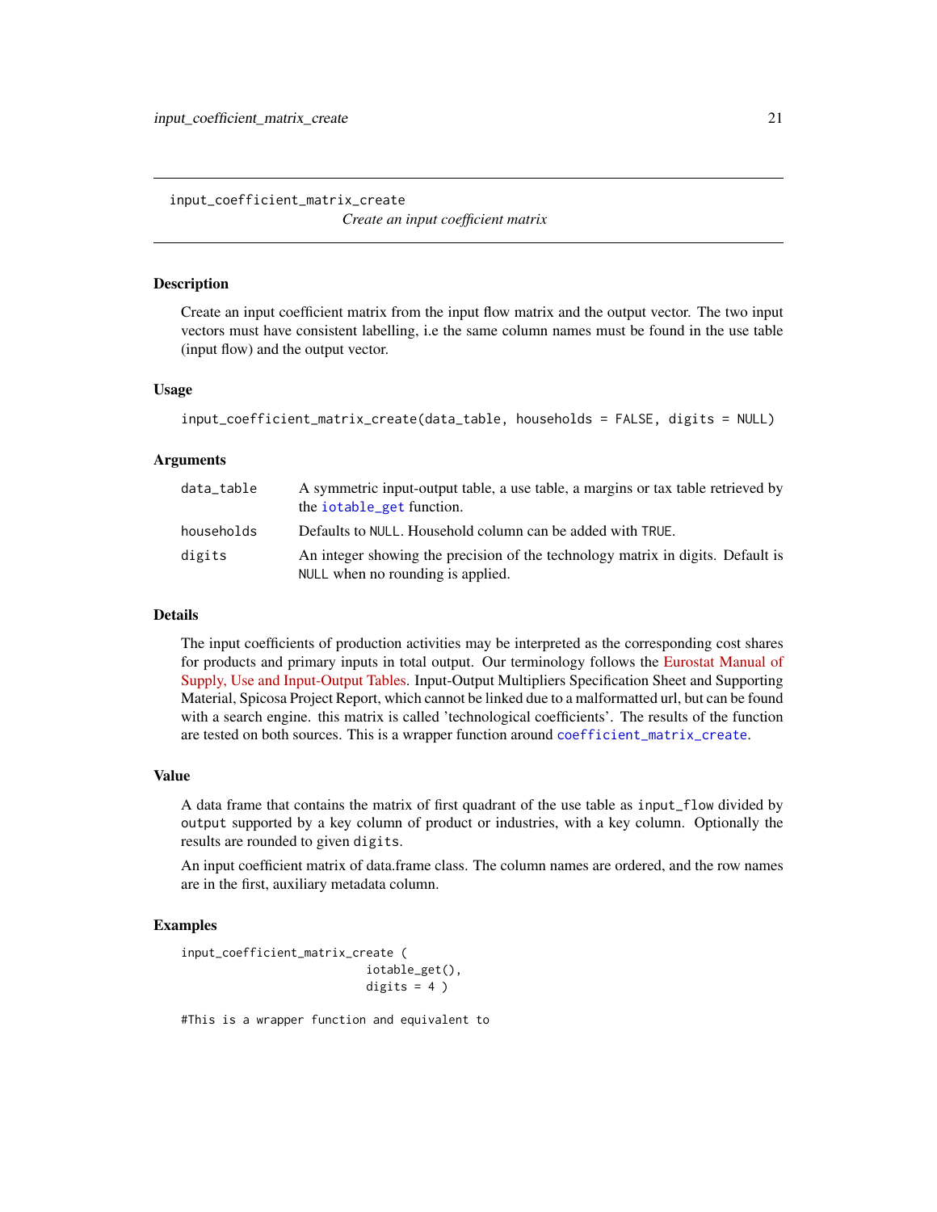## input_coefficient_matrix_create

*Create an input coefficient matrix*

### Description

Create an input coefficient matrix from the input flow matrix and the output vector. The two input vectors must have consistent labelling, i.e the same column names must be found in the use table (input flow) and the output vector.

### Usage

```
input_coefficient_matrix_create(data_table, households = FALSE, digits = NULL)
```

### Arguments

| | |
|---|---|
| data_table | A symmetric input-output table, a use table, a margins or tax table retrieved by the iotable_get function. |
| households | Defaults to NULL. Household column can be added with TRUE. |
| digits | An integer showing the precision of the technology matrix in digits. Default is NULL when no rounding is applied. |

### Details

The input coefficients of production activities may be interpreted as the corresponding cost shares for products and primary inputs in total output. Our terminology follows the Eurostat Manual of Supply, Use and Input-Output Tables. Input-Output Multipliers Specification Sheet and Supporting Material, Spicosa Project Report, which cannot be linked due to a malformatted url, but can be found with a search engine. this matrix is called 'technological coefficients'. The results of the function are tested on both sources. This is a wrapper function around coefficient_matrix_create.

### Value

A data frame that contains the matrix of first quadrant of the use table as input_flow divided by output supported by a key column of product or industries, with a key column. Optionally the results are rounded to given digits.

An input coefficient matrix of data.frame class. The column names are ordered, and the row names are in the first, auxiliary metadata column.

### Examples

```
input_coefficient_matrix_create (
                          iotable_get(),
                          digits = 4 )

#This is a wrapper function and equivalent to
```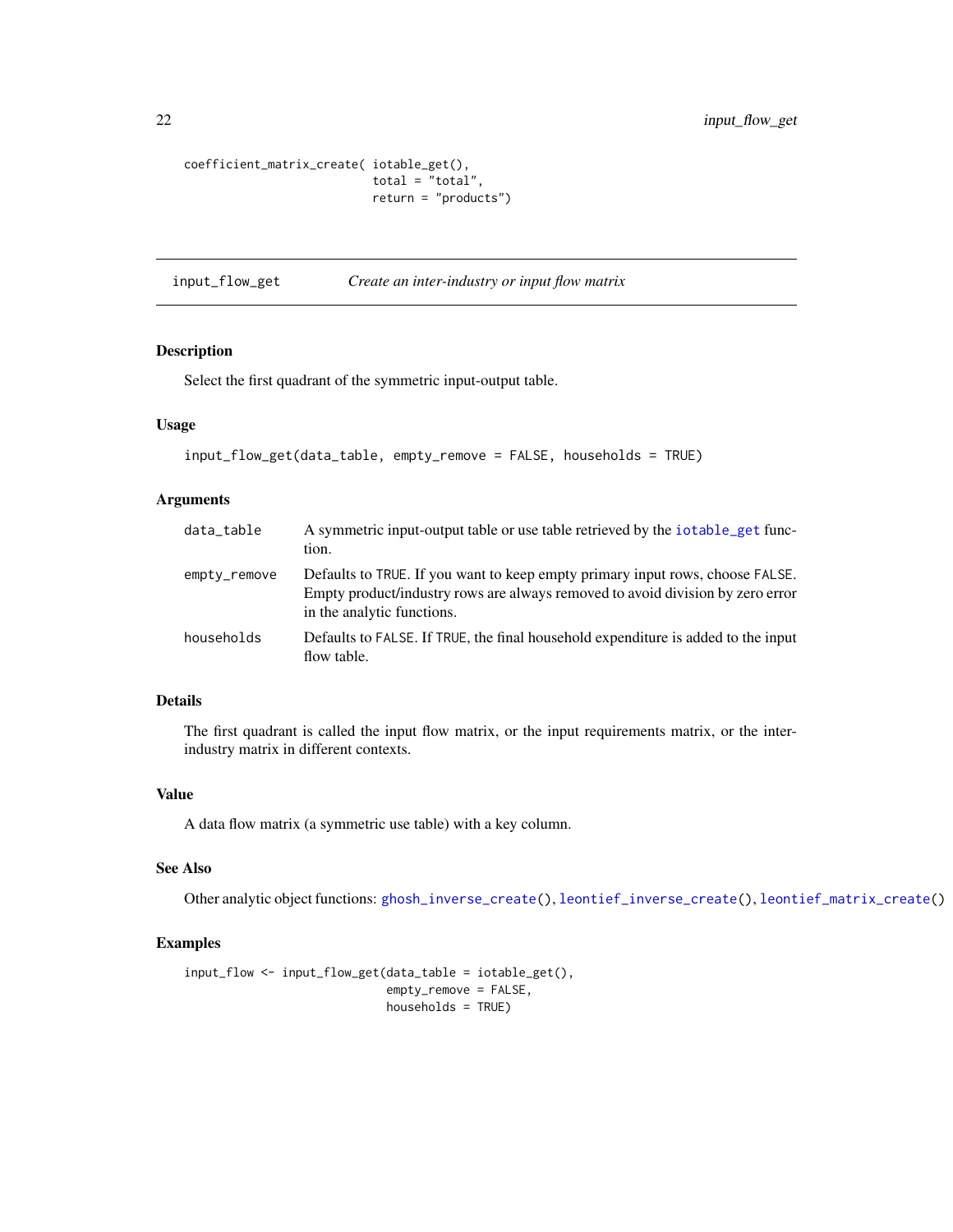```
coefficient_matrix_create( iotable_get(),
                           total = "total",
                           return = "products")
```

## input_flow_get *Create an inter-industry or input flow matrix*

### Description

Select the first quadrant of the symmetric input-output table.

### Usage

```
input_flow_get(data_table, empty_remove = FALSE, households = TRUE)
```

### Arguments

| | |
|---|---|
| data_table | A symmetric input-output table or use table retrieved by the iotable_get function. |
| empty_remove | Defaults to TRUE. If you want to keep empty primary input rows, choose FALSE. Empty product/industry rows are always removed to avoid division by zero error in the analytic functions. |
| households | Defaults to FALSE. If TRUE, the final household expenditure is added to the input flow table. |

### Details

The first quadrant is called the input flow matrix, or the input requirements matrix, or the inter-industry matrix in different contexts.

### Value

A data flow matrix (a symmetric use table) with a key column.

### See Also

Other analytic object functions: ghosh_inverse_create(), leontief_inverse_create(), leontief_matrix_create()

### Examples

```
input_flow <- input_flow_get(data_table = iotable_get(),
                             empty_remove = FALSE,
                             households = TRUE)
```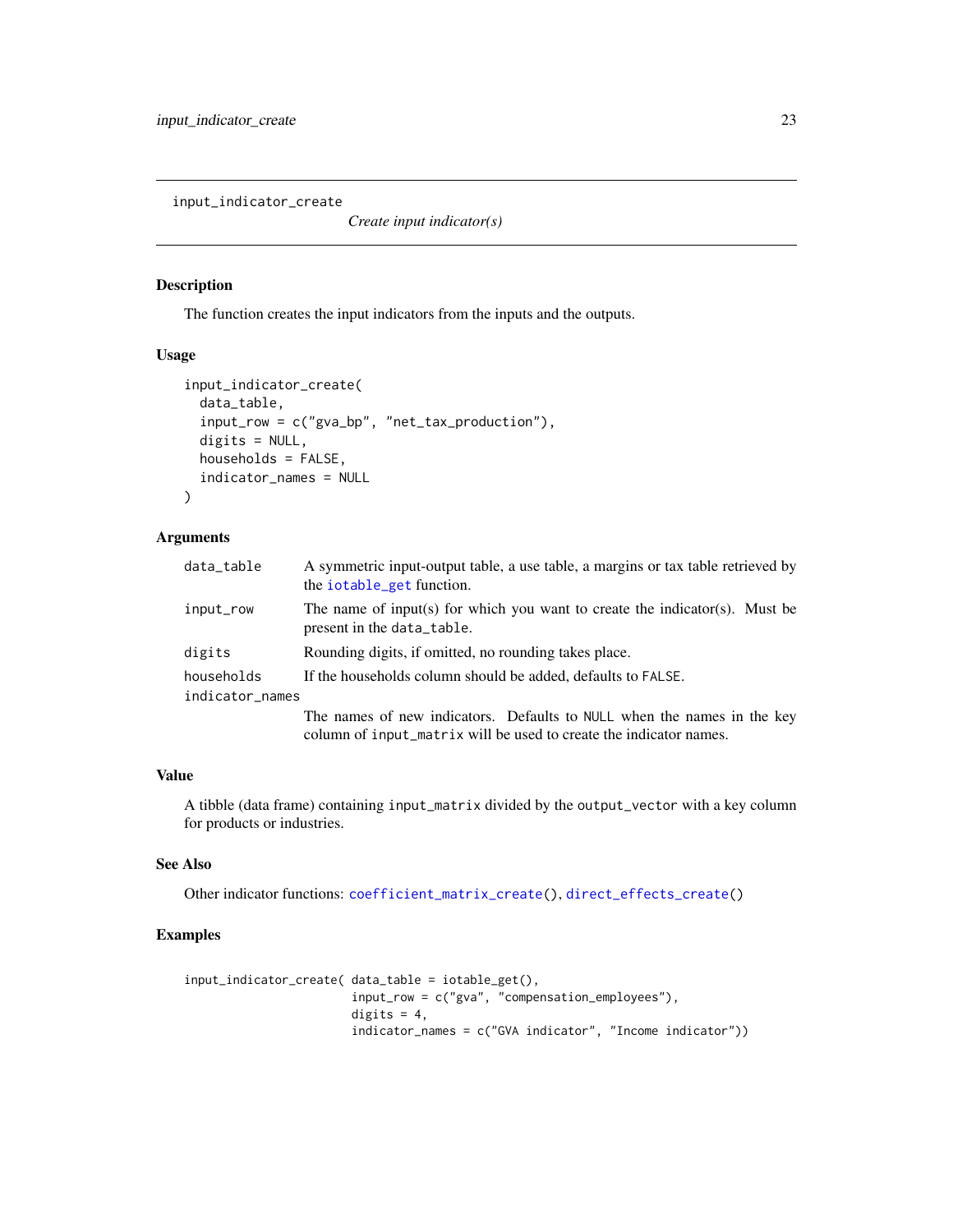## input_indicator_create

*Create input indicator(s)*

### Description

The function creates the input indicators from the inputs and the outputs.

### Usage

```
input_indicator_create(
  data_table,
  input_row = c("gva_bp", "net_tax_production"),
  digits = NULL,
  households = FALSE,
  indicator_names = NULL
)
```

### Arguments

| Argument | Description |
|---|---|
| `data_table` | A symmetric input-output table, a use table, a margins or tax table retrieved by the `iotable_get` function. |
| `input_row` | The name of input(s) for which you want to create the indicator(s). Must be present in the `data_table`. |
| `digits` | Rounding digits, if omitted, no rounding takes place. |
| `households` | If the households column should be added, defaults to `FALSE`. |
| `indicator_names` | The names of new indicators. Defaults to `NULL` when the names in the key column of `input_matrix` will be used to create the indicator names. |

### Value

A tibble (data frame) containing `input_matrix` divided by the `output_vector` with a key column for products or industries.

### See Also

Other indicator functions: `coefficient_matrix_create()`, `direct_effects_create()`

### Examples

```
input_indicator_create( data_table = iotable_get(),
                        input_row = c("gva", "compensation_employees"),
                        digits = 4,
                        indicator_names = c("GVA indicator", "Income indicator"))
```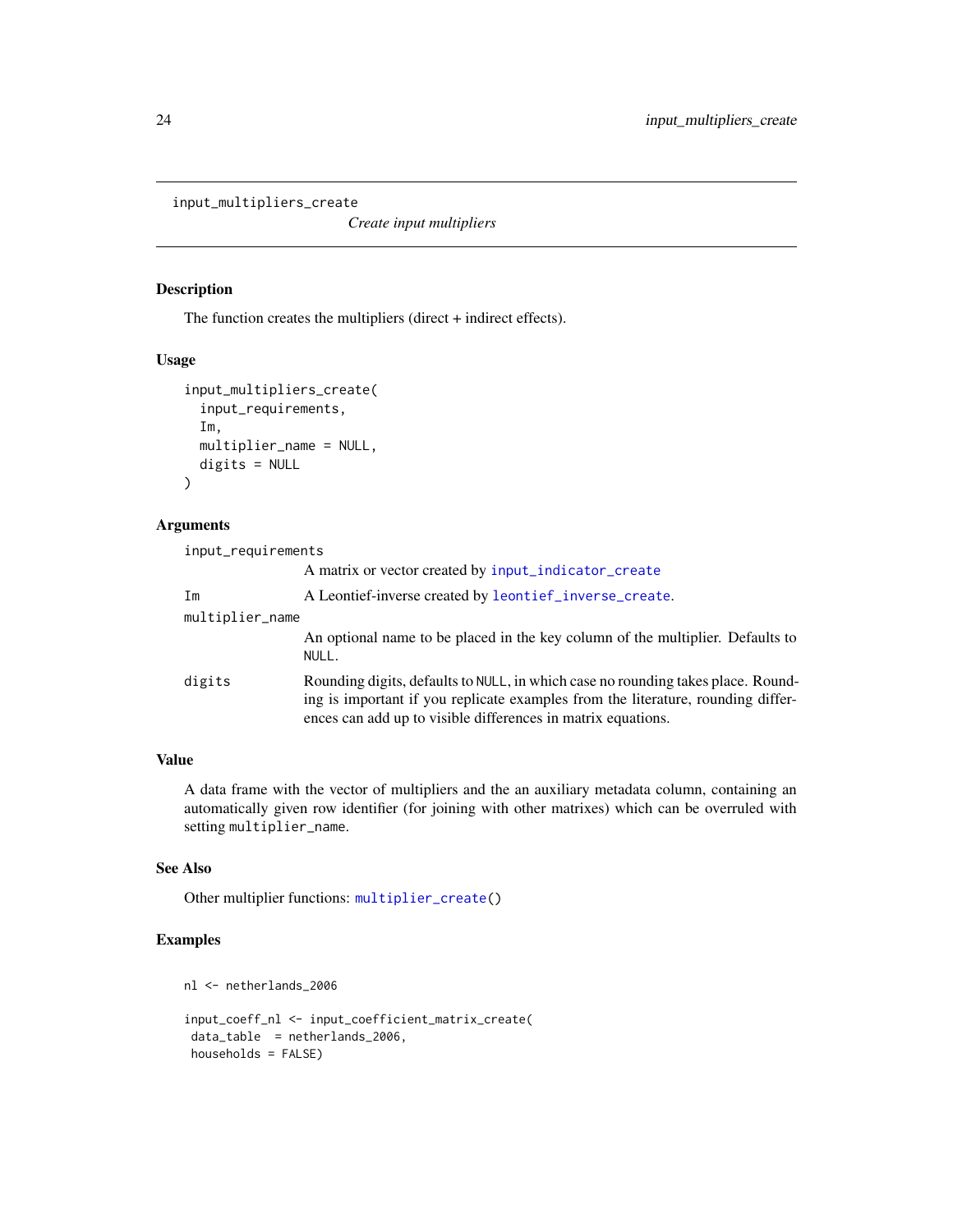# input_multipliers_create

*Create input multipliers*

## Description

The function creates the multipliers (direct + indirect effects).

## Usage

```
input_multipliers_create(
  input_requirements,
  Im,
  multiplier_name = NULL,
  digits = NULL
)
```

## Arguments

- `input_requirements`: A matrix or vector created by `input_indicator_create`
- `Im`: A Leontief-inverse created by `leontief_inverse_create`.
- `multiplier_name`: An optional name to be placed in the key column of the multiplier. Defaults to `NULL`.
- `digits`: Rounding digits, defaults to `NULL`, in which case no rounding takes place. Rounding is important if you replicate examples from the literature, rounding differences can add up to visible differences in matrix equations.

## Value

A data frame with the vector of multipliers and the an auxiliary metadata column, containing an automatically given row identifier (for joining with other matrixes) which can be overruled with setting `multiplier_name`.

## See Also

Other multiplier functions: `multiplier_create()`

## Examples

```
nl <- netherlands_2006

input_coeff_nl <- input_coefficient_matrix_create(
 data_table  = netherlands_2006,
 households = FALSE)
```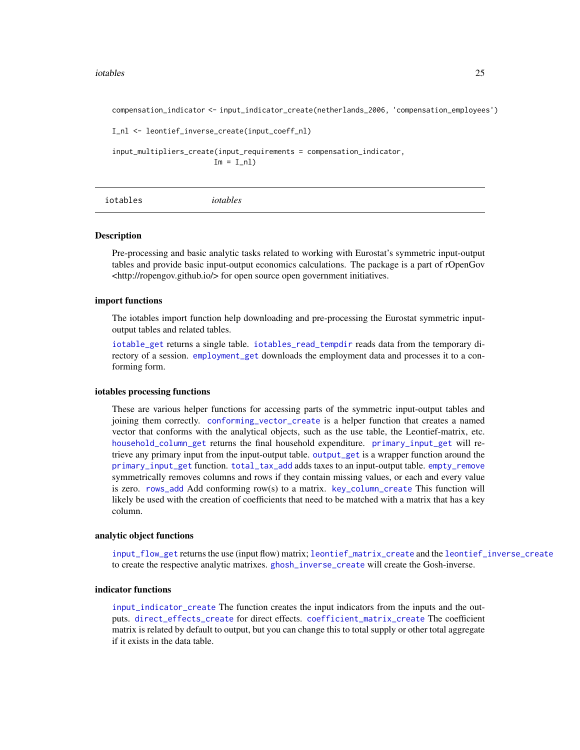```
compensation_indicator <- input_indicator_create(netherlands_2006, 'compensation_employees')

I_nl <- leontief_inverse_create(input_coeff_nl)

input_multipliers_create(input_requirements = compensation_indicator,
                         Im = I_nl)
```

---

iotables *iotables*

---

### Description

Pre-processing and basic analytic tasks related to working with Eurostat's symmetric input-output tables and provide basic input-output economics calculations. The package is a part of rOpenGov <http://ropengov.github.io/> for open source open government initiatives.

### import functions

The iotables import function help downloading and pre-processing the Eurostat symmetric input-output tables and related tables.

`iotable_get` returns a single table. `iotables_read_tempdir` reads data from the temporary directory of a session. `employment_get` downloads the employment data and processes it to a conforming form.

### iotables processing functions

These are various helper functions for accessing parts of the symmetric input-output tables and joining them correctly. `conforming_vector_create` is a helper function that creates a named vector that conforms with the analytical objects, such as the use table, the Leontief-matrix, etc. `household_column_get` returns the final household expenditure. `primary_input_get` will retrieve any primary input from the input-output table. `output_get` is a wrapper function around the `primary_input_get` function. `total_tax_add` adds taxes to an input-output table. `empty_remove` symmetrically removes columns and rows if they contain missing values, or each and every value is zero. `rows_add` Add conforming row(s) to a matrix. `key_column_create` This function will likely be used with the creation of coefficients that need to be matched with a matrix that has a key column.

### analytic object functions

`input_flow_get` returns the use (input flow) matrix; `leontief_matrix_create` and the `leontief_inverse_create` to create the respective analytic matrixes. `ghosh_inverse_create` will create the Gosh-inverse.

### indicator functions

`input_indicator_create` The function creates the input indicators from the inputs and the outputs. `direct_effects_create` for direct effects. `coefficient_matrix_create` The coefficient matrix is related by default to output, but you can change this to total supply or other total aggregate if it exists in the data table.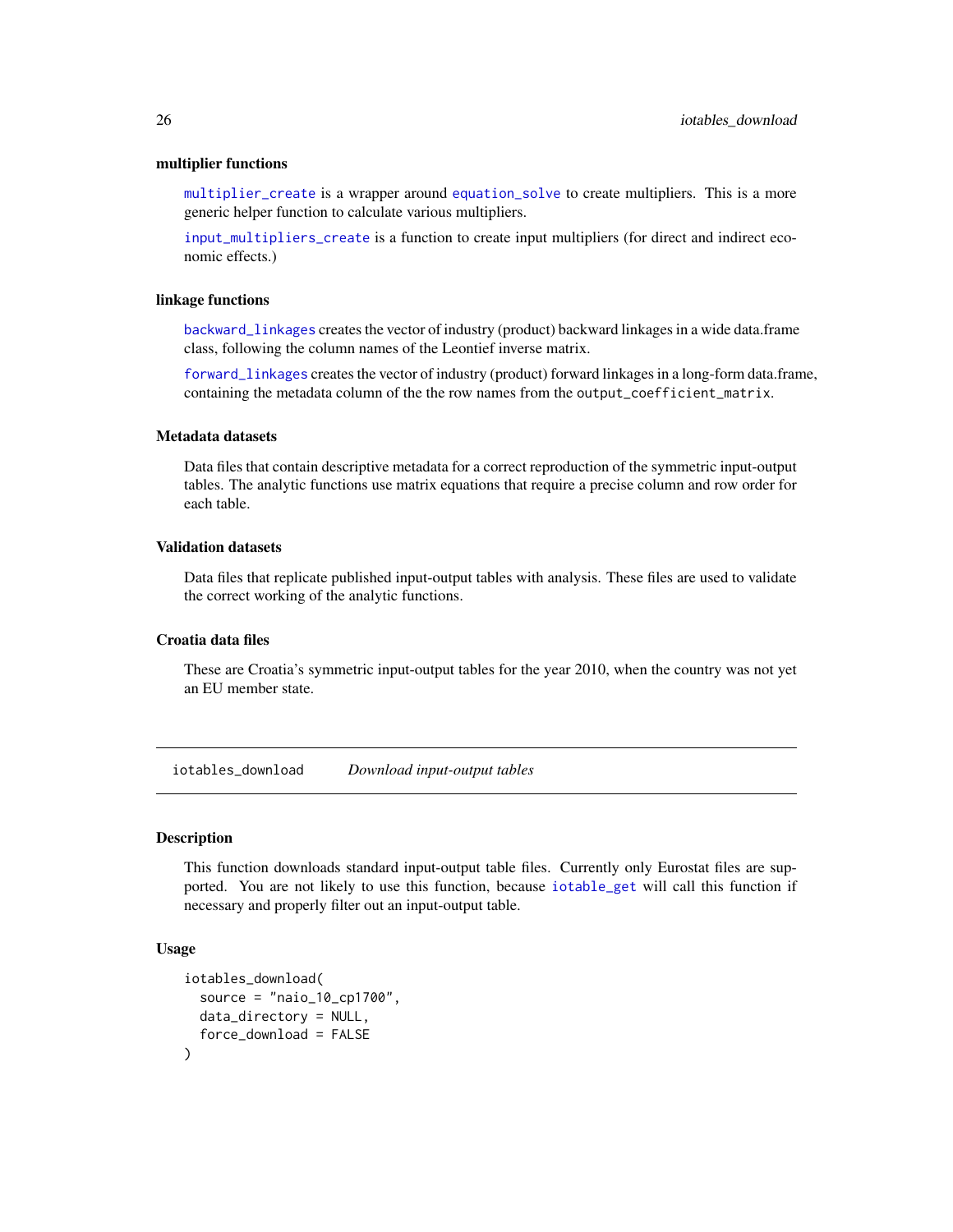### multiplier functions

`multiplier_create` is a wrapper around `equation_solve` to create multipliers. This is a more generic helper function to calculate various multipliers.

`input_multipliers_create` is a function to create input multipliers (for direct and indirect economic effects.)

### linkage functions

`backward_linkages` creates the vector of industry (product) backward linkages in a wide data.frame class, following the column names of the Leontief inverse matrix.

`forward_linkages` creates the vector of industry (product) forward linkages in a long-form data.frame, containing the metadata column of the the row names from the `output_coefficient_matrix`.

### Metadata datasets

Data files that contain descriptive metadata for a correct reproduction of the symmetric input-output tables. The analytic functions use matrix equations that require a precise column and row order for each table.

### Validation datasets

Data files that replicate published input-output tables with analysis. These files are used to validate the correct working of the analytic functions.

### Croatia data files

These are Croatia's symmetric input-output tables for the year 2010, when the country was not yet an EU member state.

---

## iotables_download — *Download input-output tables*

### Description

This function downloads standard input-output table files. Currently only Eurostat files are supported. You are not likely to use this function, because `iotable_get` will call this function if necessary and properly filter out an input-output table.

### Usage

```
iotables_download(
  source = "naio_10_cp1700",
  data_directory = NULL,
  force_download = FALSE
)
```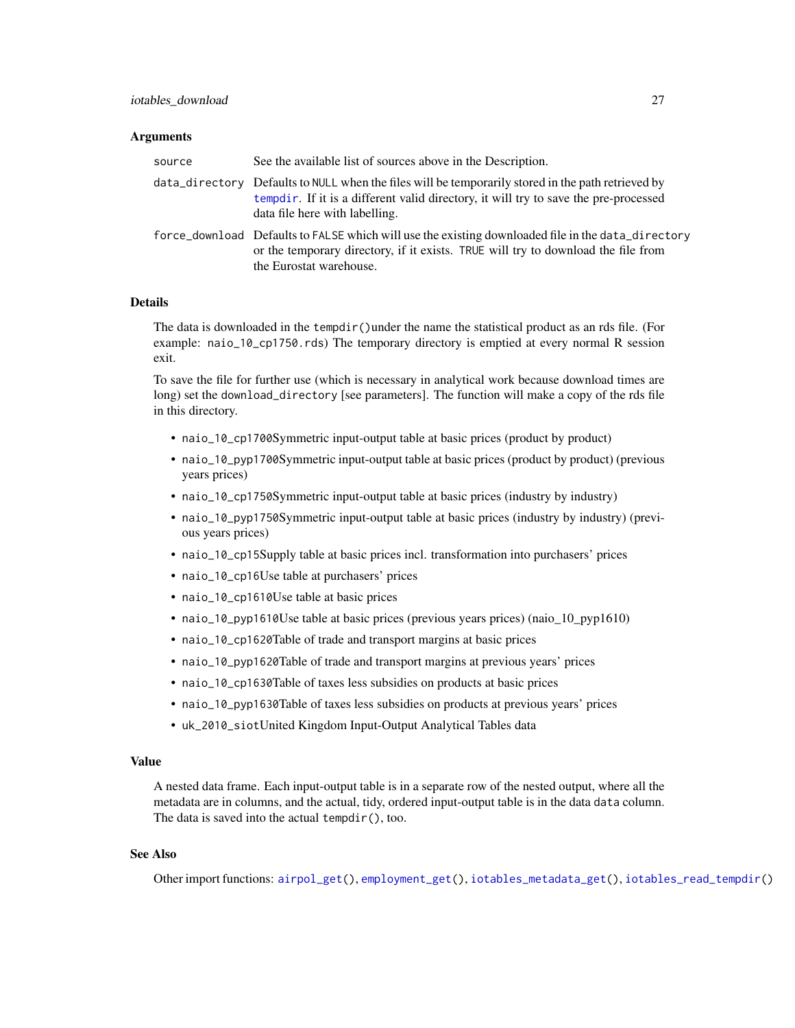### Arguments

| | |
|---|---|
| `source` | See the available list of sources above in the Description. |
| `data_directory` | Defaults to `NULL` when the files will be temporarily stored in the path retrieved by `tempdir`. If it is a different valid directory, it will try to save the pre-processed data file here with labelling. |
| `force_download` | Defaults to `FALSE` which will use the existing downloaded file in the `data_directory` or the temporary directory, if it exists. `TRUE` will try to download the file from the Eurostat warehouse. |

### Details

The data is downloaded in the `tempdir()`under the name the statistical product as an rds file. (For example: `naio_10_cp1750.rds`) The temporary directory is emptied at every normal R session exit.

To save the file for further use (which is necessary in analytical work because download times are long) set the `download_directory` [see parameters]. The function will make a copy of the rds file in this directory.

- `naio_10_cp1700`Symmetric input-output table at basic prices (product by product)
- `naio_10_pyp1700`Symmetric input-output table at basic prices (product by product) (previous years prices)
- `naio_10_cp1750`Symmetric input-output table at basic prices (industry by industry)
- `naio_10_pyp1750`Symmetric input-output table at basic prices (industry by industry) (previous years prices)
- `naio_10_cp15`Supply table at basic prices incl. transformation into purchasers' prices
- `naio_10_cp16`Use table at purchasers' prices
- `naio_10_cp1610`Use table at basic prices
- `naio_10_pyp1610`Use table at basic prices (previous years prices) (naio_10_pyp1610)
- `naio_10_cp1620`Table of trade and transport margins at basic prices
- `naio_10_pyp1620`Table of trade and transport margins at previous years' prices
- `naio_10_cp1630`Table of taxes less subsidies on products at basic prices
- `naio_10_pyp1630`Table of taxes less subsidies on products at previous years' prices
- `uk_2010_siot`United Kingdom Input-Output Analytical Tables data

### Value

A nested data frame. Each input-output table is in a separate row of the nested output, where all the metadata are in columns, and the actual, tidy, ordered input-output table is in the data `data` column. The data is saved into the actual `tempdir()`, too.

### See Also

Other import functions: `airpol_get()`, `employment_get()`, `iotables_metadata_get()`, `iotables_read_tempdir()`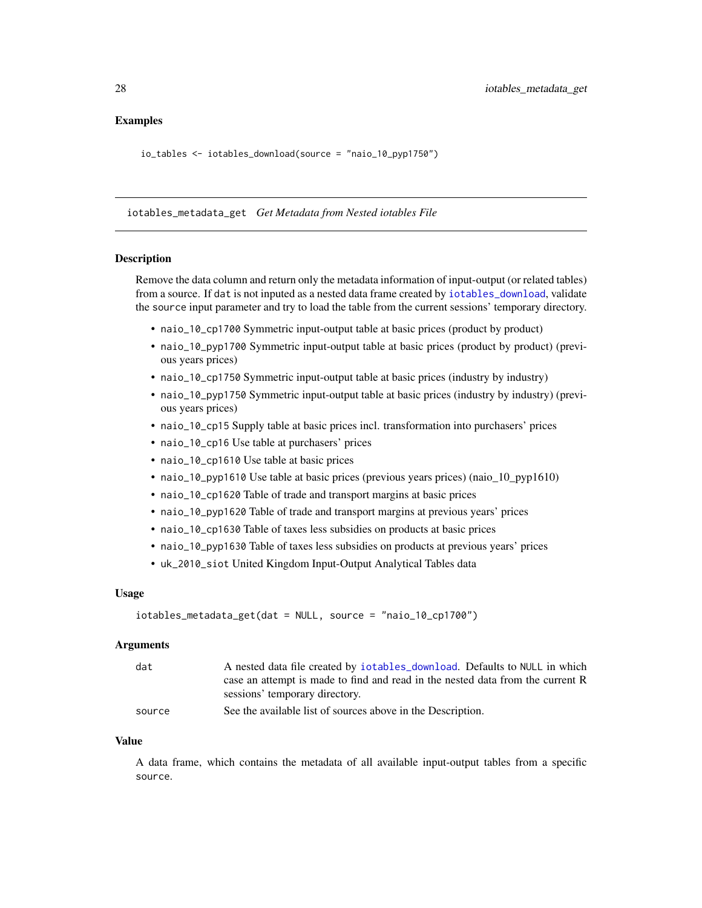### Examples

```
io_tables <- iotables_download(source = "naio_10_pyp1750")
```

---

## iotables_metadata_get *Get Metadata from Nested iotables File*

### Description

Remove the data column and return only the metadata information of input-output (or related tables) from a source. If `dat` is not inputed as a nested data frame created by `iotables_download`, validate the `source` input parameter and try to load the table from the current sessions' temporary directory.

- `naio_10_cp1700` Symmetric input-output table at basic prices (product by product)
- `naio_10_pyp1700` Symmetric input-output table at basic prices (product by product) (previous years prices)
- `naio_10_cp1750` Symmetric input-output table at basic prices (industry by industry)
- `naio_10_pyp1750` Symmetric input-output table at basic prices (industry by industry) (previous years prices)
- `naio_10_cp15` Supply table at basic prices incl. transformation into purchasers' prices
- `naio_10_cp16` Use table at purchasers' prices
- `naio_10_cp1610` Use table at basic prices
- `naio_10_pyp1610` Use table at basic prices (previous years prices) (naio_10_pyp1610)
- `naio_10_cp1620` Table of trade and transport margins at basic prices
- `naio_10_pyp1620` Table of trade and transport margins at previous years' prices
- `naio_10_cp1630` Table of taxes less subsidies on products at basic prices
- `naio_10_pyp1630` Table of taxes less subsidies on products at previous years' prices
- `uk_2010_siot` United Kingdom Input-Output Analytical Tables data

### Usage

```
iotables_metadata_get(dat = NULL, source = "naio_10_cp1700")
```

### Arguments

| | |
|---|---|
| `dat` | A nested data file created by `iotables_download`. Defaults to `NULL` in which case an attempt is made to find and read in the nested data from the current R sessions' temporary directory. |
| `source` | See the available list of sources above in the Description. |

### Value

A data frame, which contains the metadata of all available input-output tables from a specific `source`.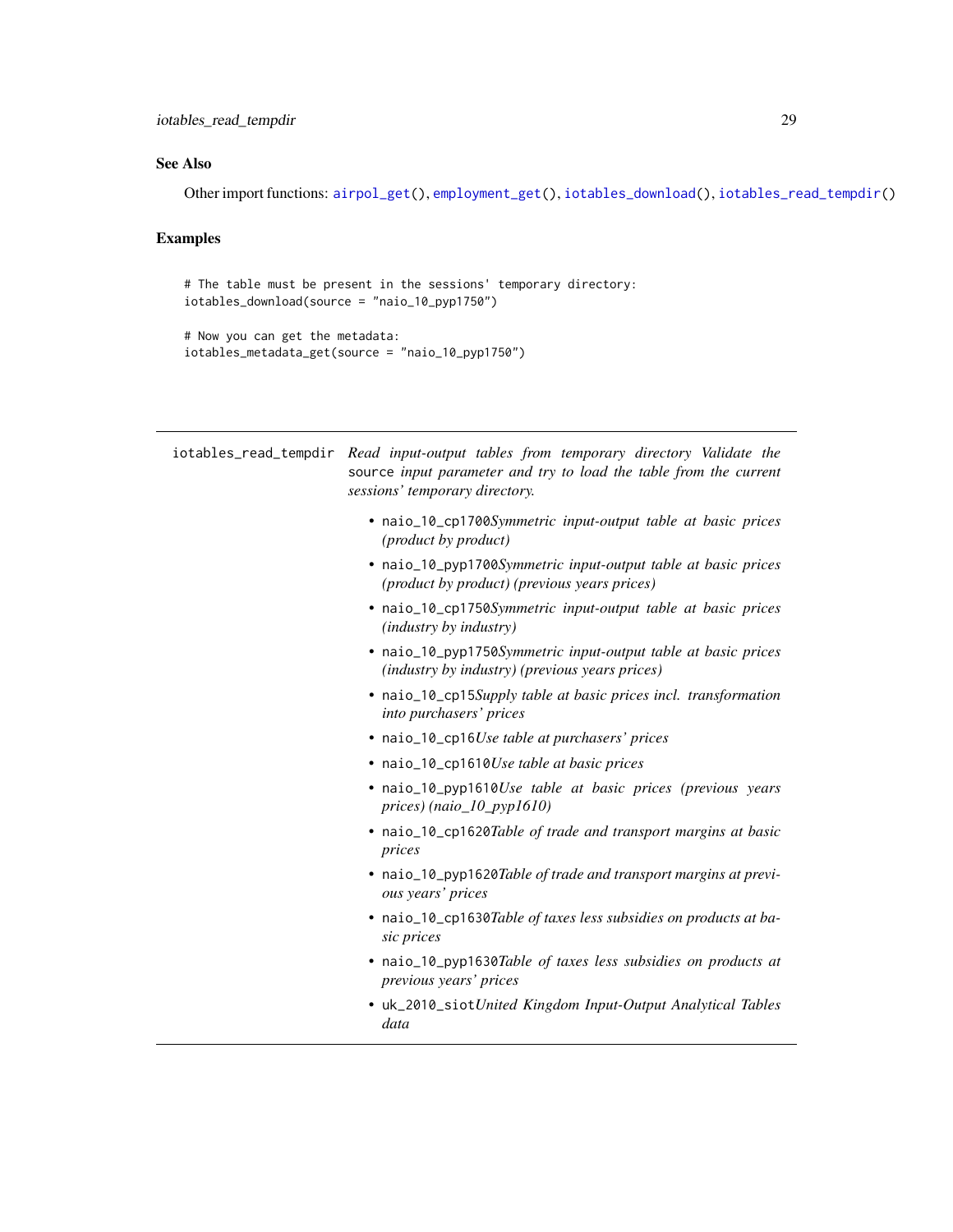## See Also

Other import functions: `airpol_get()`, `employment_get()`, `iotables_download()`, `iotables_read_tempdir()`

## Examples

```
# The table must be present in the sessions' temporary directory:
iotables_download(source = "naio_10_pyp1750")

# Now you can get the metadata:
iotables_metadata_get(source = "naio_10_pyp1750")
```

---

## iotables_read_tempdir

*Read input-output tables from temporary directory Validate the* `source` *input parameter and try to load the table from the current sessions' temporary directory.*

- `naio_10_cp1700`*Symmetric input-output table at basic prices (product by product)*
- `naio_10_pyp1700`*Symmetric input-output table at basic prices (product by product) (previous years prices)*
- `naio_10_cp1750`*Symmetric input-output table at basic prices (industry by industry)*
- `naio_10_pyp1750`*Symmetric input-output table at basic prices (industry by industry) (previous years prices)*
- `naio_10_cp15`*Supply table at basic prices incl. transformation into purchasers' prices*
- `naio_10_cp16`*Use table at purchasers' prices*
- `naio_10_cp1610`*Use table at basic prices*
- `naio_10_pyp1610`*Use table at basic prices (previous years prices) (naio_10_pyp1610)*
- `naio_10_cp1620`*Table of trade and transport margins at basic prices*
- `naio_10_pyp1620`*Table of trade and transport margins at previous years' prices*
- `naio_10_cp1630`*Table of taxes less subsidies on products at basic prices*
- `naio_10_pyp1630`*Table of taxes less subsidies on products at previous years' prices*
- `uk_2010_siot`*United Kingdom Input-Output Analytical Tables data*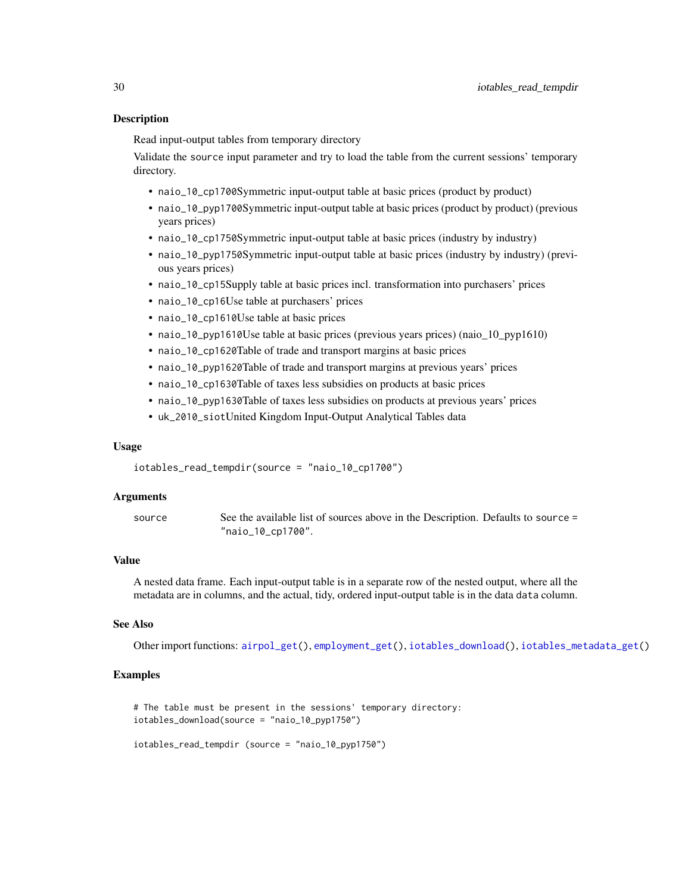### Description

Read input-output tables from temporary directory

Validate the `source` input parameter and try to load the table from the current sessions' temporary directory.

- `naio_10_cp1700`Symmetric input-output table at basic prices (product by product)
- `naio_10_pyp1700`Symmetric input-output table at basic prices (product by product) (previous years prices)
- `naio_10_cp1750`Symmetric input-output table at basic prices (industry by industry)
- `naio_10_pyp1750`Symmetric input-output table at basic prices (industry by industry) (previous years prices)
- `naio_10_cp15`Supply table at basic prices incl. transformation into purchasers' prices
- `naio_10_cp16`Use table at purchasers' prices
- `naio_10_cp1610`Use table at basic prices
- `naio_10_pyp1610`Use table at basic prices (previous years prices) (naio_10_pyp1610)
- `naio_10_cp1620`Table of trade and transport margins at basic prices
- `naio_10_pyp1620`Table of trade and transport margins at previous years' prices
- `naio_10_cp1630`Table of taxes less subsidies on products at basic prices
- `naio_10_pyp1630`Table of taxes less subsidies on products at previous years' prices
- `uk_2010_siot`United Kingdom Input-Output Analytical Tables data

### Usage

```
iotables_read_tempdir(source = "naio_10_cp1700")
```

### Arguments

| | |
|---|---|
| `source` | See the available list of sources above in the Description. Defaults to `source = "naio_10_cp1700"`. |

### Value

A nested data frame. Each input-output table is in a separate row of the nested output, where all the metadata are in columns, and the actual, tidy, ordered input-output table is in the data `data` column.

### See Also

Other import functions: `airpol_get()`, `employment_get()`, `iotables_download()`, `iotables_metadata_get()`

### Examples

```
# The table must be present in the sessions' temporary directory:
iotables_download(source = "naio_10_pyp1750")

iotables_read_tempdir (source = "naio_10_pyp1750")
```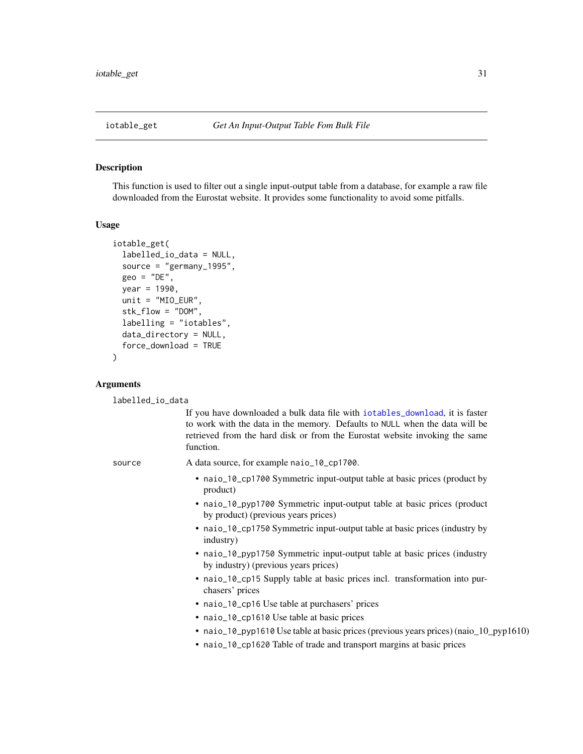# iotable_get *Get An Input-Output Table Fom Bulk File*

## Description

This function is used to filter out a single input-output table from a database, for example a raw file downloaded from the Eurostat website. It provides some functionality to avoid some pitfalls.

## Usage

```
iotable_get(
  labelled_io_data = NULL,
  source = "germany_1995",
  geo = "DE",
  year = 1990,
  unit = "MIO_EUR",
  stk_flow = "DOM",
  labelling = "iotables",
  data_directory = NULL,
  force_download = TRUE
)
```

## Arguments

`labelled_io_data`
: If you have downloaded a bulk data file with `iotables_download`, it is faster to work with the data in the memory. Defaults to `NULL` when the data will be retrieved from the hard disk or from the Eurostat website invoking the same function.

`source`
: A data source, for example `naio_10_cp1700`.

  - `naio_10_cp1700` Symmetric input-output table at basic prices (product by product)
  - `naio_10_pyp1700` Symmetric input-output table at basic prices (product by product) (previous years prices)
  - `naio_10_cp1750` Symmetric input-output table at basic prices (industry by industry)
  - `naio_10_pyp1750` Symmetric input-output table at basic prices (industry by industry) (previous years prices)
  - `naio_10_cp15` Supply table at basic prices incl. transformation into purchasers' prices
  - `naio_10_cp16` Use table at purchasers' prices
  - `naio_10_cp1610` Use table at basic prices
  - `naio_10_pyp1610` Use table at basic prices (previous years prices) (naio_10_pyp1610)
  - `naio_10_cp1620` Table of trade and transport margins at basic prices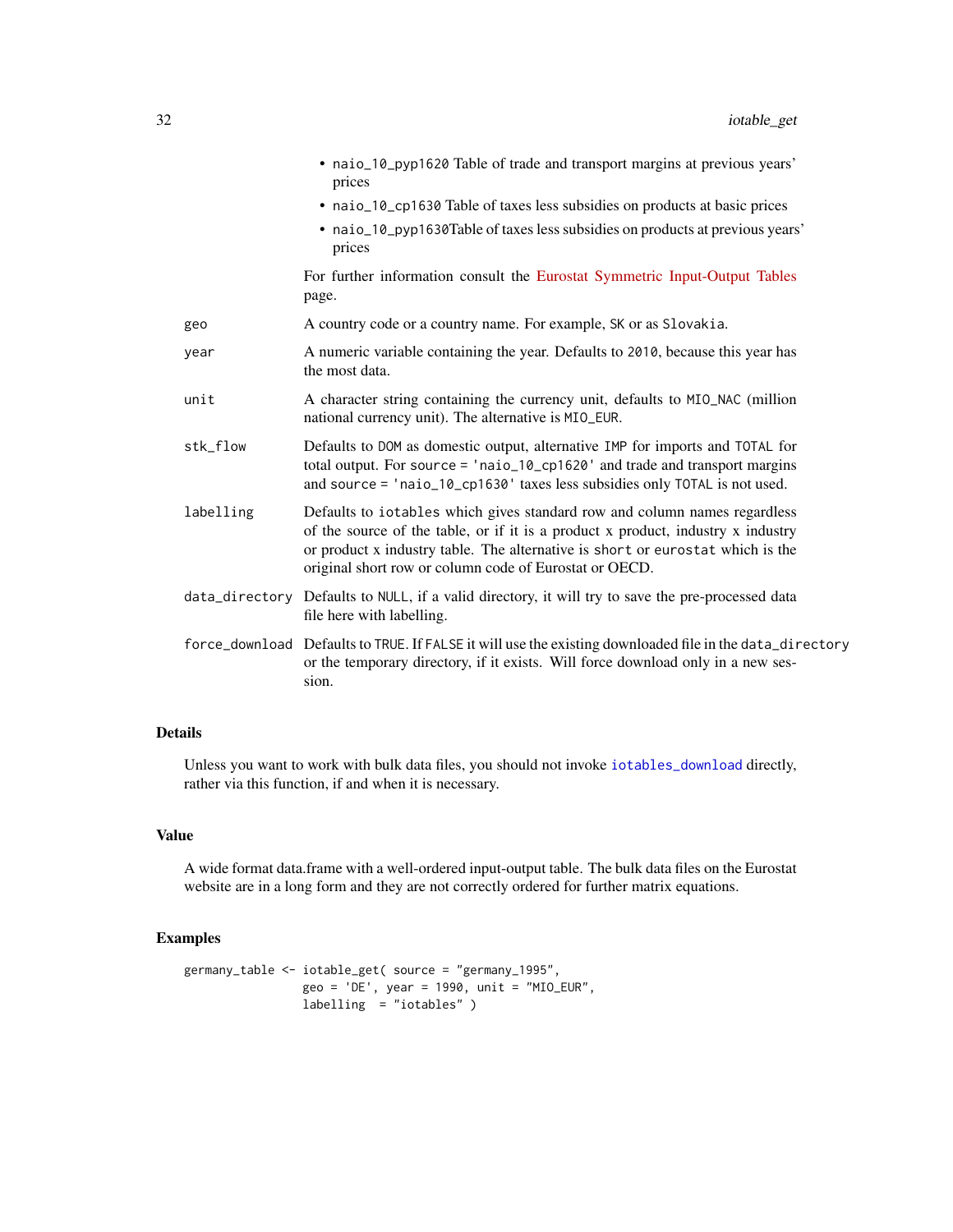- naio_10_pyp1620 Table of trade and transport margins at previous years' prices
- naio_10_cp1630 Table of taxes less subsidies on products at basic prices
- naio_10_pyp1630Table of taxes less subsidies on products at previous years' prices

For further information consult the Eurostat Symmetric Input-Output Tables page.

| | |
|---|---|
| geo | A country code or a country name. For example, SK or as Slovakia. |
| year | A numeric variable containing the year. Defaults to 2010, because this year has the most data. |
| unit | A character string containing the currency unit, defaults to MIO_NAC (million national currency unit). The alternative is MIO_EUR. |
| stk_flow | Defaults to DOM as domestic output, alternative IMP for imports and TOTAL for total output. For source = 'naio_10_cp1620' and trade and transport margins and source = 'naio_10_cp1630' taxes less subsidies only TOTAL is not used. |
| labelling | Defaults to iotables which gives standard row and column names regardless of the source of the table, or if it is a product x product, industry x industry or product x industry table. The alternative is short or eurostat which is the original short row or column code of Eurostat or OECD. |
| data_directory | Defaults to NULL, if a valid directory, it will try to save the pre-processed data file here with labelling. |
| force_download | Defaults to TRUE. If FALSE it will use the existing downloaded file in the data_directory or the temporary directory, if it exists. Will force download only in a new session. |

## Details

Unless you want to work with bulk data files, you should not invoke iotables_download directly, rather via this function, if and when it is necessary.

## Value

A wide format data.frame with a well-ordered input-output table. The bulk data files on the Eurostat website are in a long form and they are not correctly ordered for further matrix equations.

## Examples

```
germany_table <- iotable_get( source = "germany_1995",
                 geo = 'DE', year = 1990, unit = "MIO_EUR",
                 labelling  = "iotables" )
```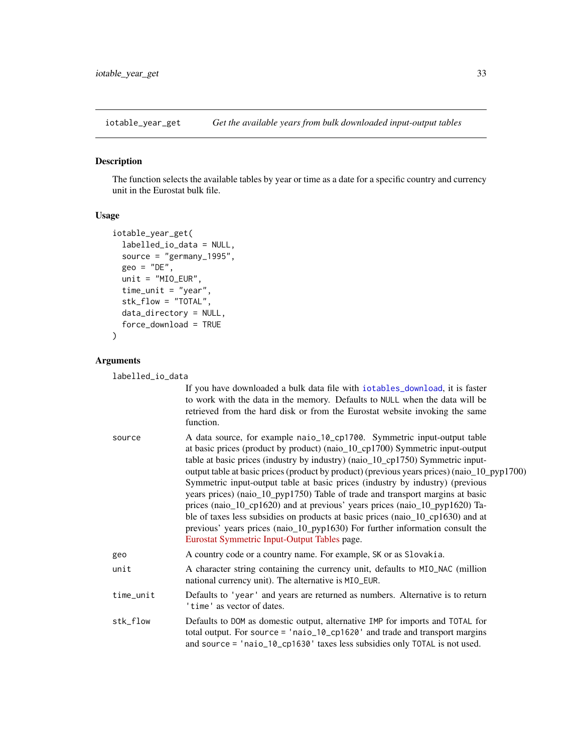## iotable_year_get — *Get the available years from bulk downloaded input-output tables*

### Description

The function selects the available tables by year or time as a date for a specific country and currency unit in the Eurostat bulk file.

### Usage

```
iotable_year_get(
  labelled_io_data = NULL,
  source = "germany_1995",
  geo = "DE",
  unit = "MIO_EUR",
  time_unit = "year",
  stk_flow = "TOTAL",
  data_directory = NULL,
  force_download = TRUE
)
```

### Arguments

| | |
|---|---|
| labelled_io_data | If you have downloaded a bulk data file with iotables_download, it is faster to work with the data in the memory. Defaults to NULL when the data will be retrieved from the hard disk or from the Eurostat website invoking the same function. |
| source | A data source, for example naio_10_cp1700. Symmetric input-output table at basic prices (product by product) (naio_10_cp1700) Symmetric input-output table at basic prices (industry by industry) (naio_10_cp1750) Symmetric input-output table at basic prices (product by product) (previous years prices) (naio_10_pyp1700) Symmetric input-output table at basic prices (industry by industry) (previous years prices) (naio_10_pyp1750) Table of trade and transport margins at basic prices (naio_10_cp1620) and at previous' years prices (naio_10_pyp1620) Table of taxes less subsidies on products at basic prices (naio_10_cp1630) and at previous' years prices (naio_10_pyp1630) For further information consult the Eurostat Symmetric Input-Output Tables page. |
| geo | A country code or a country name. For example, SK or as Slovakia. |
| unit | A character string containing the currency unit, defaults to MIO_NAC (million national currency unit). The alternative is MIO_EUR. |
| time_unit | Defaults to 'year' and years are returned as numbers. Alternative is to return 'time' as vector of dates. |
| stk_flow | Defaults to DOM as domestic output, alternative IMP for imports and TOTAL for total output. For source = 'naio_10_cp1620' and trade and transport margins and source = 'naio_10_cp1630' taxes less subsidies only TOTAL is not used. |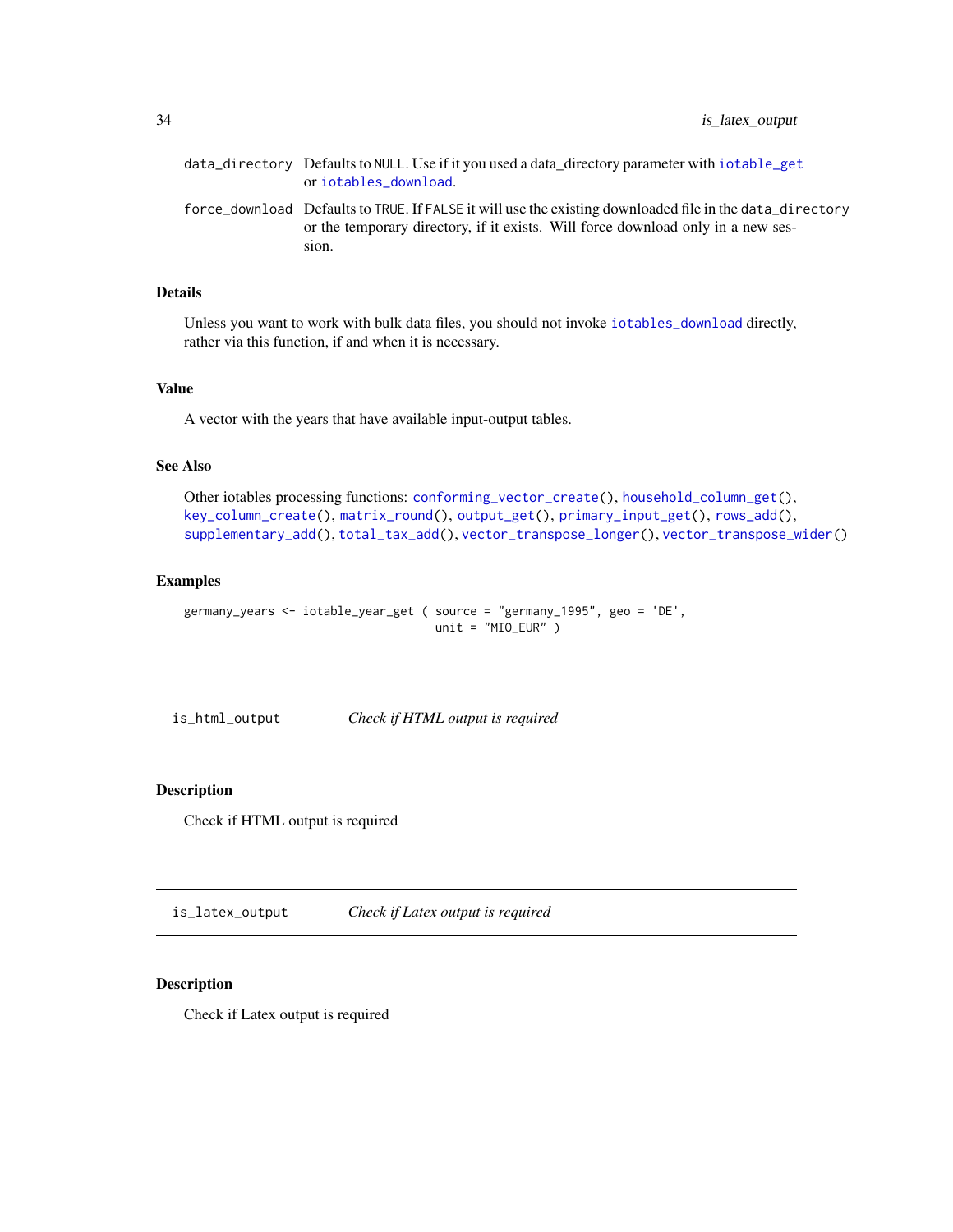| | |
|---|---|
| data_directory | Defaults to NULL. Use if it you used a data_directory parameter with iotable_get or iotables_download. |
| force_download | Defaults to TRUE. If FALSE it will use the existing downloaded file in the data_directory or the temporary directory, if it exists. Will force download only in a new session. |

### Details

Unless you want to work with bulk data files, you should not invoke iotables_download directly, rather via this function, if and when it is necessary.

### Value

A vector with the years that have available input-output tables.

### See Also

Other iotables processing functions: conforming_vector_create(), household_column_get(), key_column_create(), matrix_round(), output_get(), primary_input_get(), rows_add(), supplementary_add(), total_tax_add(), vector_transpose_longer(), vector_transpose_wider()

### Examples

```
germany_years <- iotable_year_get ( source = "germany_1995", geo = 'DE',
                                    unit = "MIO_EUR" )
```

---

## is_html_output — *Check if HTML output is required*

### Description

Check if HTML output is required

---

## is_latex_output — *Check if Latex output is required*

### Description

Check if Latex output is required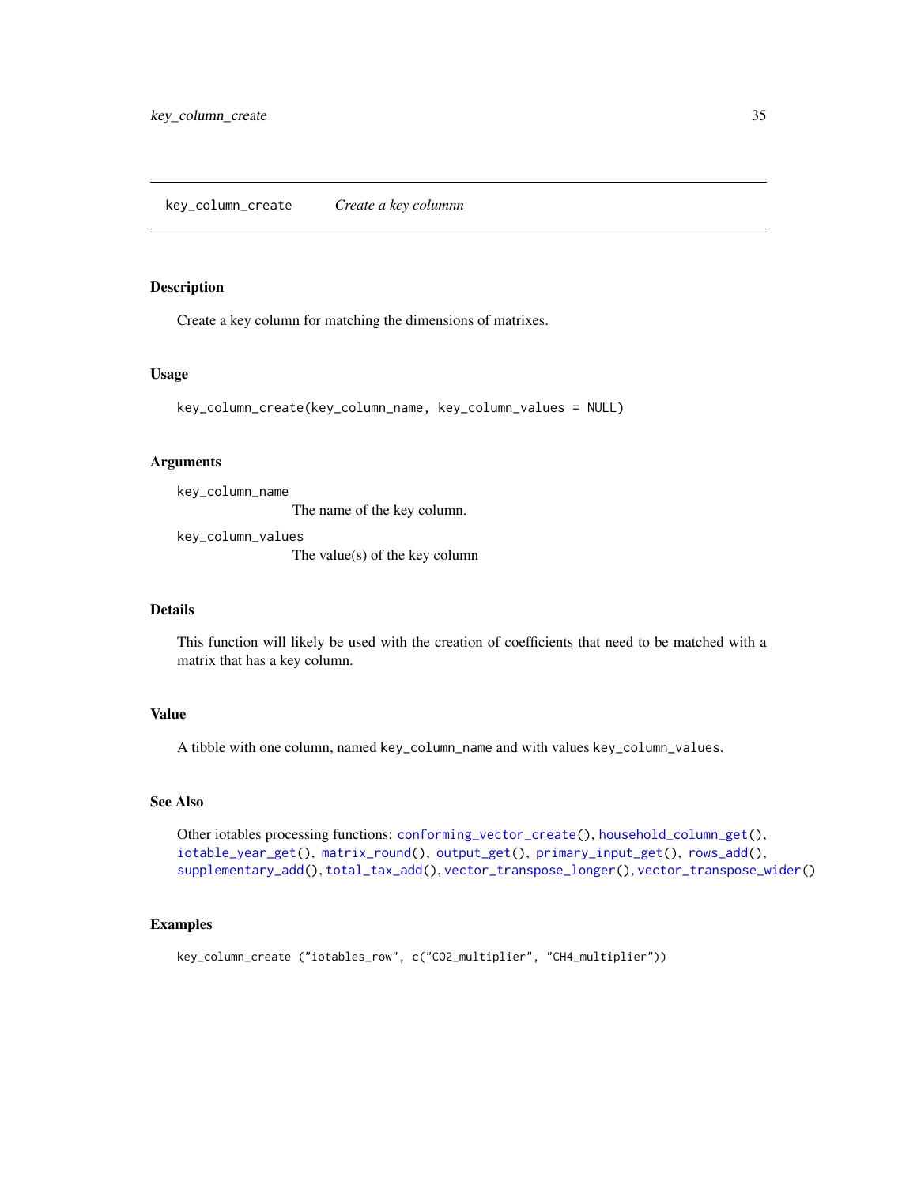# key_column_create — *Create a key columnn*

## Description

Create a key column for matching the dimensions of matrixes.

## Usage

```
key_column_create(key_column_name, key_column_values = NULL)
```

## Arguments

`key_column_name`
: The name of the key column.

`key_column_values`
: The value(s) of the key column

## Details

This function will likely be used with the creation of coefficients that need to be matched with a matrix that has a key column.

## Value

A tibble with one column, named `key_column_name` and with values `key_column_values`.

## See Also

Other iotables processing functions: `conforming_vector_create()`, `household_column_get()`, `iotable_year_get()`, `matrix_round()`, `output_get()`, `primary_input_get()`, `rows_add()`, `supplementary_add()`, `total_tax_add()`, `vector_transpose_longer()`, `vector_transpose_wider()`

## Examples

```
key_column_create ("iotables_row", c("CO2_multiplier", "CH4_multiplier"))
```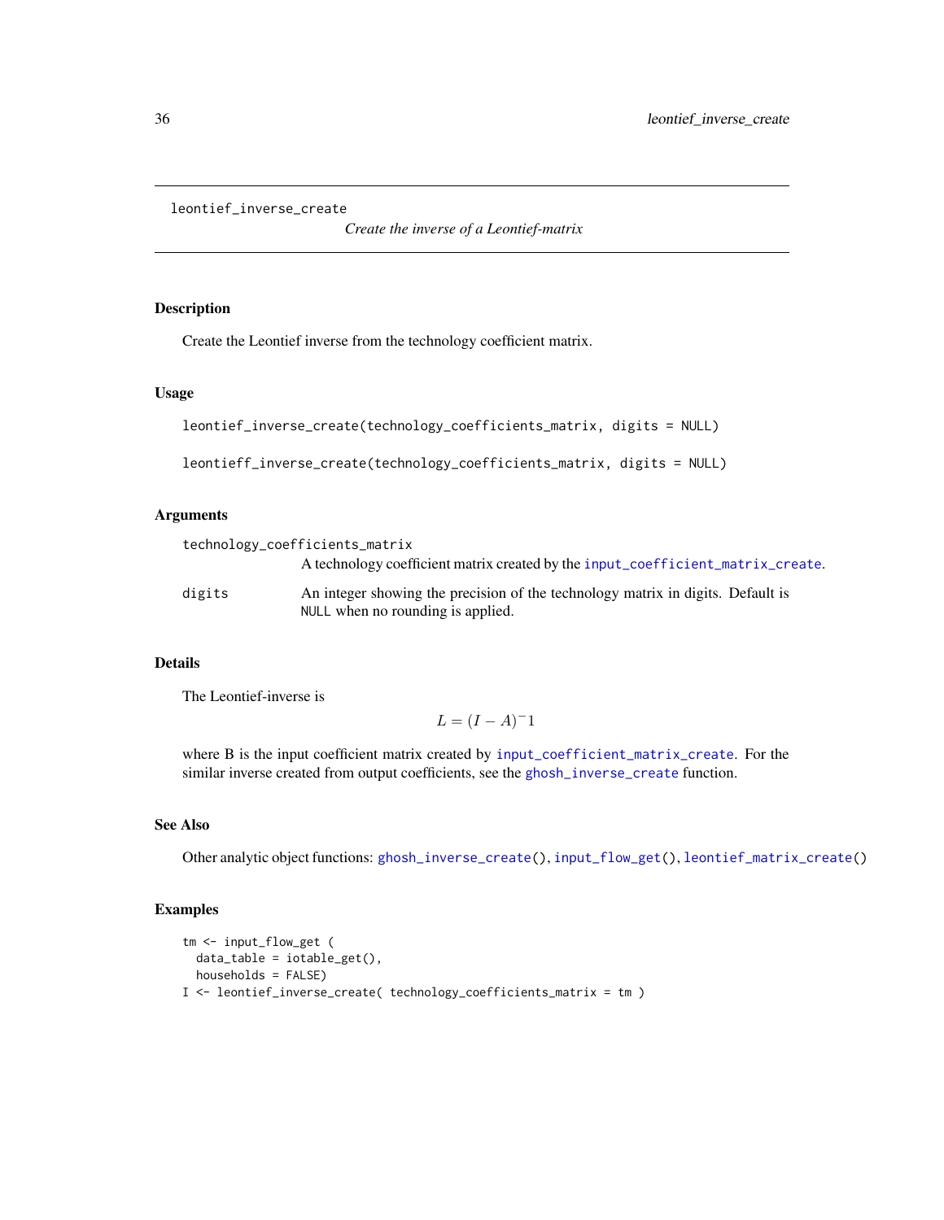leontief_inverse_create

*Create the inverse of a Leontief-matrix*

## Description

Create the Leontief inverse from the technology coefficient matrix.

## Usage

```
leontief_inverse_create(technology_coefficients_matrix, digits = NULL)

leontieff_inverse_create(technology_coefficients_matrix, digits = NULL)
```

## Arguments

technology_coefficients_matrix
: A technology coefficient matrix created by the `input_coefficient_matrix_create`.

digits
: An integer showing the precision of the technology matrix in digits. Default is `NULL` when no rounding is applied.

## Details

The Leontief-inverse is

$$L = (I - A)^{-}1$$

where B is the input coefficient matrix created by `input_coefficient_matrix_create`. For the similar inverse created from output coefficients, see the `ghosh_inverse_create` function.

## See Also

Other analytic object functions: `ghosh_inverse_create()`, `input_flow_get()`, `leontief_matrix_create()`

## Examples

```
tm <- input_flow_get (
  data_table = iotable_get(),
  households = FALSE)
I <- leontief_inverse_create( technology_coefficients_matrix = tm )
```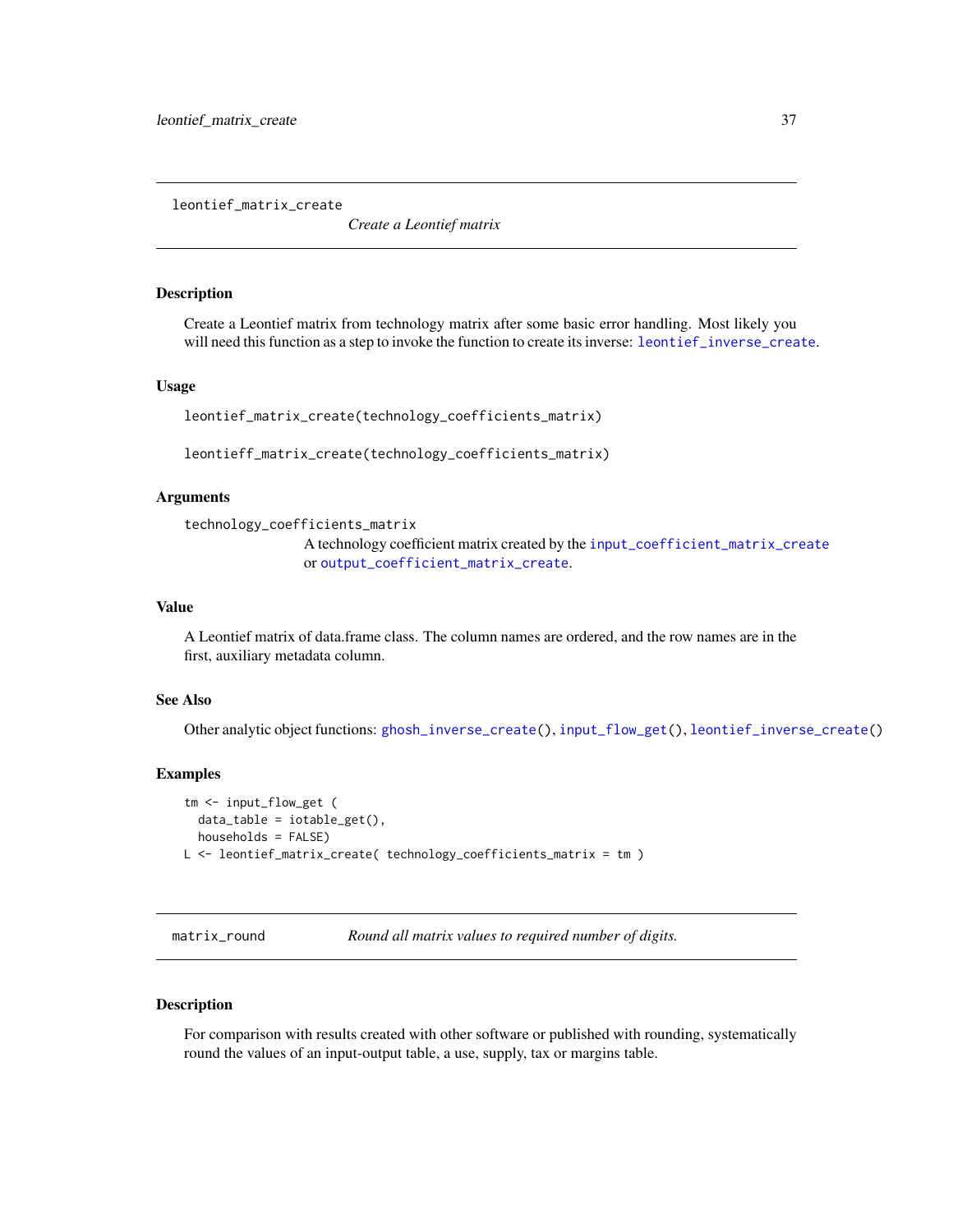## leontief_matrix_create

*Create a Leontief matrix*

### Description

Create a Leontief matrix from technology matrix after some basic error handling. Most likely you will need this function as a step to invoke the function to create its inverse: leontief_inverse_create.

### Usage

```
leontief_matrix_create(technology_coefficients_matrix)

leontieff_matrix_create(technology_coefficients_matrix)
```

### Arguments

`technology_coefficients_matrix`
: A technology coefficient matrix created by the input_coefficient_matrix_create or output_coefficient_matrix_create.

### Value

A Leontief matrix of data.frame class. The column names are ordered, and the row names are in the first, auxiliary metadata column.

### See Also

Other analytic object functions: ghosh_inverse_create(), input_flow_get(), leontief_inverse_create()

### Examples

```
tm <- input_flow_get (
  data_table = iotable_get(),
  households = FALSE)
L <- leontief_matrix_create( technology_coefficients_matrix = tm )
```

## matrix_round

*Round all matrix values to required number of digits.*

### Description

For comparison with results created with other software or published with rounding, systematically round the values of an input-output table, a use, supply, tax or margins table.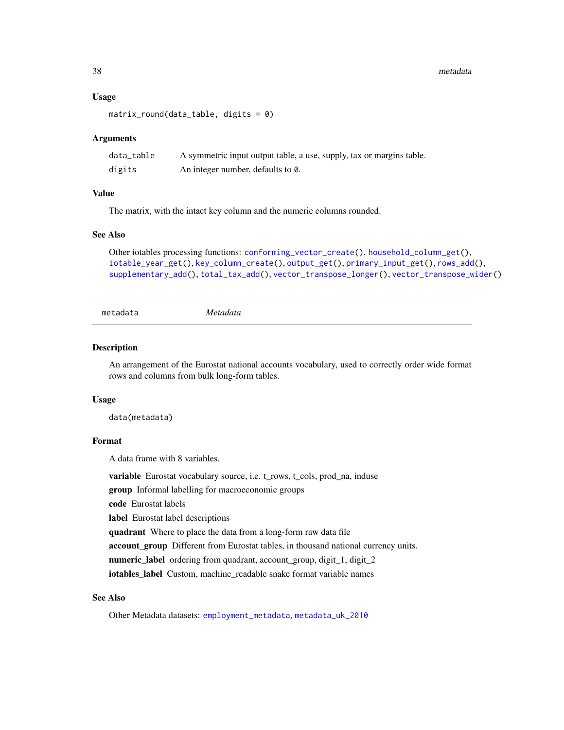### Usage

```
matrix_round(data_table, digits = 0)
```

### Arguments

| | |
|---|---|
| data_table | A symmetric input output table, a use, supply, tax or margins table. |
| digits | An integer number, defaults to 0. |

### Value

The matrix, with the intact key column and the numeric columns rounded.

### See Also

Other iotables processing functions: conforming_vector_create(), household_column_get(), iotable_year_get(), key_column_create(), output_get(), primary_input_get(), rows_add(), supplementary_add(), total_tax_add(), vector_transpose_longer(), vector_transpose_wider()

---

## metadata *Metadata*

### Description

An arrangement of the Eurostat national accounts vocabulary, used to correctly order wide format rows and columns from bulk long-form tables.

### Usage

```
data(metadata)
```

### Format

A data frame with 8 variables.

**variable** Eurostat vocabulary source, i.e. t_rows, t_cols, prod_na, induse

**group** Informal labelling for macroeconomic groups

**code** Eurostat labels

**label** Eurostat label descriptions

**quadrant** Where to place the data from a long-form raw data file

**account_group** Different from Eurostat tables, in thousand national currency units.

**numeric_label** ordering from quadrant, account_group, digit_1, digit_2

**iotables_label** Custom, machine_readable snake format variable names

### See Also

Other Metadata datasets: employment_metadata, metadata_uk_2010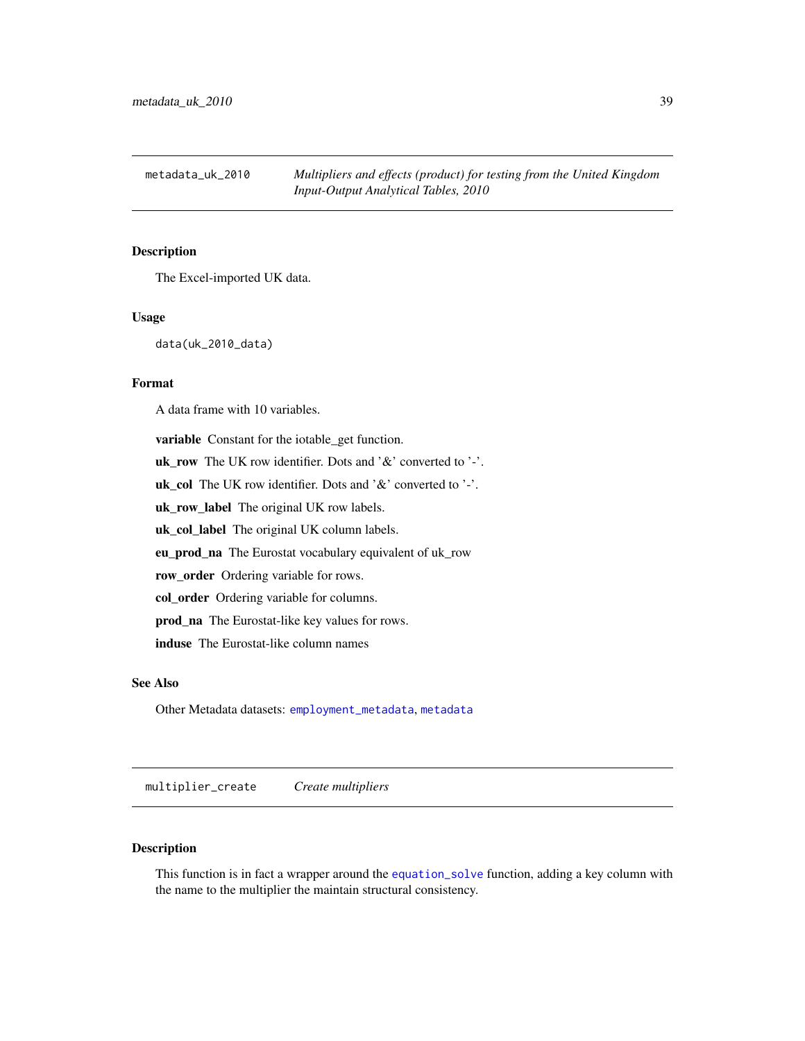## metadata_uk_2010 — *Multipliers and effects (product) for testing from the United Kingdom Input-Output Analytical Tables, 2010*

### Description

The Excel-imported UK data.

### Usage

```
data(uk_2010_data)
```

### Format

A data frame with 10 variables.

**variable** Constant for the iotable_get function.

**uk_row** The UK row identifier. Dots and '&' converted to '-'.

**uk_col** The UK row identifier. Dots and '&' converted to '-'.

**uk_row_label** The original UK row labels.

**uk_col_label** The original UK column labels.

**eu_prod_na** The Eurostat vocabulary equivalent of uk_row

**row_order** Ordering variable for rows.

**col_order** Ordering variable for columns.

**prod_na** The Eurostat-like key values for rows.

**induse** The Eurostat-like column names

### See Also

Other Metadata datasets: `employment_metadata`, `metadata`

## multiplier_create — *Create multipliers*

### Description

This function is in fact a wrapper around the `equation_solve` function, adding a key column with the name to the multiplier the maintain structural consistency.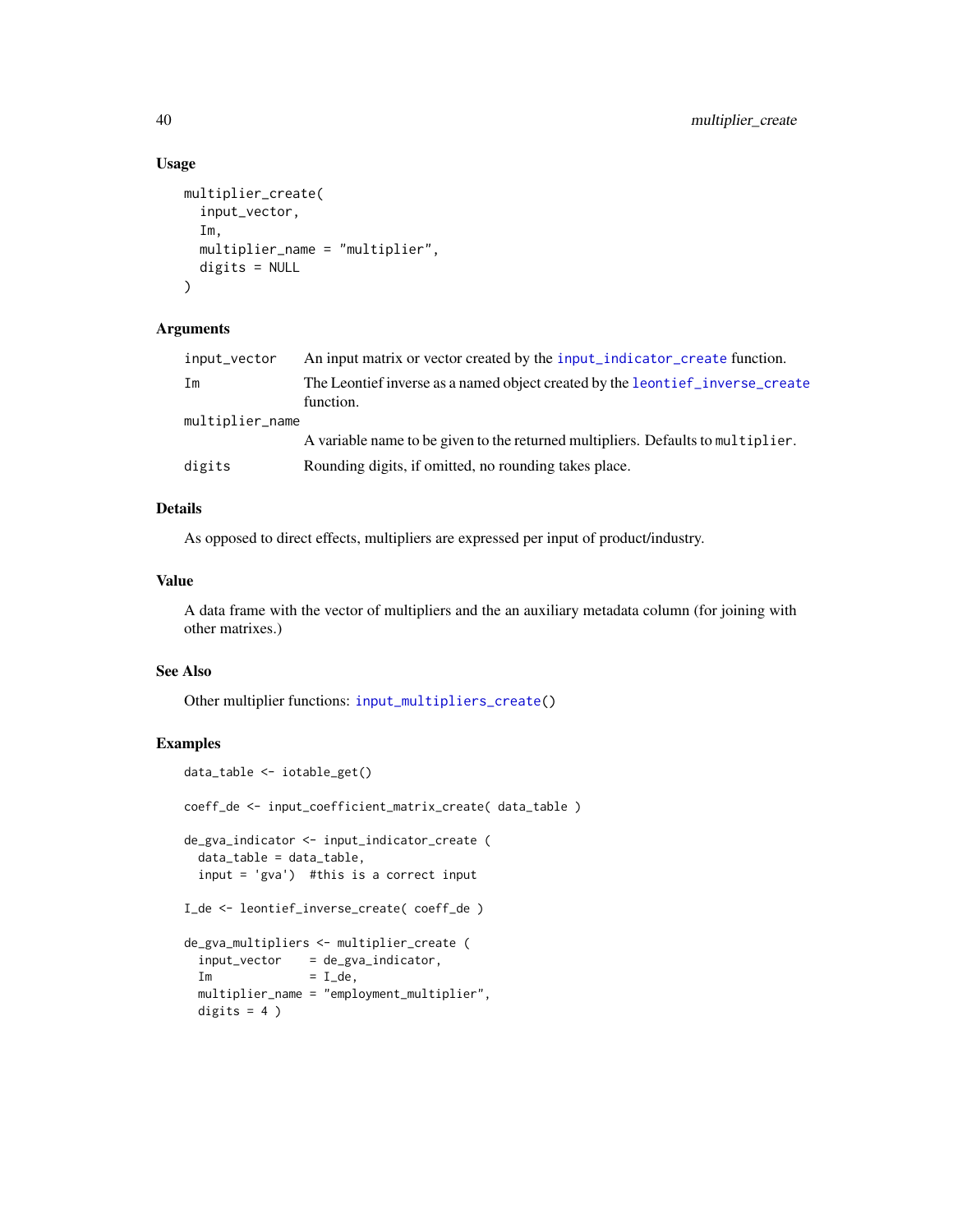### Usage

```
multiplier_create(
  input_vector,
  Im,
  multiplier_name = "multiplier",
  digits = NULL
)
```

### Arguments

| | |
|---|---|
| input_vector | An input matrix or vector created by the input_indicator_create function. |
| Im | The Leontief inverse as a named object created by the leontief_inverse_create function. |
| multiplier_name | A variable name to be given to the returned multipliers. Defaults to multiplier. |
| digits | Rounding digits, if omitted, no rounding takes place. |

### Details

As opposed to direct effects, multipliers are expressed per input of product/industry.

### Value

A data frame with the vector of multipliers and the an auxiliary metadata column (for joining with other matrixes.)

### See Also

Other multiplier functions: input_multipliers_create()

### Examples

```
data_table <- iotable_get()

coeff_de <- input_coefficient_matrix_create( data_table )

de_gva_indicator <- input_indicator_create (
  data_table = data_table,
  input = 'gva')  #this is a correct input

I_de <- leontief_inverse_create( coeff_de )

de_gva_multipliers <- multiplier_create (
  input_vector    = de_gva_indicator,
  Im              = I_de,
  multiplier_name = "employment_multiplier",
  digits = 4 )
```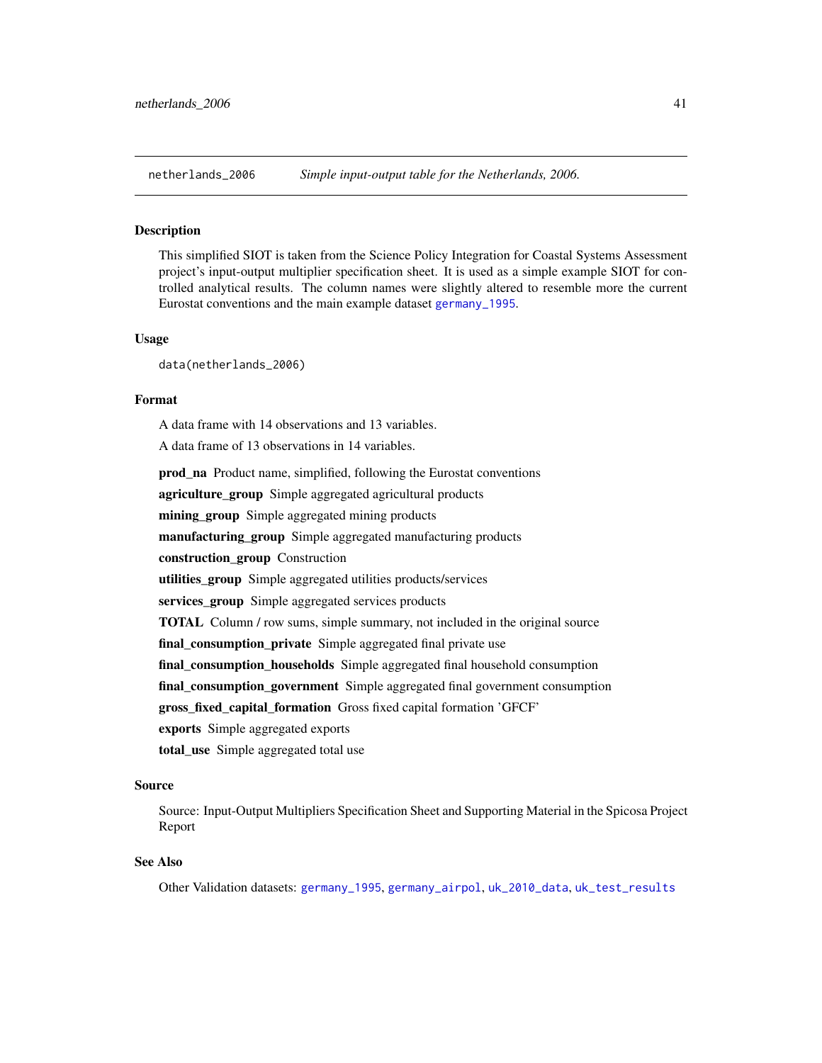## netherlands_2006 — *Simple input-output table for the Netherlands, 2006.*

### Description

This simplified SIOT is taken from the Science Policy Integration for Coastal Systems Assessment project's input-output multiplier specification sheet. It is used as a simple example SIOT for controlled analytical results. The column names were slightly altered to resemble more the current Eurostat conventions and the main example dataset germany_1995.

### Usage

```
data(netherlands_2006)
```

### Format

A data frame with 14 observations and 13 variables.

A data frame of 13 observations in 14 variables.

**prod_na** Product name, simplified, following the Eurostat conventions

**agriculture_group** Simple aggregated agricultural products

**mining_group** Simple aggregated mining products

**manufacturing_group** Simple aggregated manufacturing products

**construction_group** Construction

**utilities_group** Simple aggregated utilities products/services

**services_group** Simple aggregated services products

**TOTAL** Column / row sums, simple summary, not included in the original source

**final_consumption_private** Simple aggregated final private use

**final_consumption_households** Simple aggregated final household consumption

**final_consumption_government** Simple aggregated final government consumption

**gross_fixed_capital_formation** Gross fixed capital formation 'GFCF'

**exports** Simple aggregated exports

**total_use** Simple aggregated total use

### Source

Source: Input-Output Multipliers Specification Sheet and Supporting Material in the Spicosa Project Report

### See Also

Other Validation datasets: germany_1995, germany_airpol, uk_2010_data, uk_test_results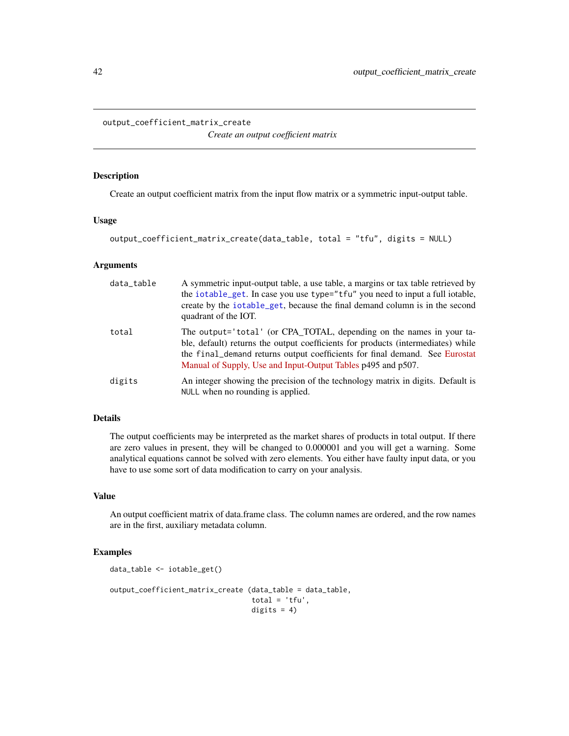## output_coefficient_matrix_create

*Create an output coefficient matrix*

### Description

Create an output coefficient matrix from the input flow matrix or a symmetric input-output table.

### Usage

```
output_coefficient_matrix_create(data_table, total = "tfu", digits = NULL)
```

### Arguments

| Argument | Description |
|---|---|
| data_table | A symmetric input-output table, a use table, a margins or tax table retrieved by the iotable_get. In case you use type="tfu" you need to input a full iotable, create by the iotable_get, because the final demand column is in the second quadrant of the IOT. |
| total | The output='total' (or CPA_TOTAL, depending on the names in your table, default) returns the output coefficients for products (intermediates) while the final_demand returns output coefficients for final demand. See Eurostat Manual of Supply, Use and Input-Output Tables p495 and p507. |
| digits | An integer showing the precision of the technology matrix in digits. Default is NULL when no rounding is applied. |

### Details

The output coefficients may be interpreted as the market shares of products in total output. If there are zero values in present, they will be changed to 0.000001 and you will get a warning. Some analytical equations cannot be solved with zero elements. You either have faulty input data, or you have to use some sort of data modification to carry on your analysis.

### Value

An output coefficient matrix of data.frame class. The column names are ordered, and the row names are in the first, auxiliary metadata column.

### Examples

```
data_table <- iotable_get()

output_coefficient_matrix_create (data_table = data_table,
                                  total = 'tfu',
                                  digits = 4)
```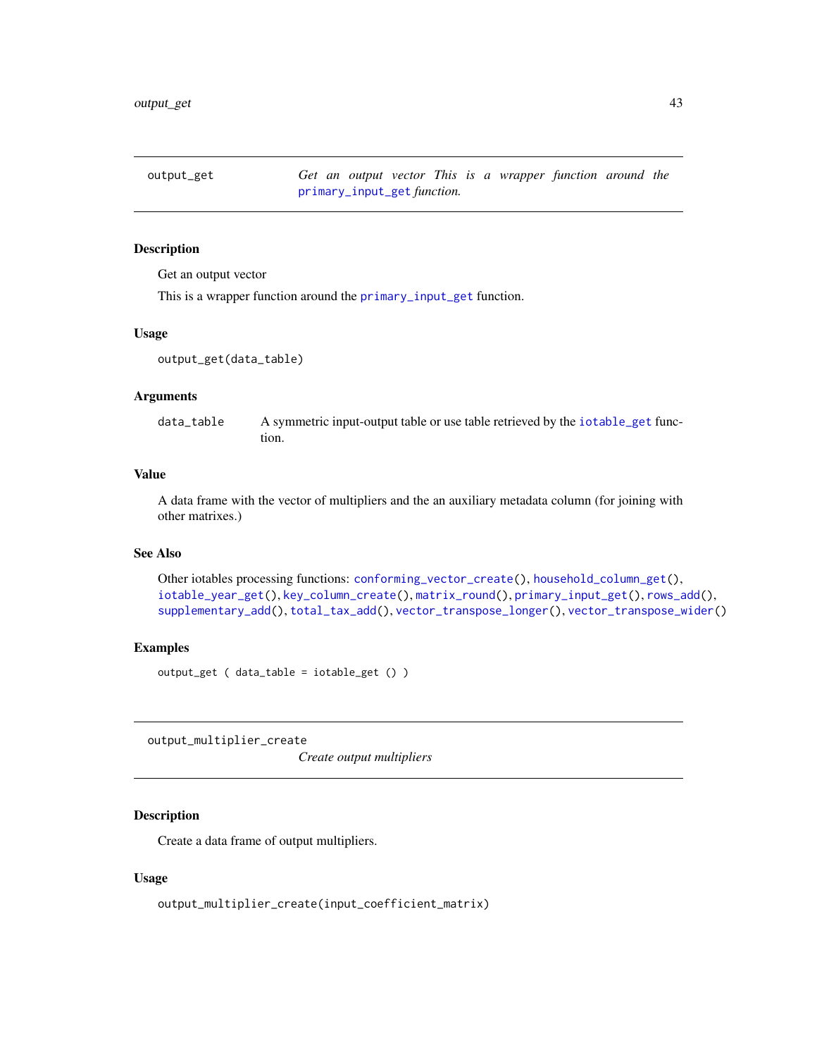## output_get — *Get an output vector This is a wrapper function around the* primary_input_get *function.*

### Description

Get an output vector

This is a wrapper function around the primary_input_get function.

### Usage

```
output_get(data_table)
```

### Arguments

| | |
|---|---|
| data_table | A symmetric input-output table or use table retrieved by the iotable_get function. |

### Value

A data frame with the vector of multipliers and the an auxiliary metadata column (for joining with other matrixes.)

### See Also

Other iotables processing functions: conforming_vector_create(), household_column_get(), iotable_year_get(), key_column_create(), matrix_round(), primary_input_get(), rows_add(), supplementary_add(), total_tax_add(), vector_transpose_longer(), vector_transpose_wider()

### Examples

```
output_get ( data_table = iotable_get () )
```

## output_multiplier_create — *Create output multipliers*

### Description

Create a data frame of output multipliers.

### Usage

```
output_multiplier_create(input_coefficient_matrix)
```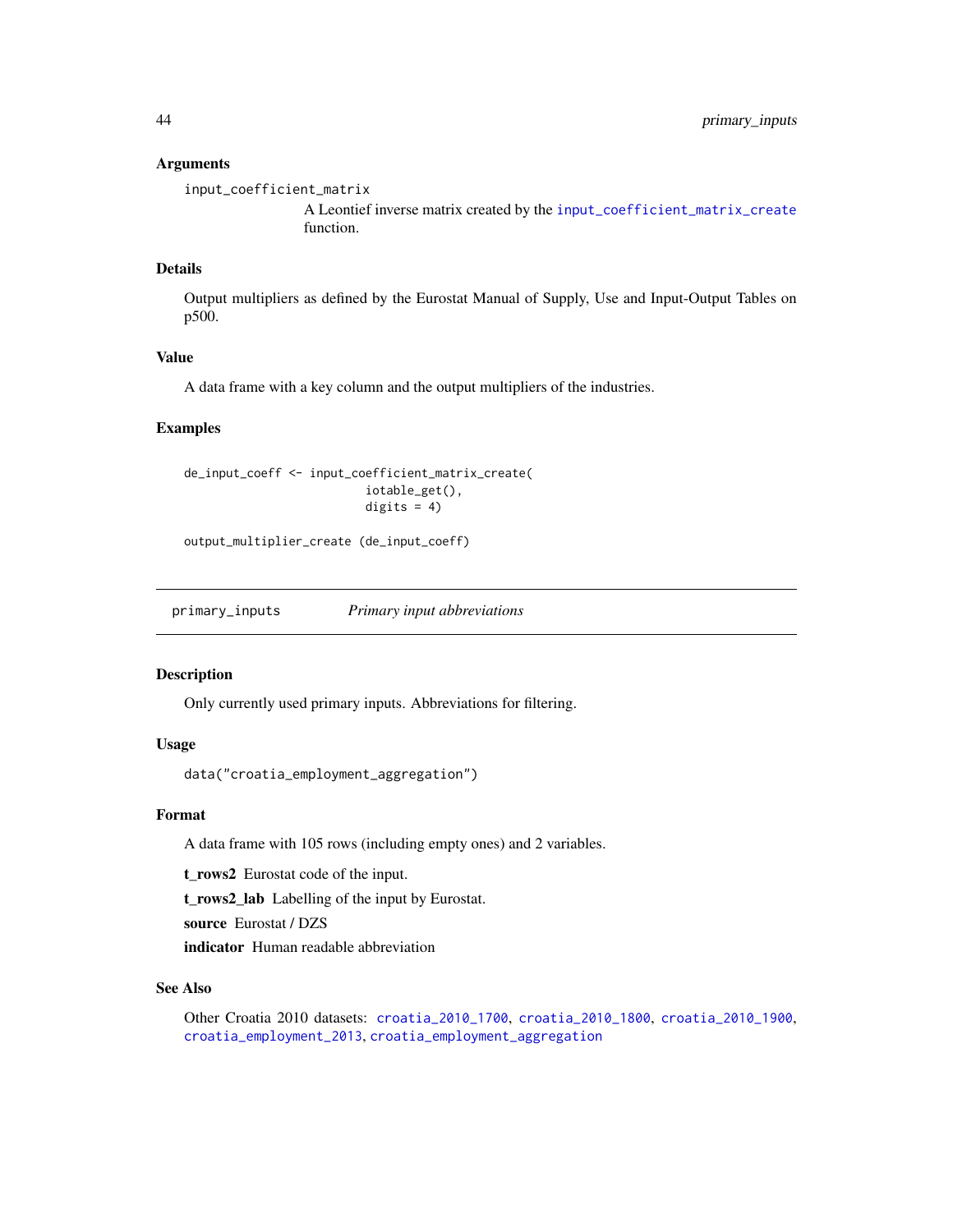### Arguments

`input_coefficient_matrix`
: A Leontief inverse matrix created by the `input_coefficient_matrix_create` function.

### Details

Output multipliers as defined by the Eurostat Manual of Supply, Use and Input-Output Tables on p500.

### Value

A data frame with a key column and the output multipliers of the industries.

### Examples

```
de_input_coeff <- input_coefficient_matrix_create(
                          iotable_get(),
                          digits = 4)

output_multiplier_create (de_input_coeff)
```

---

## `primary_inputs` *Primary input abbreviations*

### Description

Only currently used primary inputs. Abbreviations for filtering.

### Usage

```
data("croatia_employment_aggregation")
```

### Format

A data frame with 105 rows (including empty ones) and 2 variables.

**t_rows2** Eurostat code of the input.

**t_rows2_lab** Labelling of the input by Eurostat.

**source** Eurostat / DZS

**indicator** Human readable abbreviation

### See Also

Other Croatia 2010 datasets: `croatia_2010_1700`, `croatia_2010_1800`, `croatia_2010_1900`, `croatia_employment_2013`, `croatia_employment_aggregation`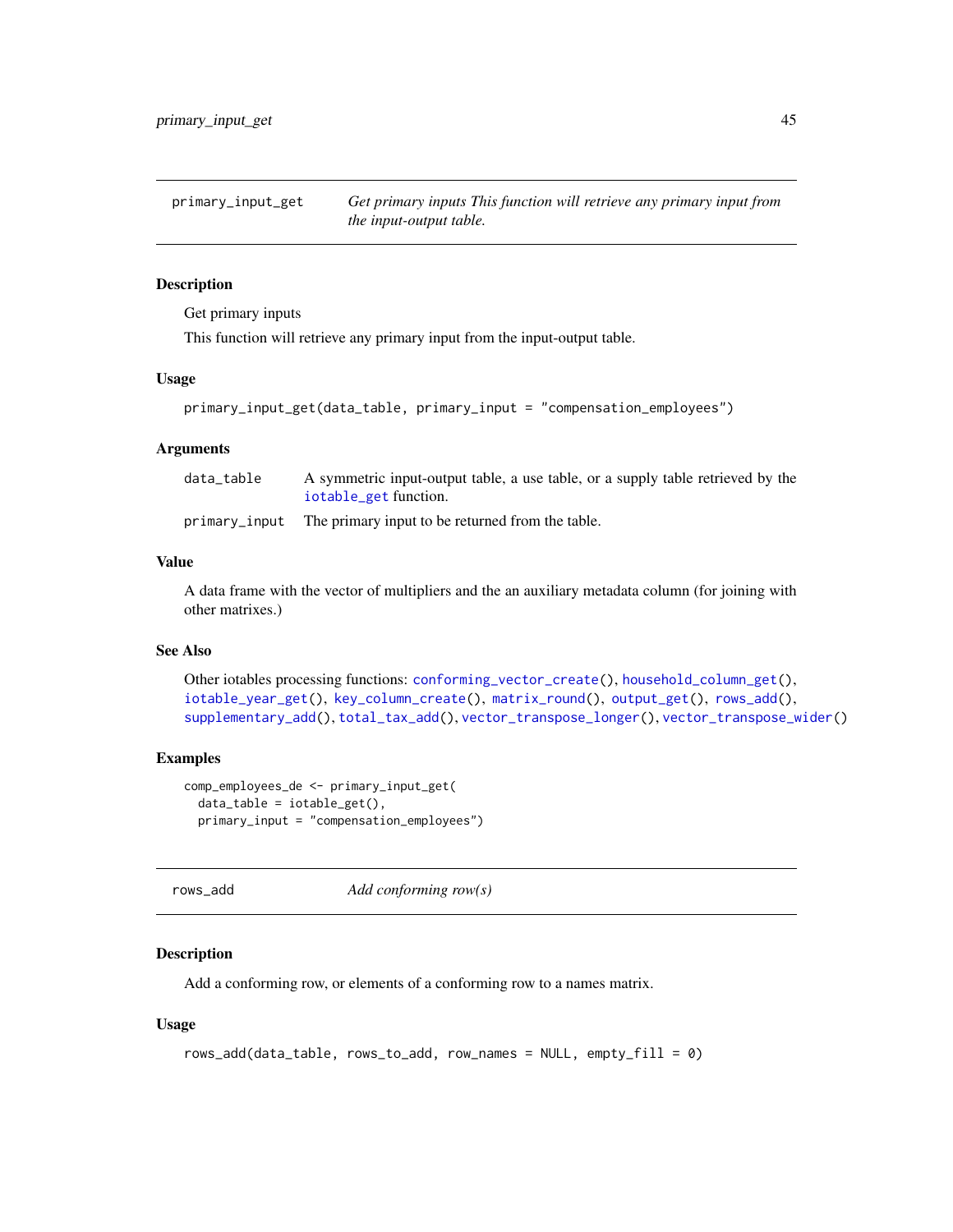## primary_input_get

*Get primary inputs This function will retrieve any primary input from the input-output table.*

### Description

Get primary inputs

This function will retrieve any primary input from the input-output table.

### Usage

```
primary_input_get(data_table, primary_input = "compensation_employees")
```

### Arguments

| | |
|---|---|
| data_table | A symmetric input-output table, a use table, or a supply table retrieved by the iotable_get function. |
| primary_input | The primary input to be returned from the table. |

### Value

A data frame with the vector of multipliers and the an auxiliary metadata column (for joining with other matrixes.)

### See Also

Other iotables processing functions: conforming_vector_create(), household_column_get(), iotable_year_get(), key_column_create(), matrix_round(), output_get(), rows_add(), supplementary_add(), total_tax_add(), vector_transpose_longer(), vector_transpose_wider()

### Examples

```
comp_employees_de <- primary_input_get(
  data_table = iotable_get(),
  primary_input = "compensation_employees")
```

## rows_add

*Add conforming row(s)*

### Description

Add a conforming row, or elements of a conforming row to a names matrix.

### Usage

```
rows_add(data_table, rows_to_add, row_names = NULL, empty_fill = 0)
```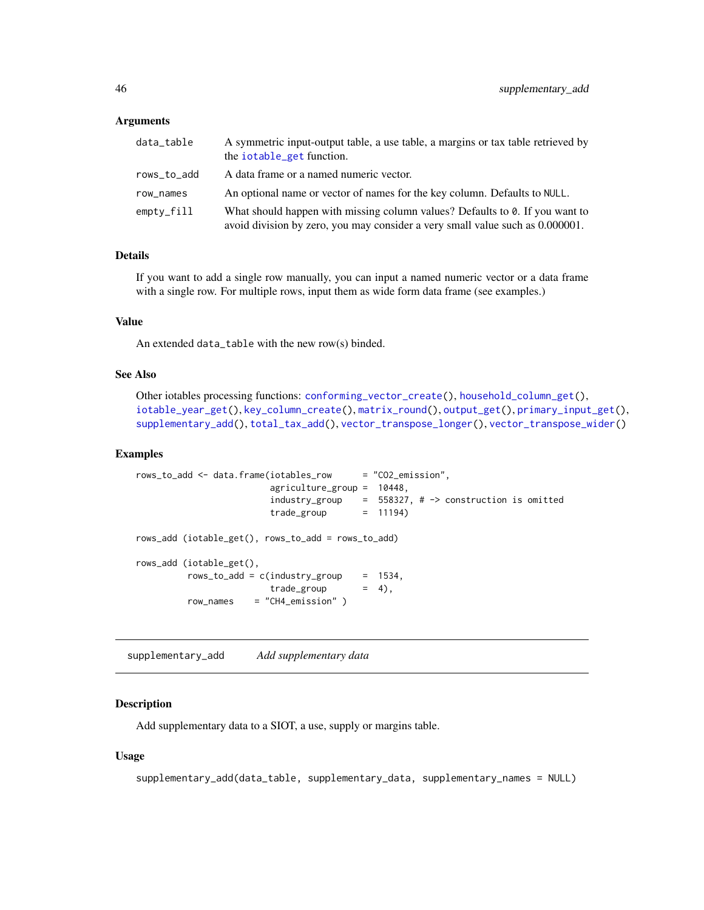### Arguments

| | |
|---|---|
| `data_table` | A symmetric input-output table, a use table, a margins or tax table retrieved by the `iotable_get` function. |
| `rows_to_add` | A data frame or a named numeric vector. |
| `row_names` | An optional name or vector of names for the key column. Defaults to `NULL`. |
| `empty_fill` | What should happen with missing column values? Defaults to `0`. If you want to avoid division by zero, you may consider a very small value such as 0.000001. |

### Details

If you want to add a single row manually, you can input a named numeric vector or a data frame with a single row. For multiple rows, input them as wide form data frame (see examples.)

### Value

An extended `data_table` with the new row(s) binded.

### See Also

Other iotables processing functions: `conforming_vector_create()`, `household_column_get()`, `iotable_year_get()`, `key_column_create()`, `matrix_round()`, `output_get()`, `primary_input_get()`, `supplementary_add()`, `total_tax_add()`, `vector_transpose_longer()`, `vector_transpose_wider()`

### Examples

```
rows_to_add <- data.frame(iotables_row      = "CO2_emission",
                          agriculture_group =  10448,
                          industry_group    =  558327, # -> construction is omitted
                          trade_group       =  11194)

rows_add (iotable_get(), rows_to_add = rows_to_add)

rows_add (iotable_get(),
          rows_to_add = c(industry_group    =  1534,
                          trade_group       =  4),
          row_names    = "CH4_emission" )
```

---

## supplementary_add    *Add supplementary data*

---

### Description

Add supplementary data to a SIOT, a use, supply or margins table.

### Usage

```
supplementary_add(data_table, supplementary_data, supplementary_names = NULL)
```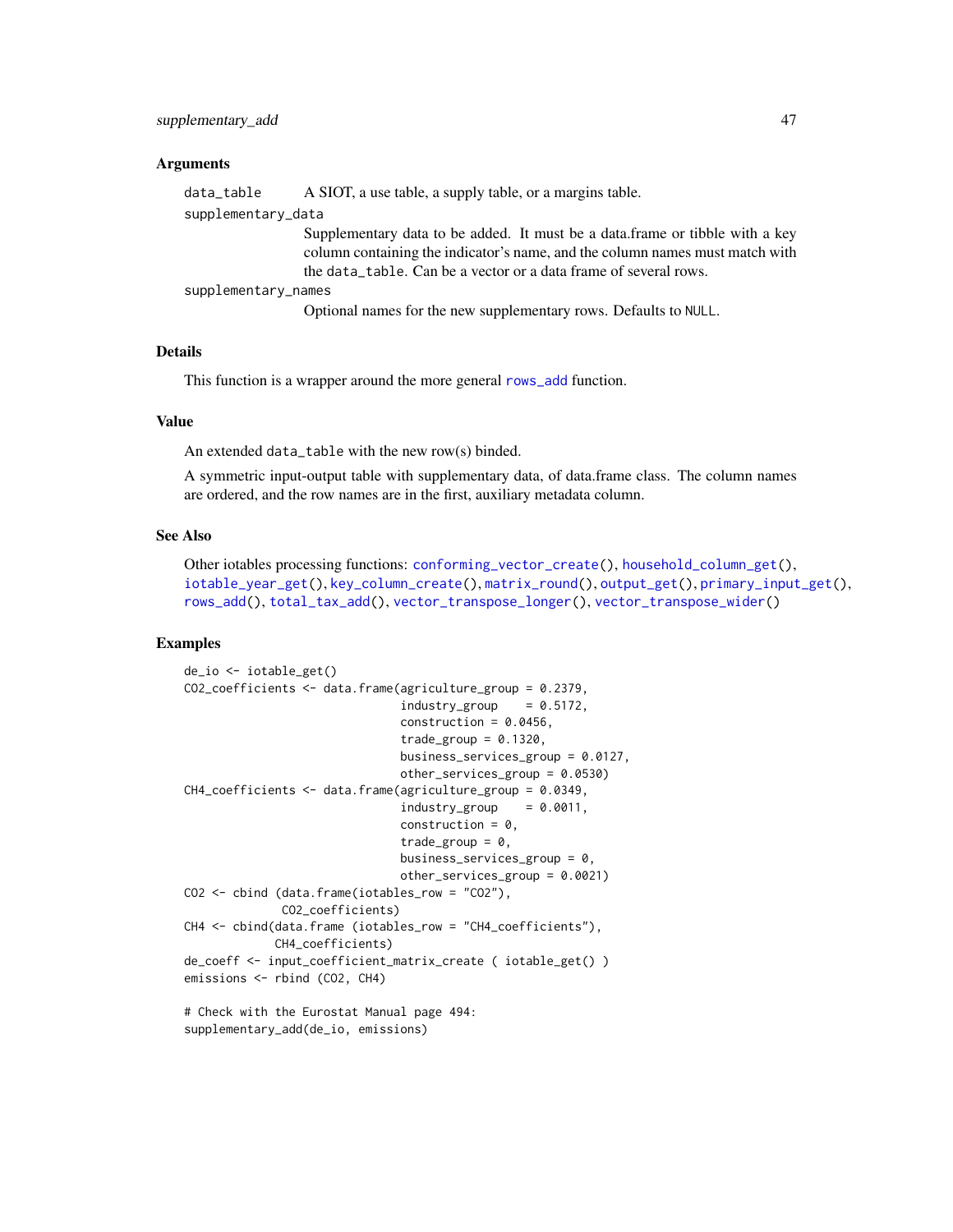### Arguments

- `data_table` A SIOT, a use table, a supply table, or a margins table.
- `supplementary_data` Supplementary data to be added. It must be a data.frame or tibble with a key column containing the indicator's name, and the column names must match with the `data_table`. Can be a vector or a data frame of several rows.
- `supplementary_names` Optional names for the new supplementary rows. Defaults to `NULL`.

### Details

This function is a wrapper around the more general `rows_add` function.

### Value

An extended `data_table` with the new row(s) binded.

A symmetric input-output table with supplementary data, of data.frame class. The column names are ordered, and the row names are in the first, auxiliary metadata column.

### See Also

Other iotables processing functions: `conforming_vector_create()`, `household_column_get()`, `iotable_year_get()`, `key_column_create()`, `matrix_round()`, `output_get()`, `primary_input_get()`, `rows_add()`, `total_tax_add()`, `vector_transpose_longer()`, `vector_transpose_wider()`

### Examples

```
de_io <- iotable_get()
CO2_coefficients <- data.frame(agriculture_group = 0.2379,
                               industry_group    = 0.5172,
                               construction = 0.0456,
                               trade_group = 0.1320,
                               business_services_group = 0.0127,
                               other_services_group = 0.0530)
CH4_coefficients <- data.frame(agriculture_group = 0.0349,
                               industry_group    = 0.0011,
                               construction = 0,
                               trade_group = 0,
                               business_services_group = 0,
                               other_services_group = 0.0021)
CO2 <- cbind (data.frame(iotables_row = "CO2"),
              CO2_coefficients)
CH4 <- cbind(data.frame (iotables_row = "CH4_coefficients"),
             CH4_coefficients)
de_coeff <- input_coefficient_matrix_create ( iotable_get() )
emissions <- rbind (CO2, CH4)

# Check with the Eurostat Manual page 494:
supplementary_add(de_io, emissions)
```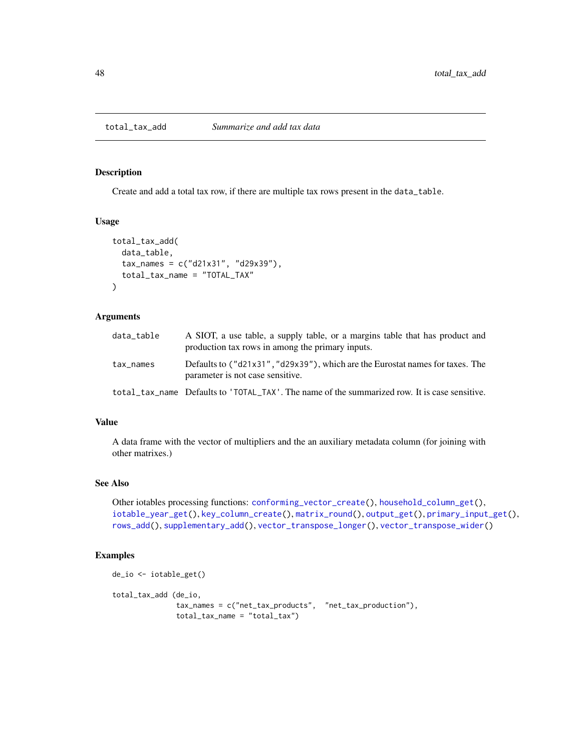# total_tax_add *Summarize and add tax data*

## Description

Create and add a total tax row, if there are multiple tax rows present in the `data_table`.

## Usage

```
total_tax_add(
  data_table,
  tax_names = c("d21x31", "d29x39"),
  total_tax_name = "TOTAL_TAX"
)
```

## Arguments

| | |
|---|---|
| `data_table` | A SIOT, a use table, a supply table, or a margins table that has product and production tax rows in among the primary inputs. |
| `tax_names` | Defaults to `("d21x31","d29x39")`, which are the Eurostat names for taxes. The parameter is not case sensitive. |
| `total_tax_name` | Defaults to `'TOTAL_TAX'`. The name of the summarized row. It is case sensitive. |

## Value

A data frame with the vector of multipliers and the an auxiliary metadata column (for joining with other matrixes.)

## See Also

Other iotables processing functions: `conforming_vector_create()`, `household_column_get()`, `iotable_year_get()`, `key_column_create()`, `matrix_round()`, `output_get()`, `primary_input_get()`, `rows_add()`, `supplementary_add()`, `vector_transpose_longer()`, `vector_transpose_wider()`

## Examples

```
de_io <- iotable_get()

total_tax_add (de_io,
              tax_names = c("net_tax_products",  "net_tax_production"),
              total_tax_name = "total_tax")
```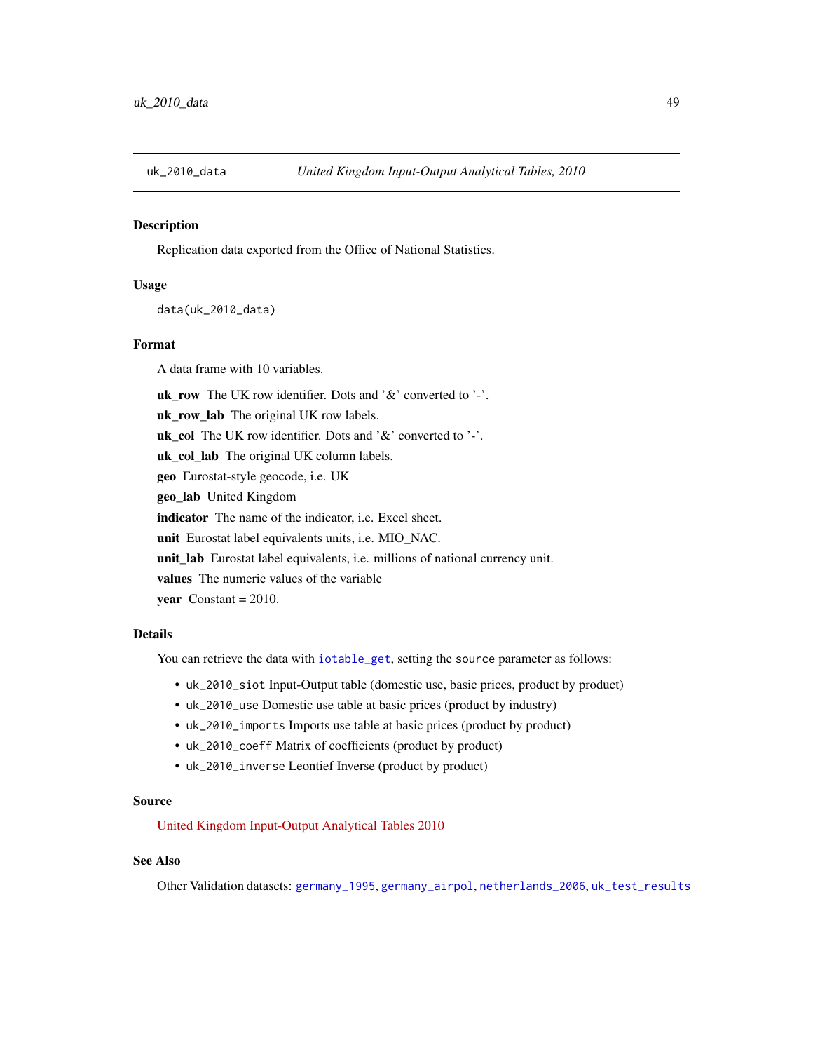## uk_2010_data — *United Kingdom Input-Output Analytical Tables, 2010*

### Description

Replication data exported from the Office of National Statistics.

### Usage

```
data(uk_2010_data)
```

### Format

A data frame with 10 variables.

**uk_row** The UK row identifier. Dots and '&' converted to '-'.

**uk_row_lab** The original UK row labels.

**uk_col** The UK row identifier. Dots and '&' converted to '-'.

**uk_col_lab** The original UK column labels.

**geo** Eurostat-style geocode, i.e. UK

**geo_lab** United Kingdom

**indicator** The name of the indicator, i.e. Excel sheet.

**unit** Eurostat label equivalents units, i.e. MIO_NAC.

**unit_lab** Eurostat label equivalents, i.e. millions of national currency unit.

**values** The numeric values of the variable

**year** Constant = 2010.

### Details

You can retrieve the data with `iotable_get`, setting the `source` parameter as follows:

- `uk_2010_siot` Input-Output table (domestic use, basic prices, product by product)
- `uk_2010_use` Domestic use table at basic prices (product by industry)
- `uk_2010_imports` Imports use table at basic prices (product by product)
- `uk_2010_coeff` Matrix of coefficients (product by product)
- `uk_2010_inverse` Leontief Inverse (product by product)

### Source

United Kingdom Input-Output Analytical Tables 2010

### See Also

Other Validation datasets: `germany_1995`, `germany_airpol`, `netherlands_2006`, `uk_test_results`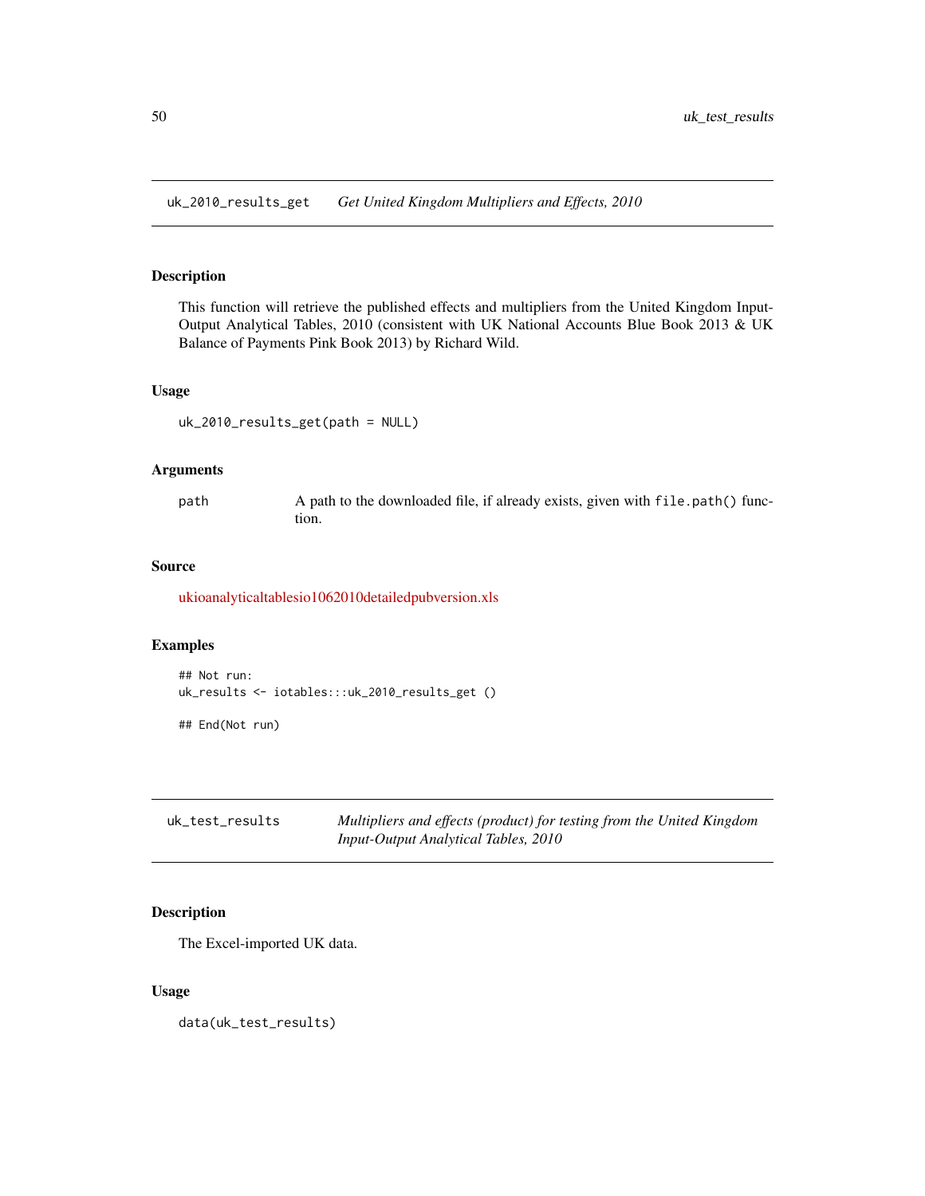## uk_2010_results_get — *Get United Kingdom Multipliers and Effects, 2010*

### Description

This function will retrieve the published effects and multipliers from the United Kingdom Input-Output Analytical Tables, 2010 (consistent with UK National Accounts Blue Book 2013 & UK Balance of Payments Pink Book 2013) by Richard Wild.

### Usage

```
uk_2010_results_get(path = NULL)
```

### Arguments

| | |
|---|---|
| path | A path to the downloaded file, if already exists, given with file.path() function. |

### Source

ukioanalyticaltablesio1062010detailedpubversion.xls

### Examples

```
## Not run:
uk_results <- iotables:::uk_2010_results_get ()

## End(Not run)
```

## uk_test_results — *Multipliers and effects (product) for testing from the United Kingdom Input-Output Analytical Tables, 2010*

### Description

The Excel-imported UK data.

### Usage

```
data(uk_test_results)
```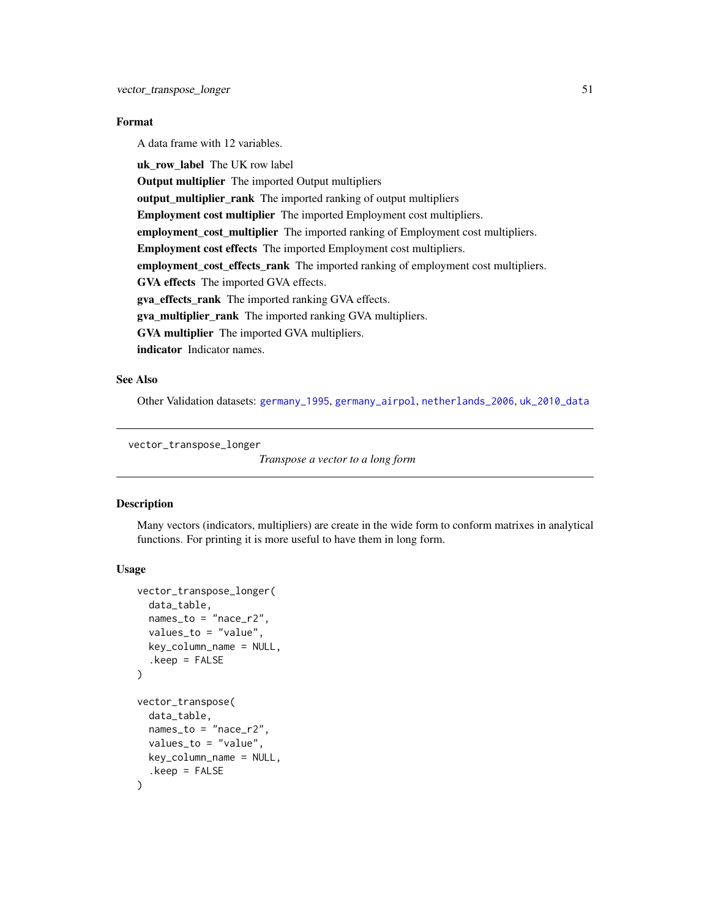### Format

A data frame with 12 variables.

**uk_row_label** The UK row label

**Output multiplier** The imported Output multipliers

**output_multiplier_rank** The imported ranking of output multipliers

**Employment cost multiplier** The imported Employment cost multipliers.

**employment_cost_multiplier** The imported ranking of Employment cost multipliers.

**Employment cost effects** The imported Employment cost multipliers.

**employment_cost_effects_rank** The imported ranking of employment cost multipliers.

**GVA effects** The imported GVA effects.

**gva_effects_rank** The imported ranking GVA effects.

**gva_multiplier_rank** The imported ranking GVA multipliers.

**GVA multiplier** The imported GVA multipliers.

**indicator** Indicator names.

### See Also

Other Validation datasets: germany_1995, germany_airpol, netherlands_2006, uk_2010_data

---

## vector_transpose_longer

*Transpose a vector to a long form*

---

### Description

Many vectors (indicators, multipliers) are create in the wide form to conform matrixes in analytical functions. For printing it is more useful to have them in long form.

### Usage

```
vector_transpose_longer(
  data_table,
  names_to = "nace_r2",
  values_to = "value",
  key_column_name = NULL,
  .keep = FALSE
)

vector_transpose(
  data_table,
  names_to = "nace_r2",
  values_to = "value",
  key_column_name = NULL,
  .keep = FALSE
)
```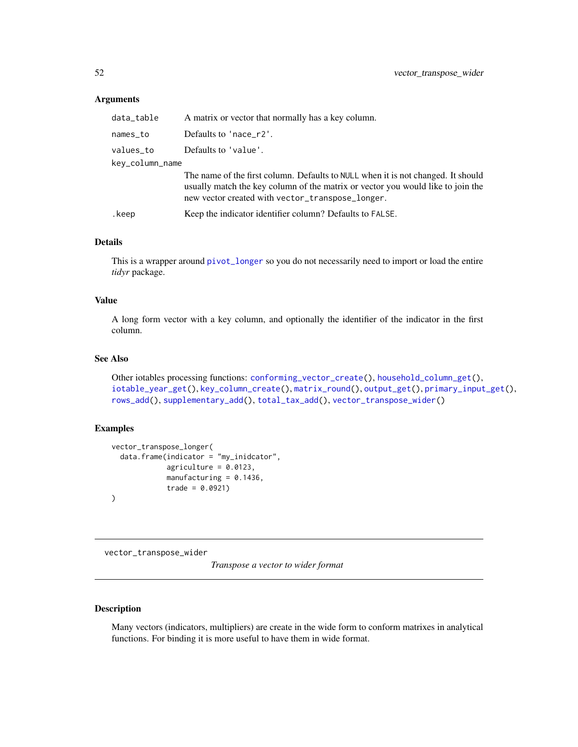### Arguments

| | |
|---|---|
| `data_table` | A matrix or vector that normally has a key column. |
| `names_to` | Defaults to `'nace_r2'`. |
| `values_to` | Defaults to `'value'`. |
| `key_column_name` | The name of the first column. Defaults to `NULL` when it is not changed. It should usually match the key column of the matrix or vector you would like to join the new vector created with `vector_transpose_longer`. |
| `.keep` | Keep the indicator identifier column? Defaults to `FALSE`. |

### Details

This is a wrapper around `pivot_longer` so you do not necessarily need to import or load the entire *tidyr* package.

### Value

A long form vector with a key column, and optionally the identifier of the indicator in the first column.

### See Also

Other iotables processing functions: `conforming_vector_create()`, `household_column_get()`, `iotable_year_get()`, `key_column_create()`, `matrix_round()`, `output_get()`, `primary_input_get()`, `rows_add()`, `supplementary_add()`, `total_tax_add()`, `vector_transpose_wider()`

### Examples

```
vector_transpose_longer(
  data.frame(indicator = "my_inidcator",
             agriculture = 0.0123,
             manufacturing = 0.1436,
             trade = 0.0921)
)
```

---

## vector_transpose_wider

*Transpose a vector to wider format*

---

### Description

Many vectors (indicators, multipliers) are create in the wide form to conform matrixes in analytical functions. For binding it is more useful to have them in wide format.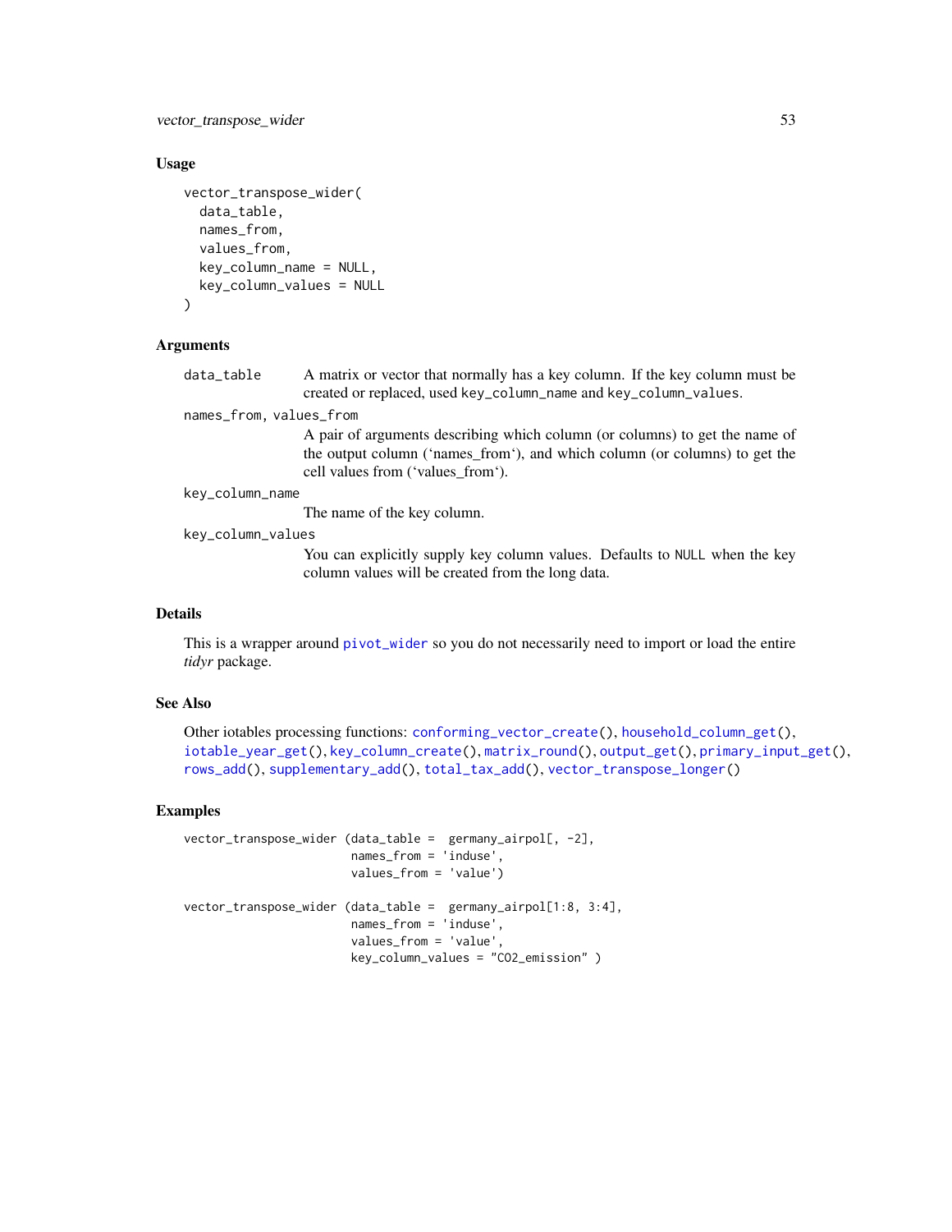## Usage

```
vector_transpose_wider(
  data_table,
  names_from,
  values_from,
  key_column_name = NULL,
  key_column_values = NULL
)
```

## Arguments

**data_table**
A matrix or vector that normally has a key column. If the key column must be created or replaced, used `key_column_name` and `key_column_values`.

**names_from, values_from**
A pair of arguments describing which column (or columns) to get the name of the output column (‘names_from‘), and which column (or columns) to get the cell values from (‘values_from‘).

**key_column_name**
The name of the key column.

**key_column_values**
You can explicitly supply key column values. Defaults to `NULL` when the key column values will be created from the long data.

## Details

This is a wrapper around `pivot_wider` so you do not necessarily need to import or load the entire *tidyr* package.

## See Also

Other iotables processing functions: `conforming_vector_create()`, `household_column_get()`, `iotable_year_get()`, `key_column_create()`, `matrix_round()`, `output_get()`, `primary_input_get()`, `rows_add()`, `supplementary_add()`, `total_tax_add()`, `vector_transpose_longer()`

## Examples

```
vector_transpose_wider (data_table =  germany_airpol[, -2],
                        names_from = 'induse',
                        values_from = 'value')

vector_transpose_wider (data_table =  germany_airpol[1:8, 3:4],
                        names_from = 'induse',
                        values_from = 'value',
                        key_column_values = "CO2_emission" )
```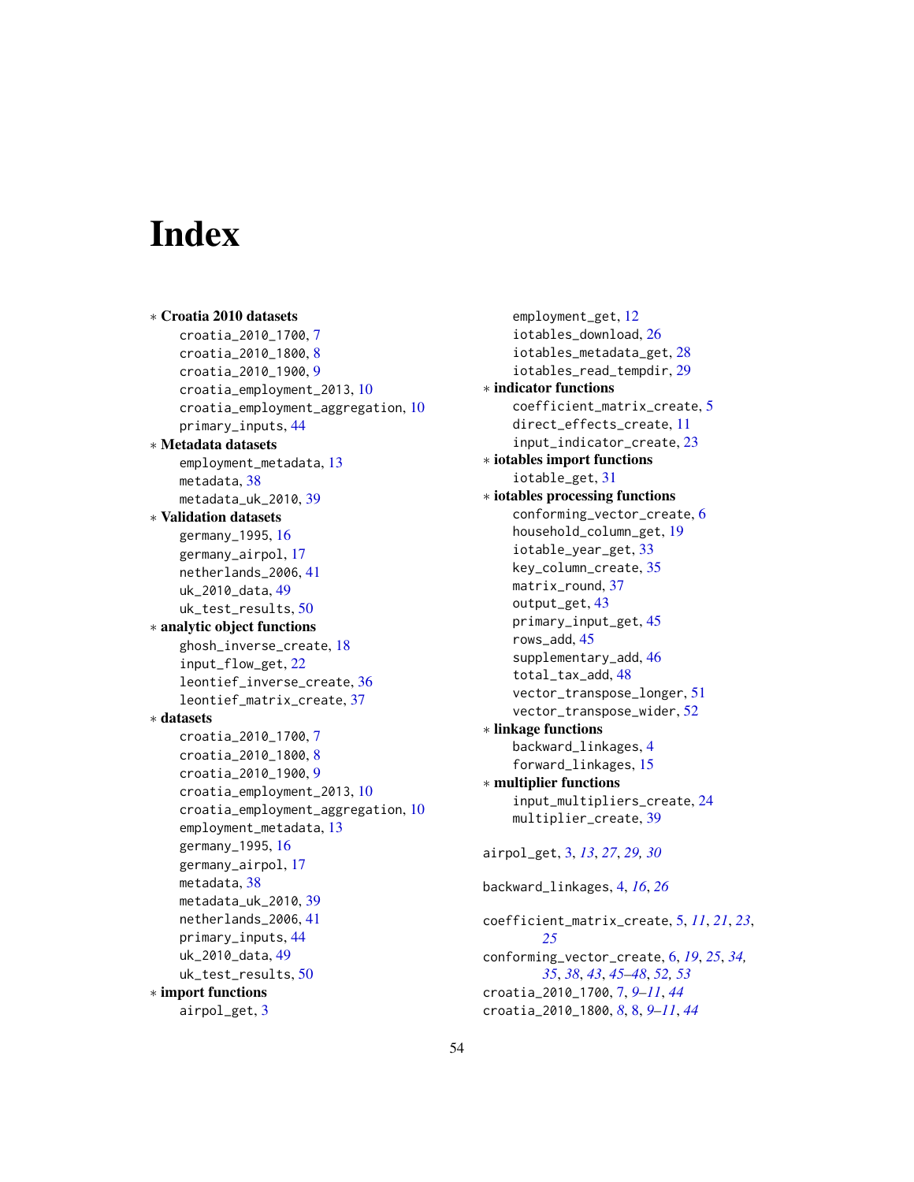# Index

* **Croatia 2010 datasets**
  - croatia_2010_1700, 7
  - croatia_2010_1800, 8
  - croatia_2010_1900, 9
  - croatia_employment_2013, 10
  - croatia_employment_aggregation, 10
  - primary_inputs, 44
* **Metadata datasets**
  - employment_metadata, 13
  - metadata, 38
  - metadata_uk_2010, 39
* **Validation datasets**
  - germany_1995, 16
  - germany_airpol, 17
  - netherlands_2006, 41
  - uk_2010_data, 49
  - uk_test_results, 50
* **analytic object functions**
  - ghosh_inverse_create, 18
  - input_flow_get, 22
  - leontief_inverse_create, 36
  - leontief_matrix_create, 37
* **datasets**
  - croatia_2010_1700, 7
  - croatia_2010_1800, 8
  - croatia_2010_1900, 9
  - croatia_employment_2013, 10
  - croatia_employment_aggregation, 10
  - employment_metadata, 13
  - germany_1995, 16
  - germany_airpol, 17
  - metadata, 38
  - metadata_uk_2010, 39
  - netherlands_2006, 41
  - primary_inputs, 44
  - uk_2010_data, 49
  - uk_test_results, 50
* **import functions**
  - airpol_get, 3
  - employment_get, 12
  - iotables_download, 26
  - iotables_metadata_get, 28
  - iotables_read_tempdir, 29
* **indicator functions**
  - coefficient_matrix_create, 5
  - direct_effects_create, 11
  - input_indicator_create, 23
* **iotables import functions**
  - iotable_get, 31
* **iotables processing functions**
  - conforming_vector_create, 6
  - household_column_get, 19
  - iotable_year_get, 33
  - key_column_create, 35
  - matrix_round, 37
  - output_get, 43
  - primary_input_get, 45
  - rows_add, 45
  - supplementary_add, 46
  - total_tax_add, 48
  - vector_transpose_longer, 51
  - vector_transpose_wider, 52
* **linkage functions**
  - backward_linkages, 4
  - forward_linkages, 15
* **multiplier functions**
  - input_multipliers_create, 24
  - multiplier_create, 39

airpol_get, 3, *13*, *27*, *29, 30*

backward_linkages, 4, *16*, *26*

coefficient_matrix_create, 5, *11*, *21*, *23*, *25*

conforming_vector_create, 6, *19*, *25*, *34, 35*, *38*, *43*, *45–48*, *52, 53*

croatia_2010_1700, 7, *9–11*, *44*

croatia_2010_1800, *8*, 8, *9–11*, *44*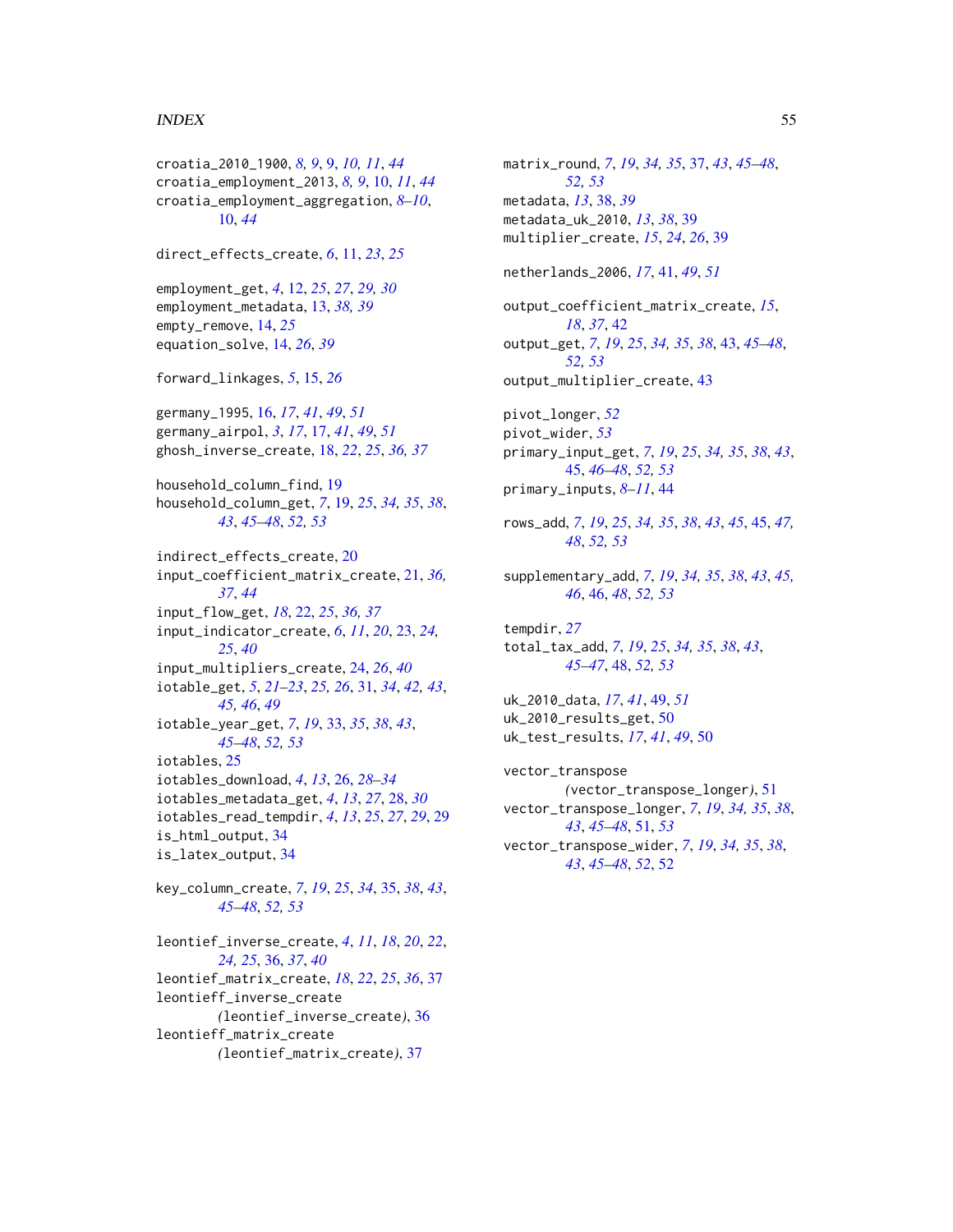croatia_2010_1900, *8, 9*, 9, *10, 11*, *44*
croatia_employment_2013, *8, 9*, 10, *11*, *44*
croatia_employment_aggregation, *8–10*, 10, *44*

direct_effects_create, *6*, 11, *23*, *25*

employment_get, *4*, 12, *25*, *27*, *29, 30*
employment_metadata, 13, *38, 39*
empty_remove, 14, *25*
equation_solve, 14, *26*, *39*

forward_linkages, *5*, 15, *26*

germany_1995, 16, *17*, *41*, *49*, *51*
germany_airpol, *3*, *17*, 17, *41*, *49*, *51*
ghosh_inverse_create, 18, *22*, *25*, *36, 37*

household_column_find, 19
household_column_get, *7*, 19, *25*, *34, 35*, *38*, *43*, *45–48*, *52, 53*

indirect_effects_create, 20
input_coefficient_matrix_create, 21, *36, 37*, *44*
input_flow_get, *18*, 22, *25*, *36, 37*
input_indicator_create, *6*, *11*, *20*, 23, *24, 25*, *40*
input_multipliers_create, 24, *26*, *40*
iotable_get, *5*, *21–23*, *25, 26*, 31, *34*, *42, 43*, *45, 46*, *49*
iotable_year_get, *7*, *19*, 33, *35*, *38*, *43*, *45–48*, *52, 53*
iotables, 25
iotables_download, *4*, *13*, 26, *28–34*
iotables_metadata_get, *4*, *13*, *27*, 28, *30*
iotables_read_tempdir, *4*, *13*, *25*, *27*, *29*, 29
is_html_output, 34
is_latex_output, 34

key_column_create, *7*, *19*, *25*, *34*, 35, *38*, *43*, *45–48*, *52, 53*

leontief_inverse_create, *4*, *11*, *18*, *20*, *22*, *24, 25*, 36, *37*, *40*
leontief_matrix_create, *18*, *22*, *25*, *36*, 37
leontieff_inverse_create (leontief_inverse_create), 36
leontieff_matrix_create (leontief_matrix_create), 37

matrix_round, *7*, *19*, *34, 35*, 37, *43*, *45–48*, *52, 53*
metadata, *13*, 38, *39*
metadata_uk_2010, *13*, *38*, 39
multiplier_create, *15*, *24*, *26*, 39

netherlands_2006, *17*, 41, *49*, *51*

output_coefficient_matrix_create, *15*, *18*, *37*, 42
output_get, *7*, *19*, *25*, *34, 35*, *38*, 43, *45–48*, *52, 53*
output_multiplier_create, 43

pivot_longer, *52*
pivot_wider, *53*
primary_input_get, *7*, *19*, *25*, *34, 35*, *38*, *43*, 45, *46–48*, *52, 53*
primary_inputs, *8–11*, 44

rows_add, *7*, *19*, *25*, *34, 35*, *38*, *43*, *45*, 45, *47, 48*, *52, 53*

supplementary_add, *7*, *19*, *34, 35*, *38*, *43*, *45, 46*, 46, *48*, *52, 53*

tempdir, *27*
total_tax_add, *7*, *19*, *25*, *34, 35*, *38*, *43*, *45–47*, 48, *52, 53*

uk_2010_data, *17*, *41*, 49, *51*
uk_2010_results_get, 50
uk_test_results, *17*, *41*, *49*, 50

vector_transpose (vector_transpose_longer), 51
vector_transpose_longer, *7*, *19*, *34, 35*, *38*, *43*, *45–48*, 51, *53*
vector_transpose_wider, *7*, *19*, *34, 35*, *38*, *43*, *45–48*, *52*, 52